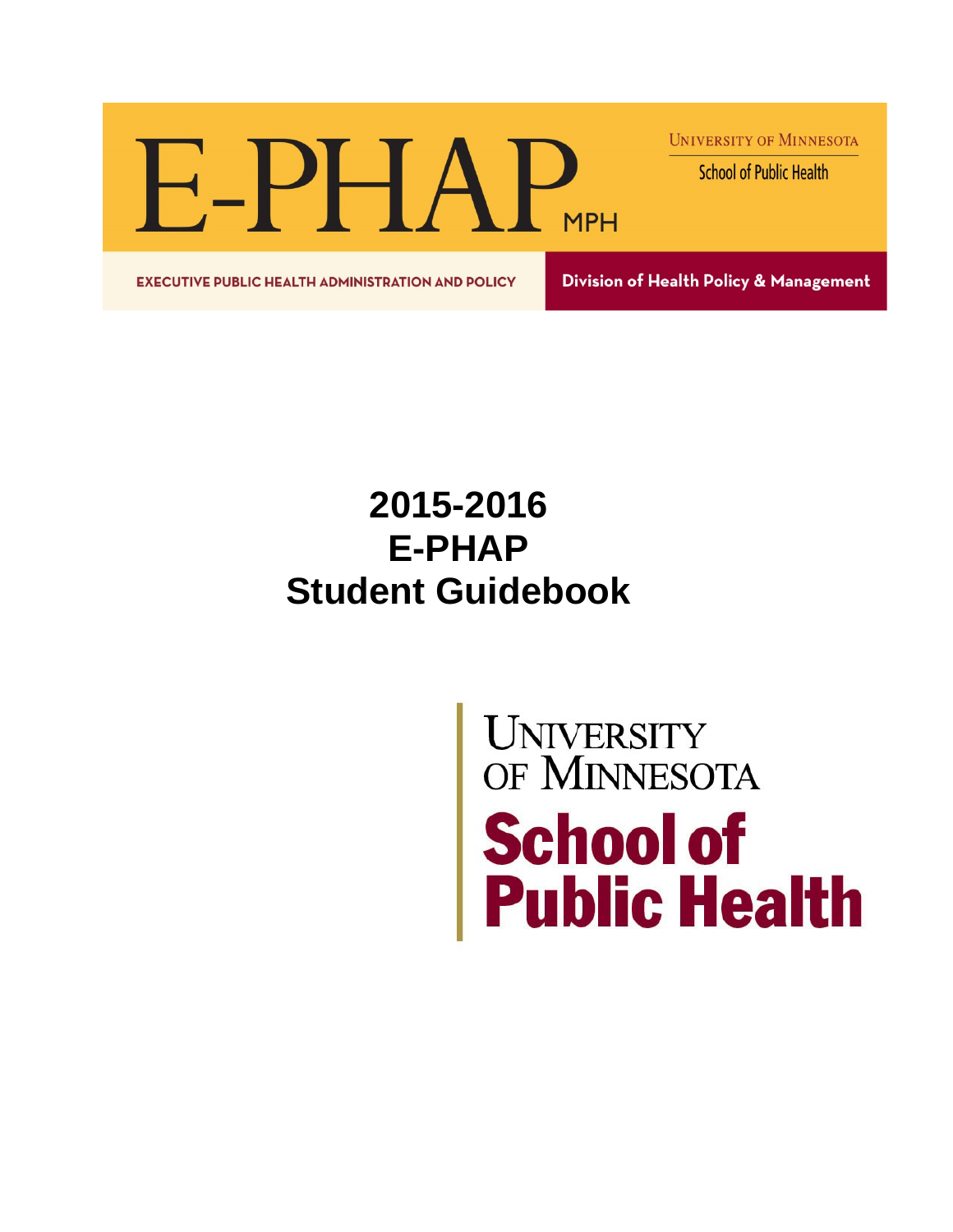E-PHAP MPH

UNIVERSITY OF MINNESOTA
School of Public Health

EXECUTIVE PUBLIC HEALTH ADMINISTRATION AND POLICY

Division of Health Policy & Management

# 2015-2016
# E-PHAP
# Student Guidebook

UNIVERSITY OF MINNESOTA
School of Public Health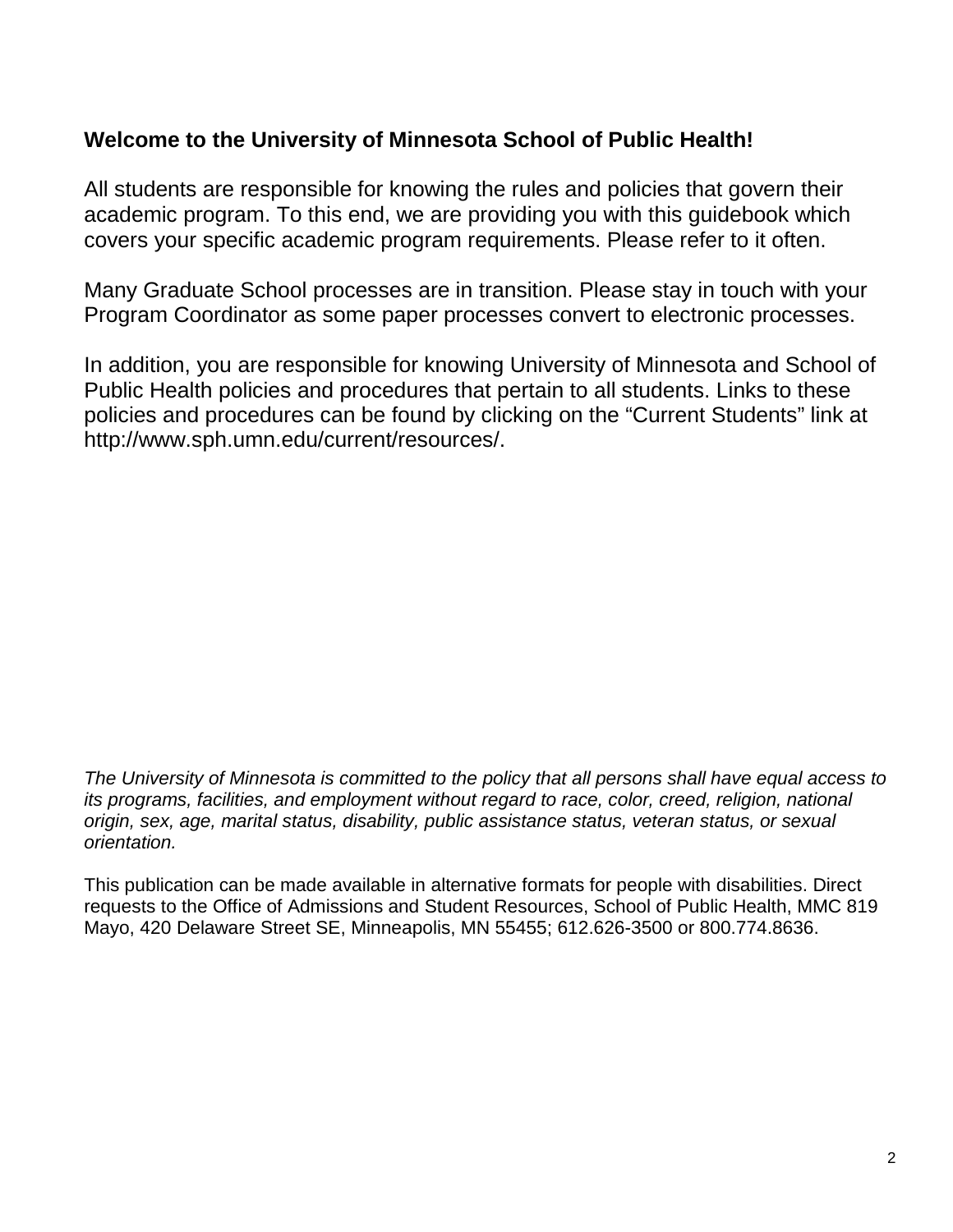**Welcome to the University of Minnesota School of Public Health!**

All students are responsible for knowing the rules and policies that govern their academic program. To this end, we are providing you with this guidebook which covers your specific academic program requirements. Please refer to it often.

Many Graduate School processes are in transition. Please stay in touch with your Program Coordinator as some paper processes convert to electronic processes.

In addition, you are responsible for knowing University of Minnesota and School of Public Health policies and procedures that pertain to all students. Links to these policies and procedures can be found by clicking on the "Current Students" link at http://www.sph.umn.edu/current/resources/.

*The University of Minnesota is committed to the policy that all persons shall have equal access to its programs, facilities, and employment without regard to race, color, creed, religion, national origin, sex, age, marital status, disability, public assistance status, veteran status, or sexual orientation.*

This publication can be made available in alternative formats for people with disabilities. Direct requests to the Office of Admissions and Student Resources, School of Public Health, MMC 819 Mayo, 420 Delaware Street SE, Minneapolis, MN 55455; 612.626-3500 or 800.774.8636.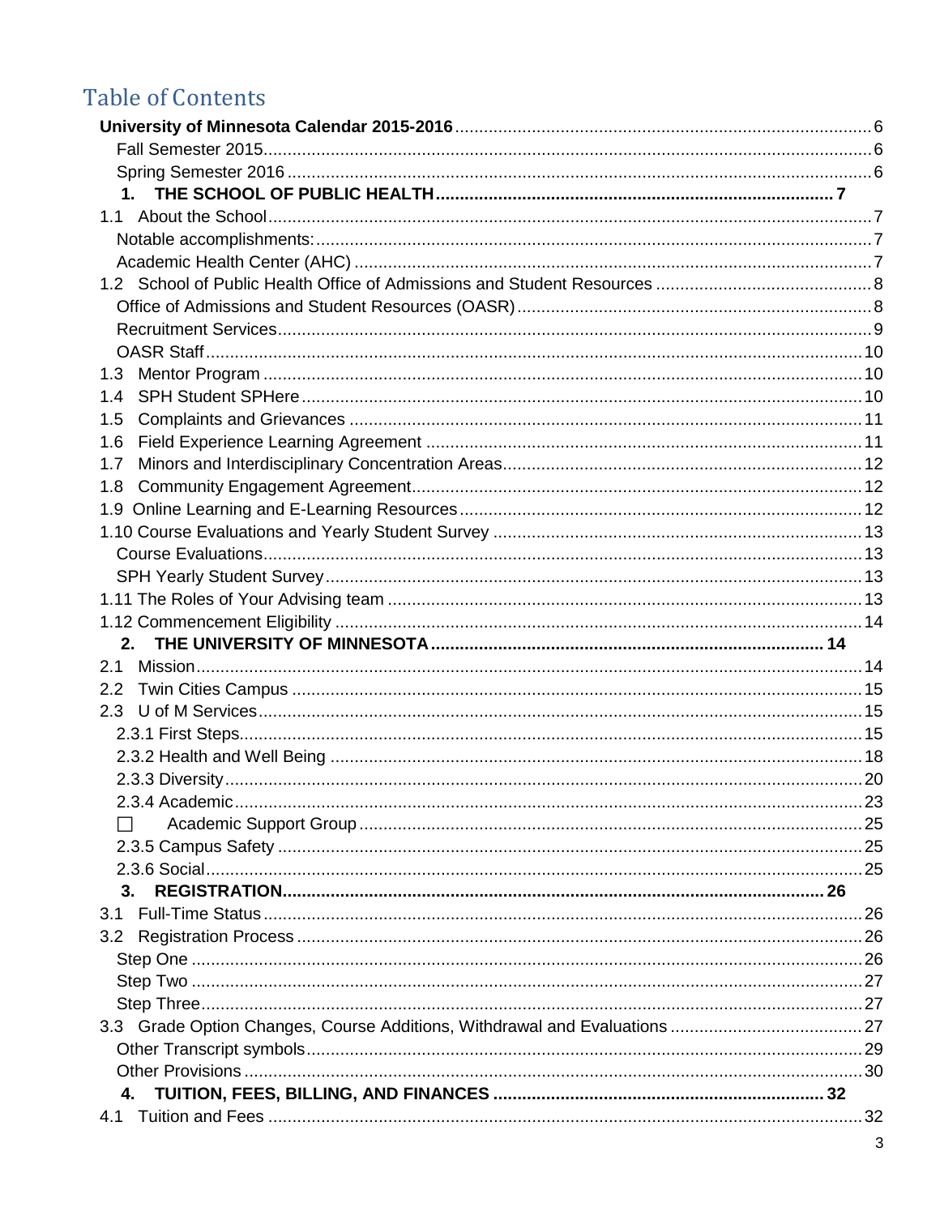# Table of Contents

**University of Minnesota Calendar 2015-2016** ..... 6

Fall Semester 2015 ..... 6

Spring Semester 2016 ..... 6

**1. THE SCHOOL OF PUBLIC HEALTH** ..... 7

1.1 About the School ..... 7

Notable accomplishments: ..... 7

Academic Health Center (AHC) ..... 7

1.2 School of Public Health Office of Admissions and Student Resources ..... 8

Office of Admissions and Student Resources (OASR) ..... 8

Recruitment Services ..... 9

OASR Staff ..... 10

1.3 Mentor Program ..... 10

1.4 SPH Student SPHere ..... 10

1.5 Complaints and Grievances ..... 11

1.6 Field Experience Learning Agreement ..... 11

1.7 Minors and Interdisciplinary Concentration Areas ..... 12

1.8 Community Engagement Agreement ..... 12

1.9 Online Learning and E-Learning Resources ..... 12

1.10 Course Evaluations and Yearly Student Survey ..... 13

Course Evaluations ..... 13

SPH Yearly Student Survey ..... 13

1.11 The Roles of Your Advising team ..... 13

1.12 Commencement Eligibility ..... 14

**2. THE UNIVERSITY OF MINNESOTA** ..... 14

2.1 Mission ..... 14

2.2 Twin Cities Campus ..... 15

2.3 U of M Services ..... 15

2.3.1 First Steps ..... 15

2.3.2 Health and Well Being ..... 18

2.3.3 Diversity ..... 20

2.3.4 Academic ..... 23

☐ Academic Support Group ..... 25

2.3.5 Campus Safety ..... 25

2.3.6 Social ..... 25

**3. REGISTRATION** ..... 26

3.1 Full-Time Status ..... 26

3.2 Registration Process ..... 26

Step One ..... 26

Step Two ..... 27

Step Three ..... 27

3.3 Grade Option Changes, Course Additions, Withdrawal and Evaluations ..... 27

Other Transcript symbols ..... 29

Other Provisions ..... 30

**4. TUITION, FEES, BILLING, AND FINANCES** ..... 32

4.1 Tuition and Fees ..... 32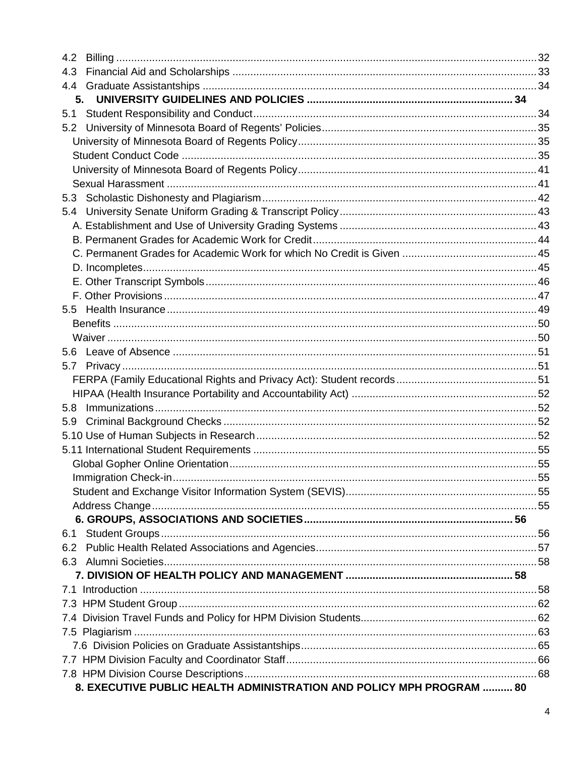4.2 Billing ........................................................................................................................................ 32
4.3 Financial Aid and Scholarships .................................................................................................... 33
4.4 Graduate Assistantships ............................................................................................................. 34

**5. UNIVERSITY GUIDELINES AND POLICIES .................................................................... 34**

5.1 Student Responsibility and Conduct ............................................................................................ 34
5.2 University of Minnesota Board of Regents' Policies ...................................................................... 35
 University of Minnesota Board of Regents Policy .............................................................................. 35
 Student Conduct Code ..................................................................................................................... 35
 University of Minnesota Board of Regents Policy .............................................................................. 41
 Sexual Harassment .......................................................................................................................... 41
5.3 Scholastic Dishonesty and Plagiarism .......................................................................................... 42
5.4 University Senate Uniform Grading & Transcript Policy ................................................................ 43
 A. Establishment and Use of University Grading Systems ................................................................ 43
 B. Permanent Grades for Academic Work for Credit ......................................................................... 44
 C. Permanent Grades for Academic Work for which No Credit is Given ............................................ 45
 D. Incompletes .................................................................................................................................. 45
 E. Other Transcript Symbols ............................................................................................................. 46
 F. Other Provisions ........................................................................................................................... 47
5.5 Health Insurance .......................................................................................................................... 49
 Benefits ............................................................................................................................................ 50
 Waiver .............................................................................................................................................. 50
5.6 Leave of Absence ........................................................................................................................ 51
5.7 Privacy ......................................................................................................................................... 51
 FERPA (Family Educational Rights and Privacy Act): Student records .............................................. 51
 HIPAA (Health Insurance Portability and Accountability Act) ............................................................. 52
5.8 Immunizations .............................................................................................................................. 52
5.9 Criminal Background Checks ....................................................................................................... 52
5.10 Use of Human Subjects in Research ........................................................................................... 52
5.11 International Student Requirements ............................................................................................ 55
 Global Gopher Online Orientation ..................................................................................................... 55
 Immigration Check-in ........................................................................................................................ 55
 Student and Exchange Visitor Information System (SEVIS) ............................................................... 55
 Address Change ............................................................................................................................... 55

**6. GROUPS, ASSOCIATIONS AND SOCIETIES ..................................................................... 56**

6.1 Student Groups ............................................................................................................................ 56
6.2 Public Health Related Associations and Agencies ......................................................................... 57
6.3 Alumni Societies ........................................................................................................................... 58

**7. DIVISION OF HEALTH POLICY AND MANAGEMENT ........................................................ 58**

7.1 Introduction ................................................................................................................................... 58
7.3 HPM Student Group ...................................................................................................................... 62
7.4 Division Travel Funds and Policy for HPM Division Students .......................................................... 62
7.5 Plagiarism ..................................................................................................................................... 63
 7.6 Division Policies on Graduate Assistantships ............................................................................... 65
7.7 HPM Division Faculty and Coordinator Staff ................................................................................... 66
7.8 HPM Division Course Descriptions ................................................................................................ 68

**8. EXECUTIVE PUBLIC HEALTH ADMINISTRATION AND POLICY MPH PROGRAM .......... 80**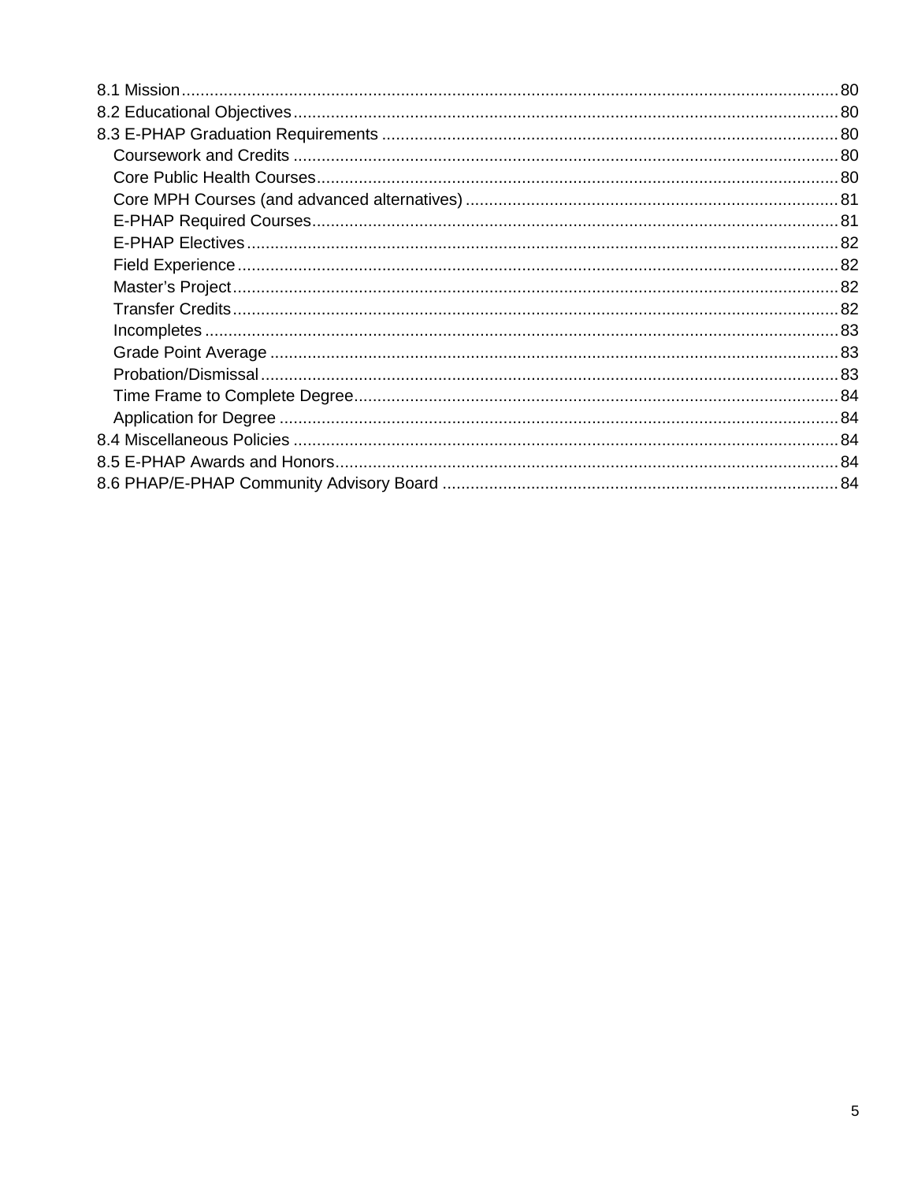8.1 Mission ............ 80
8.2 Educational Objectives ............ 80
8.3 E-PHAP Graduation Requirements ............ 80
- Coursework and Credits ............ 80
- Core Public Health Courses ............ 80
- Core MPH Courses (and advanced alternatives) ............ 81
- E-PHAP Required Courses ............ 81
- E-PHAP Electives ............ 82
- Field Experience ............ 82
- Master's Project ............ 82
- Transfer Credits ............ 82
- Incompletes ............ 83
- Grade Point Average ............ 83
- Probation/Dismissal ............ 83
- Time Frame to Complete Degree ............ 84
- Application for Degree ............ 84

8.4 Miscellaneous Policies ............ 84
8.5 E-PHAP Awards and Honors ............ 84
8.6 PHAP/E-PHAP Community Advisory Board ............ 84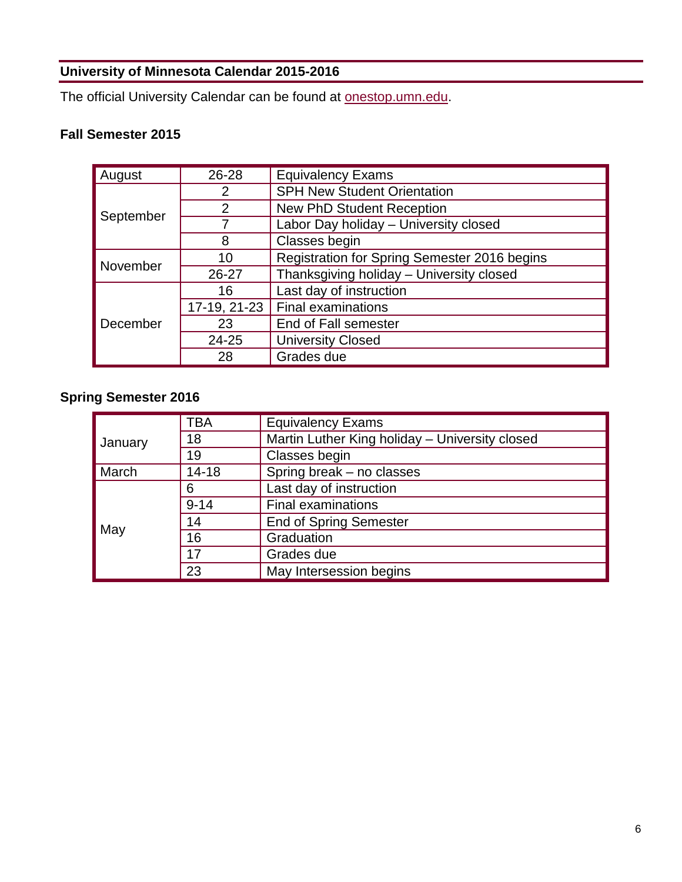## University of Minnesota Calendar 2015-2016

The official University Calendar can be found at onestop.umn.edu.

### Fall Semester 2015

| | | |
|---|---|---|
| August | 26-28 | Equivalency Exams |
| September | 2 | SPH New Student Orientation |
| | 2 | New PhD Student Reception |
| | 7 | Labor Day holiday – University closed |
| | 8 | Classes begin |
| November | 10 | Registration for Spring Semester 2016 begins |
| | 26-27 | Thanksgiving holiday – University closed |
| December | 16 | Last day of instruction |
| | 17-19, 21-23 | Final examinations |
| | 23 | End of Fall semester |
| | 24-25 | University Closed |
| | 28 | Grades due |

### Spring Semester 2016

| | | |
|---|---|---|
| January | TBA | Equivalency Exams |
| | 18 | Martin Luther King holiday – University closed |
| | 19 | Classes begin |
| March | 14-18 | Spring break – no classes |
| May | 6 | Last day of instruction |
| | 9-14 | Final examinations |
| | 14 | End of Spring Semester |
| | 16 | Graduation |
| | 17 | Grades due |
| | 23 | May Intersession begins |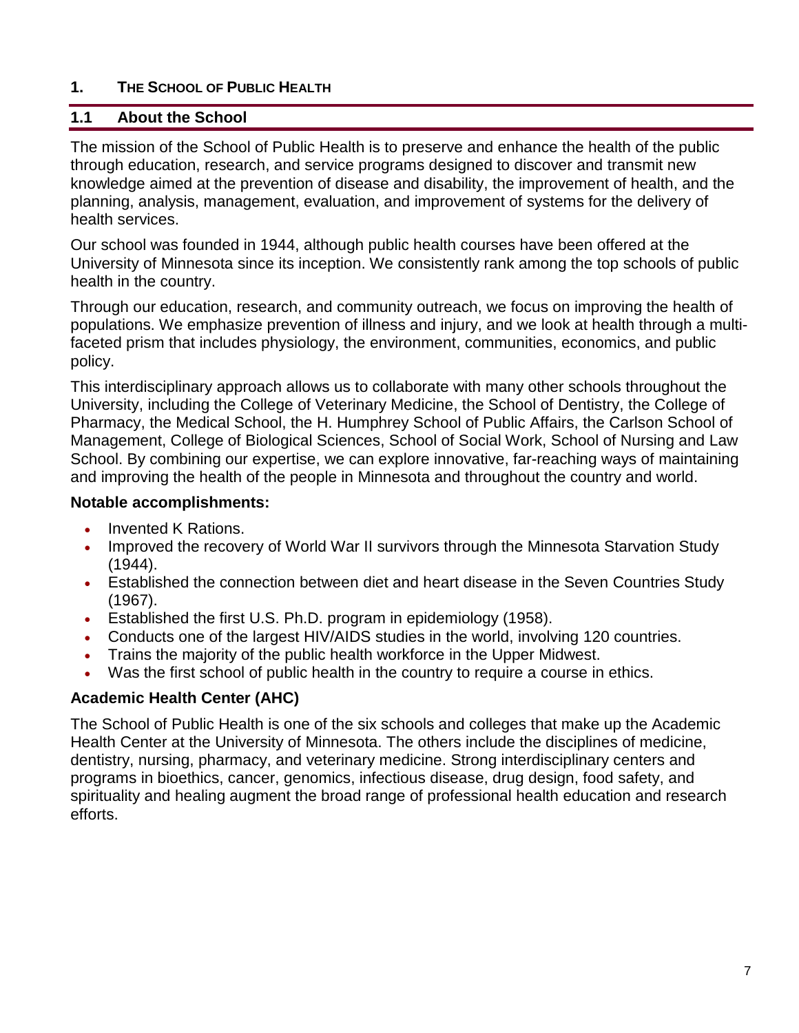# 1. THE SCHOOL OF PUBLIC HEALTH

## 1.1 About the School

The mission of the School of Public Health is to preserve and enhance the health of the public through education, research, and service programs designed to discover and transmit new knowledge aimed at the prevention of disease and disability, the improvement of health, and the planning, analysis, management, evaluation, and improvement of systems for the delivery of health services.

Our school was founded in 1944, although public health courses have been offered at the University of Minnesota since its inception. We consistently rank among the top schools of public health in the country.

Through our education, research, and community outreach, we focus on improving the health of populations. We emphasize prevention of illness and injury, and we look at health through a multi-faceted prism that includes physiology, the environment, communities, economics, and public policy.

This interdisciplinary approach allows us to collaborate with many other schools throughout the University, including the College of Veterinary Medicine, the School of Dentistry, the College of Pharmacy, the Medical School, the H. Humphrey School of Public Affairs, the Carlson School of Management, College of Biological Sciences, School of Social Work, School of Nursing and Law School. By combining our expertise, we can explore innovative, far-reaching ways of maintaining and improving the health of the people in Minnesota and throughout the country and world.

**Notable accomplishments:**

- Invented K Rations.
- Improved the recovery of World War II survivors through the Minnesota Starvation Study (1944).
- Established the connection between diet and heart disease in the Seven Countries Study (1967).
- Established the first U.S. Ph.D. program in epidemiology (1958).
- Conducts one of the largest HIV/AIDS studies in the world, involving 120 countries.
- Trains the majority of the public health workforce in the Upper Midwest.
- Was the first school of public health in the country to require a course in ethics.

### Academic Health Center (AHC)

The School of Public Health is one of the six schools and colleges that make up the Academic Health Center at the University of Minnesota. The others include the disciplines of medicine, dentistry, nursing, pharmacy, and veterinary medicine. Strong interdisciplinary centers and programs in bioethics, cancer, genomics, infectious disease, drug design, food safety, and spirituality and healing augment the broad range of professional health education and research efforts.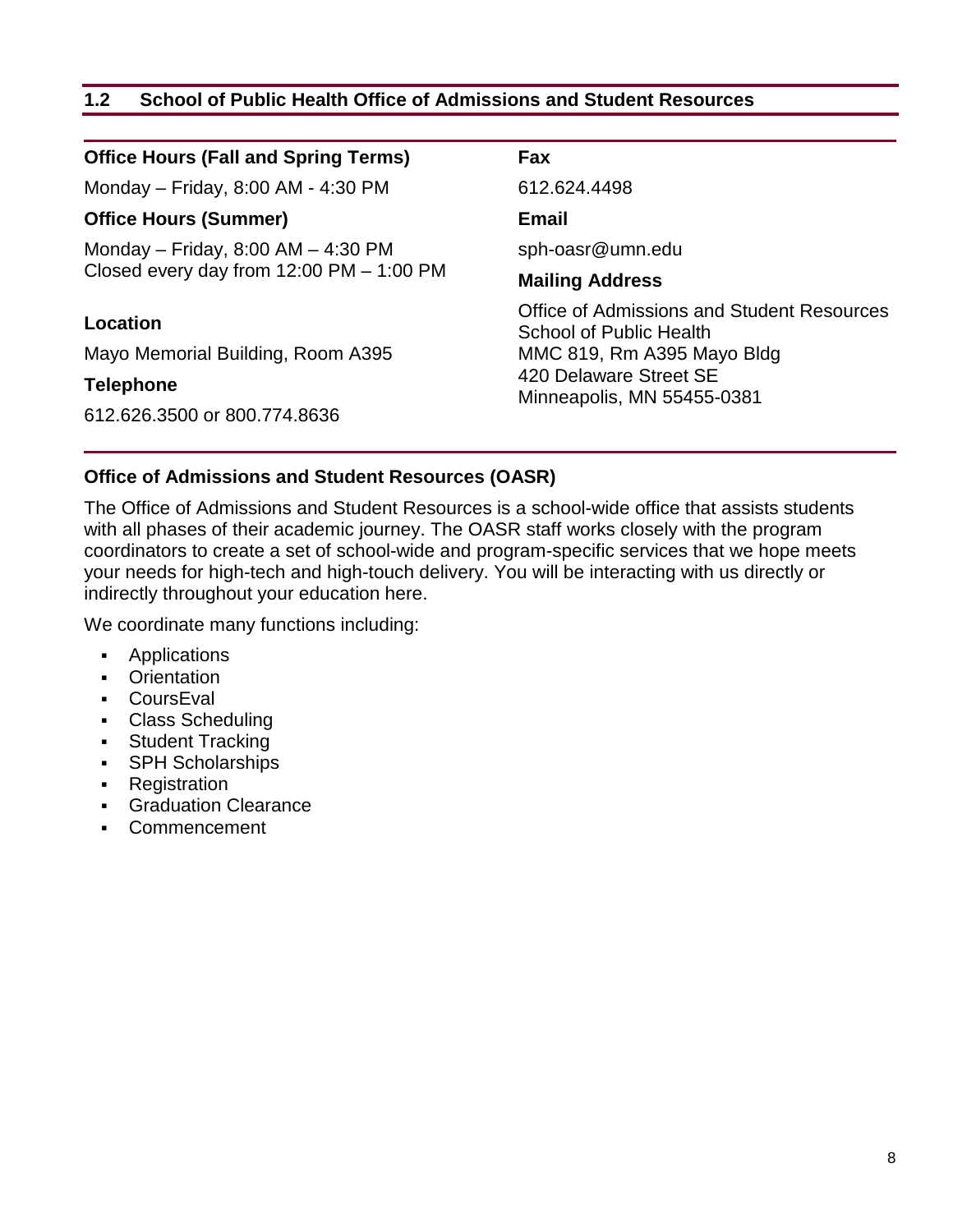## 1.2 School of Public Health Office of Admissions and Student Resources

**Office Hours (Fall and Spring Terms)**

Monday – Friday, 8:00 AM - 4:30 PM

**Office Hours (Summer)**

Monday – Friday, 8:00 AM – 4:30 PM
Closed every day from 12:00 PM – 1:00 PM

**Location**

Mayo Memorial Building, Room A395

**Telephone**

612.626.3500 or 800.774.8636

**Fax**

612.624.4498

**Email**

sph-oasr@umn.edu

**Mailing Address**

Office of Admissions and Student Resources
School of Public Health
MMC 819, Rm A395 Mayo Bldg
420 Delaware Street SE
Minneapolis, MN 55455-0381

### Office of Admissions and Student Resources (OASR)

The Office of Admissions and Student Resources is a school-wide office that assists students with all phases of their academic journey. The OASR staff works closely with the program coordinators to create a set of school-wide and program-specific services that we hope meets your needs for high-tech and high-touch delivery. You will be interacting with us directly or indirectly throughout your education here.

We coordinate many functions including:

- Applications
- Orientation
- CoursEval
- Class Scheduling
- Student Tracking
- SPH Scholarships
- Registration
- Graduation Clearance
- Commencement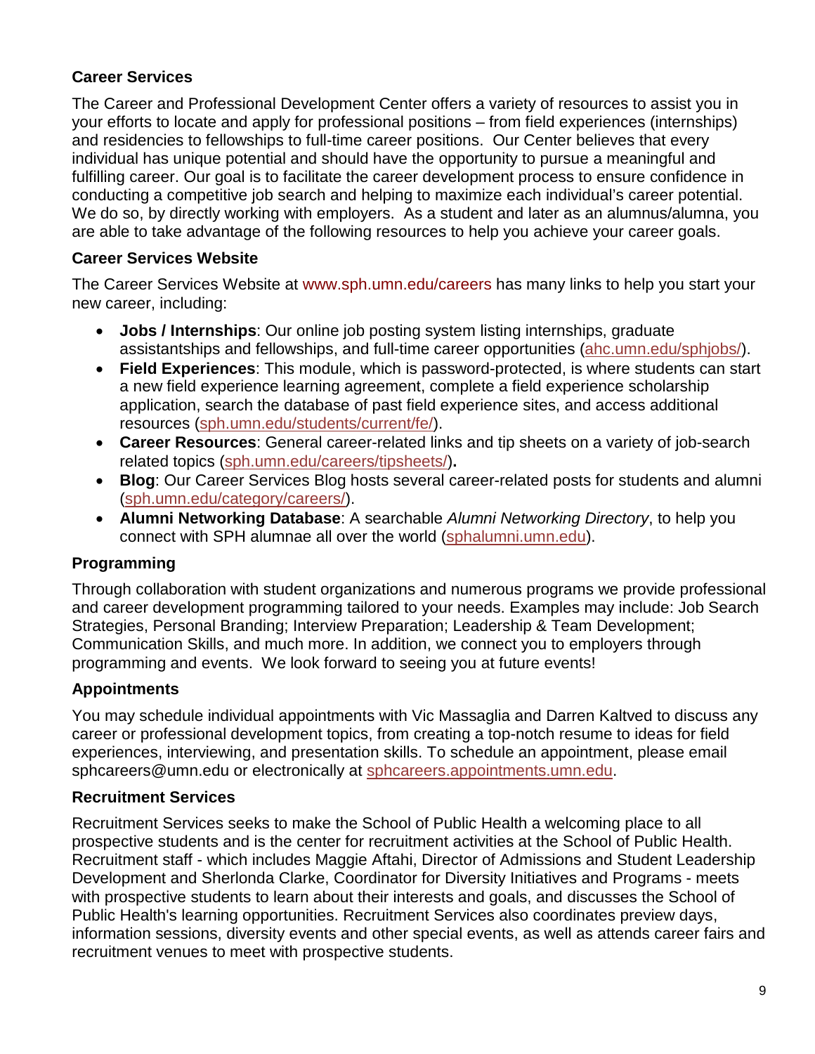## Career Services

The Career and Professional Development Center offers a variety of resources to assist you in your efforts to locate and apply for professional positions – from field experiences (internships) and residencies to fellowships to full-time career positions. Our Center believes that every individual has unique potential and should have the opportunity to pursue a meaningful and fulfilling career. Our goal is to facilitate the career development process to ensure confidence in conducting a competitive job search and helping to maximize each individual's career potential. We do so, by directly working with employers. As a student and later as an alumnus/alumna, you are able to take advantage of the following resources to help you achieve your career goals.

### Career Services Website

The Career Services Website at www.sph.umn.edu/careers has many links to help you start your new career, including:

- **Jobs / Internships**: Our online job posting system listing internships, graduate assistantships and fellowships, and full-time career opportunities (ahc.umn.edu/sphjobs/).
- **Field Experiences**: This module, which is password-protected, is where students can start a new field experience learning agreement, complete a field experience scholarship application, search the database of past field experience sites, and access additional resources (sph.umn.edu/students/current/fe/).
- **Career Resources**: General career-related links and tip sheets on a variety of job-search related topics (sph.umn.edu/careers/tipsheets/).
- **Blog**: Our Career Services Blog hosts several career-related posts for students and alumni (sph.umn.edu/category/careers/).
- **Alumni Networking Database**: A searchable *Alumni Networking Directory*, to help you connect with SPH alumnae all over the world (sphalumni.umn.edu).

### Programming

Through collaboration with student organizations and numerous programs we provide professional and career development programming tailored to your needs. Examples may include: Job Search Strategies, Personal Branding; Interview Preparation; Leadership & Team Development; Communication Skills, and much more. In addition, we connect you to employers through programming and events. We look forward to seeing you at future events!

### Appointments

You may schedule individual appointments with Vic Massaglia and Darren Kaltved to discuss any career or professional development topics, from creating a top-notch resume to ideas for field experiences, interviewing, and presentation skills. To schedule an appointment, please email sphcareers@umn.edu or electronically at sphcareers.appointments.umn.edu.

### Recruitment Services

Recruitment Services seeks to make the School of Public Health a welcoming place to all prospective students and is the center for recruitment activities at the School of Public Health. Recruitment staff - which includes Maggie Aftahi, Director of Admissions and Student Leadership Development and Sherlonda Clarke, Coordinator for Diversity Initiatives and Programs - meets with prospective students to learn about their interests and goals, and discusses the School of Public Health's learning opportunities. Recruitment Services also coordinates preview days, information sessions, diversity events and other special events, as well as attends career fairs and recruitment venues to meet with prospective students.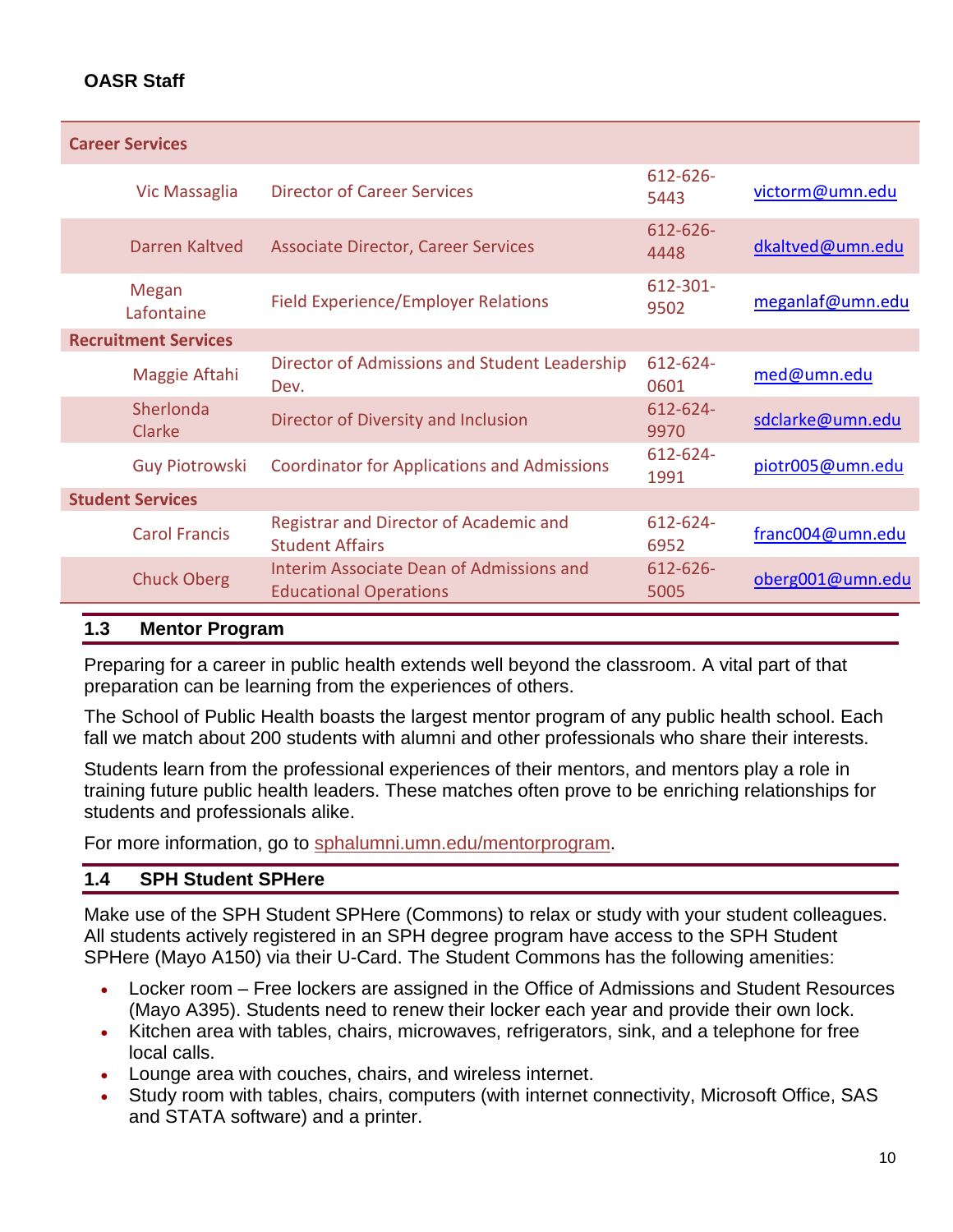**OASR Staff**

| | | | |
|---|---|---|---|
| **Career Services** | | | |
| Vic Massaglia | Director of Career Services | 612-626-5443 | victorm@umn.edu |
| Darren Kaltved | Associate Director, Career Services | 612-626-4448 | dkaltved@umn.edu |
| Megan Lafontaine | Field Experience/Employer Relations | 612-301-9502 | meganlaf@umn.edu |
| **Recruitment Services** | | | |
| Maggie Aftahi | Director of Admissions and Student Leadership Dev. | 612-624-0601 | med@umn.edu |
| Sherlonda Clarke | Director of Diversity and Inclusion | 612-624-9970 | sdclarke@umn.edu |
| Guy Piotrowski | Coordinator for Applications and Admissions | 612-624-1991 | piotr005@umn.edu |
| **Student Services** | | | |
| Carol Francis | Registrar and Director of Academic and Student Affairs | 612-624-6952 | franc004@umn.edu |
| Chuck Oberg | Interim Associate Dean of Admissions and Educational Operations | 612-626-5005 | oberg001@umn.edu |

## 1.3 Mentor Program

Preparing for a career in public health extends well beyond the classroom. A vital part of that preparation can be learning from the experiences of others.

The School of Public Health boasts the largest mentor program of any public health school. Each fall we match about 200 students with alumni and other professionals who share their interests.

Students learn from the professional experiences of their mentors, and mentors play a role in training future public health leaders. These matches often prove to be enriching relationships for students and professionals alike.

For more information, go to sphalumni.umn.edu/mentorprogram.

## 1.4 SPH Student SPHere

Make use of the SPH Student SPHere (Commons) to relax or study with your student colleagues. All students actively registered in an SPH degree program have access to the SPH Student SPHere (Mayo A150) via their U-Card. The Student Commons has the following amenities:

- Locker room – Free lockers are assigned in the Office of Admissions and Student Resources (Mayo A395). Students need to renew their locker each year and provide their own lock.
- Kitchen area with tables, chairs, microwaves, refrigerators, sink, and a telephone for free local calls.
- Lounge area with couches, chairs, and wireless internet.
- Study room with tables, chairs, computers (with internet connectivity, Microsoft Office, SAS and STATA software) and a printer.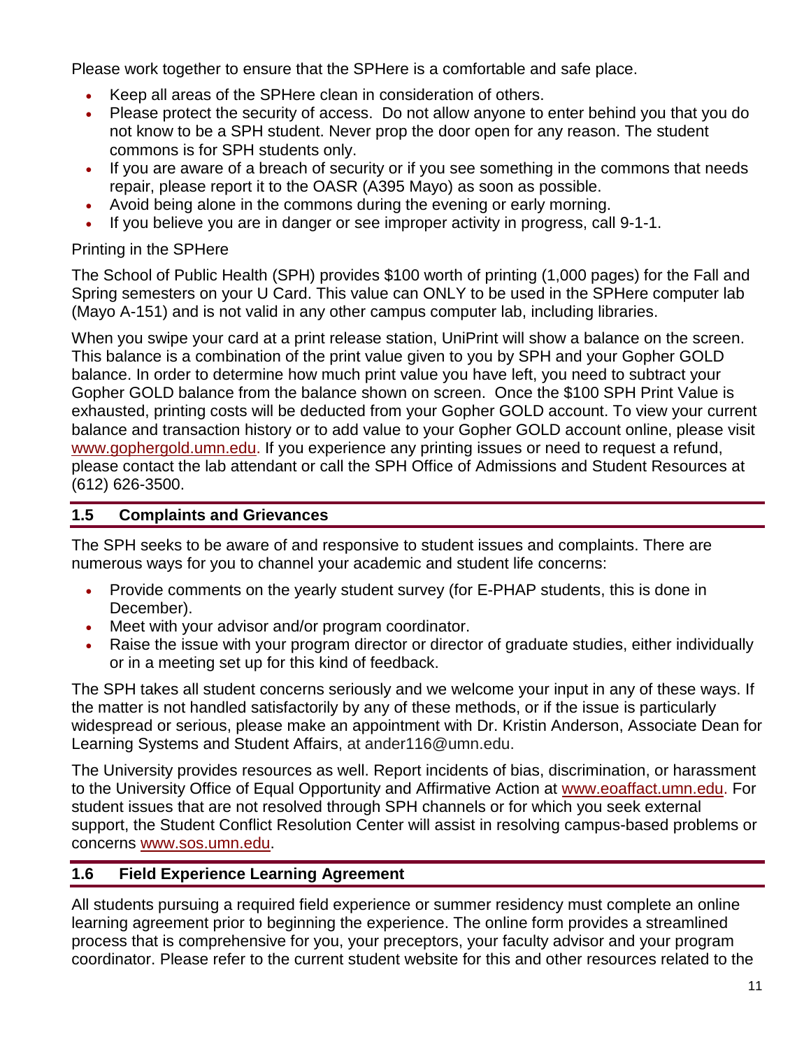Please work together to ensure that the SPHere is a comfortable and safe place.

- Keep all areas of the SPHere clean in consideration of others.
- Please protect the security of access. Do not allow anyone to enter behind you that you do not know to be a SPH student. Never prop the door open for any reason. The student commons is for SPH students only.
- If you are aware of a breach of security or if you see something in the commons that needs repair, please report it to the OASR (A395 Mayo) as soon as possible.
- Avoid being alone in the commons during the evening or early morning.
- If you believe you are in danger or see improper activity in progress, call 9-1-1.

Printing in the SPHere

The School of Public Health (SPH) provides $100 worth of printing (1,000 pages) for the Fall and Spring semesters on your U Card. This value can ONLY to be used in the SPHere computer lab (Mayo A-151) and is not valid in any other campus computer lab, including libraries.

When you swipe your card at a print release station, UniPrint will show a balance on the screen. This balance is a combination of the print value given to you by SPH and your Gopher GOLD balance. In order to determine how much print value you have left, you need to subtract your Gopher GOLD balance from the balance shown on screen. Once the $100 SPH Print Value is exhausted, printing costs will be deducted from your Gopher GOLD account. To view your current balance and transaction history or to add value to your Gopher GOLD account online, please visit www.gophergold.umn.edu. If you experience any printing issues or need to request a refund, please contact the lab attendant or call the SPH Office of Admissions and Student Resources at (612) 626-3500.

## 1.5 Complaints and Grievances

The SPH seeks to be aware of and responsive to student issues and complaints. There are numerous ways for you to channel your academic and student life concerns:

- Provide comments on the yearly student survey (for E-PHAP students, this is done in December).
- Meet with your advisor and/or program coordinator.
- Raise the issue with your program director or director of graduate studies, either individually or in a meeting set up for this kind of feedback.

The SPH takes all student concerns seriously and we welcome your input in any of these ways. If the matter is not handled satisfactorily by any of these methods, or if the issue is particularly widespread or serious, please make an appointment with Dr. Kristin Anderson, Associate Dean for Learning Systems and Student Affairs, at ander116@umn.edu.

The University provides resources as well. Report incidents of bias, discrimination, or harassment to the University Office of Equal Opportunity and Affirmative Action at www.eoaffact.umn.edu. For student issues that are not resolved through SPH channels or for which you seek external support, the Student Conflict Resolution Center will assist in resolving campus-based problems or concerns www.sos.umn.edu.

## 1.6 Field Experience Learning Agreement

All students pursuing a required field experience or summer residency must complete an online learning agreement prior to beginning the experience. The online form provides a streamlined process that is comprehensive for you, your preceptors, your faculty advisor and your program coordinator. Please refer to the current student website for this and other resources related to the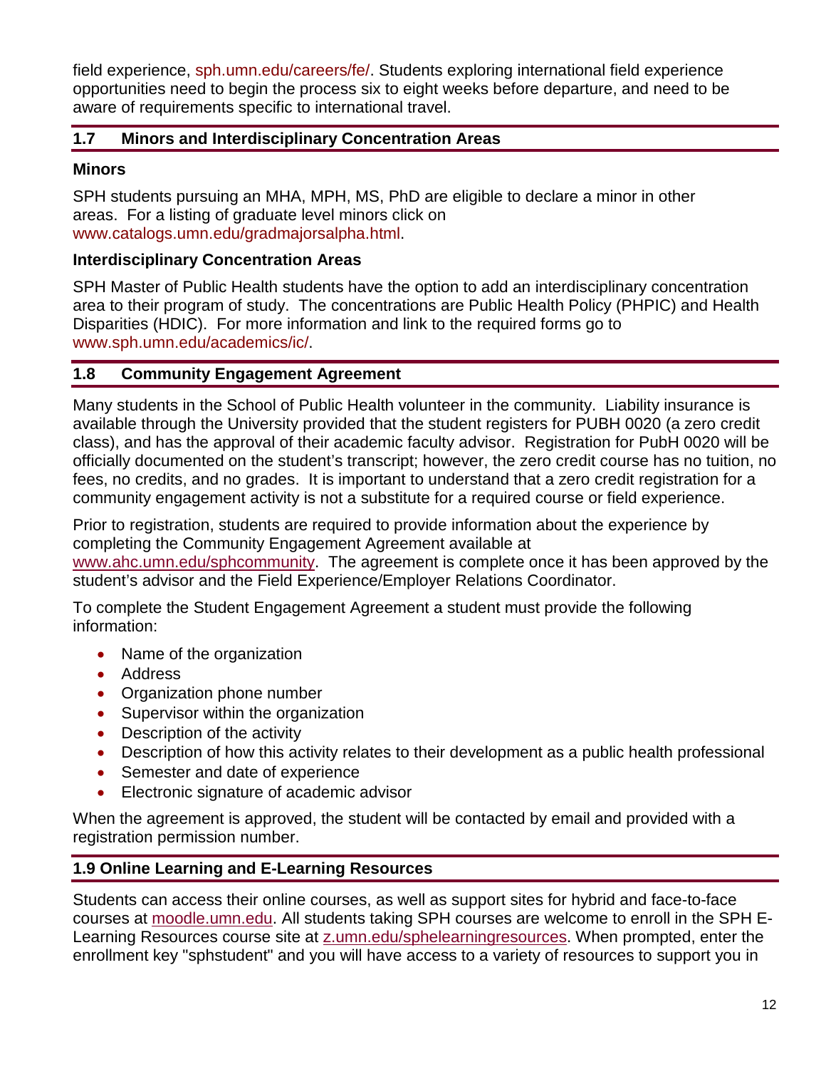field experience, sph.umn.edu/careers/fe/. Students exploring international field experience opportunities need to begin the process six to eight weeks before departure, and need to be aware of requirements specific to international travel.

## 1.7 Minors and Interdisciplinary Concentration Areas

### Minors

SPH students pursuing an MHA, MPH, MS, PhD are eligible to declare a minor in other areas. For a listing of graduate level minors click on www.catalogs.umn.edu/gradmajorsalpha.html.

### Interdisciplinary Concentration Areas

SPH Master of Public Health students have the option to add an interdisciplinary concentration area to their program of study. The concentrations are Public Health Policy (PHPIC) and Health Disparities (HDIC). For more information and link to the required forms go to www.sph.umn.edu/academics/ic/.

## 1.8 Community Engagement Agreement

Many students in the School of Public Health volunteer in the community. Liability insurance is available through the University provided that the student registers for PUBH 0020 (a zero credit class), and has the approval of their academic faculty advisor. Registration for PubH 0020 will be officially documented on the student's transcript; however, the zero credit course has no tuition, no fees, no credits, and no grades. It is important to understand that a zero credit registration for a community engagement activity is not a substitute for a required course or field experience.

Prior to registration, students are required to provide information about the experience by completing the Community Engagement Agreement available at www.ahc.umn.edu/sphcommunity. The agreement is complete once it has been approved by the student's advisor and the Field Experience/Employer Relations Coordinator.

To complete the Student Engagement Agreement a student must provide the following information:

- Name of the organization
- Address
- Organization phone number
- Supervisor within the organization
- Description of the activity
- Description of how this activity relates to their development as a public health professional
- Semester and date of experience
- Electronic signature of academic advisor

When the agreement is approved, the student will be contacted by email and provided with a registration permission number.

## 1.9 Online Learning and E-Learning Resources

Students can access their online courses, as well as support sites for hybrid and face-to-face courses at moodle.umn.edu. All students taking SPH courses are welcome to enroll in the SPH E-Learning Resources course site at z.umn.edu/sphelearningresources. When prompted, enter the enrollment key "sphstudent" and you will have access to a variety of resources to support you in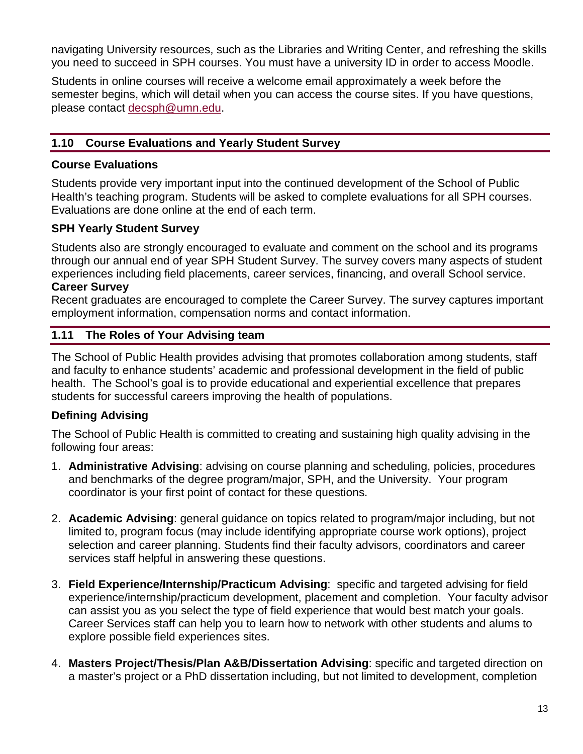navigating University resources, such as the Libraries and Writing Center, and refreshing the skills you need to succeed in SPH courses. You must have a university ID in order to access Moodle.

Students in online courses will receive a welcome email approximately a week before the semester begins, which will detail when you can access the course sites. If you have questions, please contact decsph@umn.edu.

## 1.10 Course Evaluations and Yearly Student Survey

### Course Evaluations

Students provide very important input into the continued development of the School of Public Health's teaching program. Students will be asked to complete evaluations for all SPH courses. Evaluations are done online at the end of each term.

### SPH Yearly Student Survey

Students also are strongly encouraged to evaluate and comment on the school and its programs through our annual end of year SPH Student Survey. The survey covers many aspects of student experiences including field placements, career services, financing, and overall School service.

### Career Survey

Recent graduates are encouraged to complete the Career Survey. The survey captures important employment information, compensation norms and contact information.

## 1.11 The Roles of Your Advising team

The School of Public Health provides advising that promotes collaboration among students, staff and faculty to enhance students' academic and professional development in the field of public health. The School's goal is to provide educational and experiential excellence that prepares students for successful careers improving the health of populations.

### Defining Advising

The School of Public Health is committed to creating and sustaining high quality advising in the following four areas:

1. **Administrative Advising**: advising on course planning and scheduling, policies, procedures and benchmarks of the degree program/major, SPH, and the University. Your program coordinator is your first point of contact for these questions.

2. **Academic Advising**: general guidance on topics related to program/major including, but not limited to, program focus (may include identifying appropriate course work options), project selection and career planning. Students find their faculty advisors, coordinators and career services staff helpful in answering these questions.

3. **Field Experience/Internship/Practicum Advising**: specific and targeted advising for field experience/internship/practicum development, placement and completion. Your faculty advisor can assist you as you select the type of field experience that would best match your goals. Career Services staff can help you to learn how to network with other students and alums to explore possible field experiences sites.

4. **Masters Project/Thesis/Plan A&B/Dissertation Advising**: specific and targeted direction on a master's project or a PhD dissertation including, but not limited to development, completion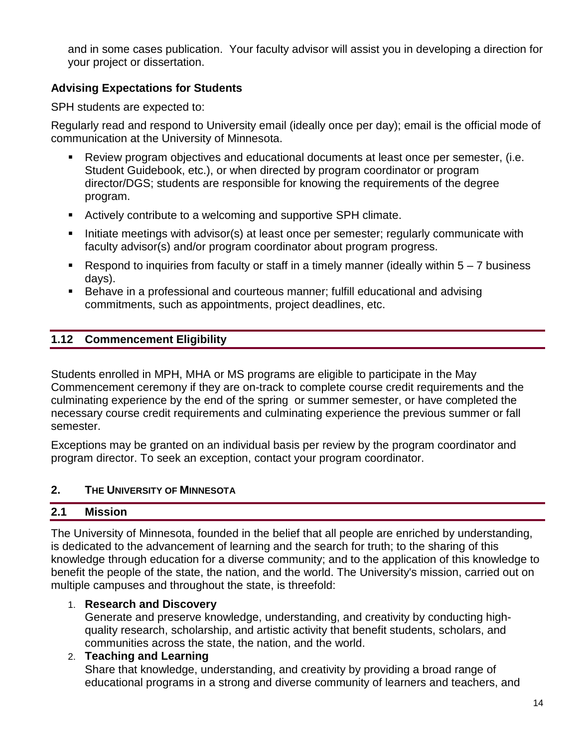and in some cases publication. Your faculty advisor will assist you in developing a direction for your project or dissertation.

**Advising Expectations for Students**

SPH students are expected to:

Regularly read and respond to University email (ideally once per day); email is the official mode of communication at the University of Minnesota.

- Review program objectives and educational documents at least once per semester, (i.e. Student Guidebook, etc.), or when directed by program coordinator or program director/DGS; students are responsible for knowing the requirements of the degree program.
- Actively contribute to a welcoming and supportive SPH climate.
- Initiate meetings with advisor(s) at least once per semester; regularly communicate with faculty advisor(s) and/or program coordinator about program progress.
- Respond to inquiries from faculty or staff in a timely manner (ideally within 5 – 7 business days).
- Behave in a professional and courteous manner; fulfill educational and advising commitments, such as appointments, project deadlines, etc.

### 1.12 Commencement Eligibility

Students enrolled in MPH, MHA or MS programs are eligible to participate in the May Commencement ceremony if they are on-track to complete course credit requirements and the culminating experience by the end of the spring or summer semester, or have completed the necessary course credit requirements and culminating experience the previous summer or fall semester.

Exceptions may be granted on an individual basis per review by the program coordinator and program director. To seek an exception, contact your program coordinator.

## 2. The University of Minnesota

### 2.1 Mission

The University of Minnesota, founded in the belief that all people are enriched by understanding, is dedicated to the advancement of learning and the search for truth; to the sharing of this knowledge through education for a diverse community; and to the application of this knowledge to benefit the people of the state, the nation, and the world. The University's mission, carried out on multiple campuses and throughout the state, is threefold:

1. **Research and Discovery**
   Generate and preserve knowledge, understanding, and creativity by conducting high-quality research, scholarship, and artistic activity that benefit students, scholars, and communities across the state, the nation, and the world.
2. **Teaching and Learning**
   Share that knowledge, understanding, and creativity by providing a broad range of educational programs in a strong and diverse community of learners and teachers, and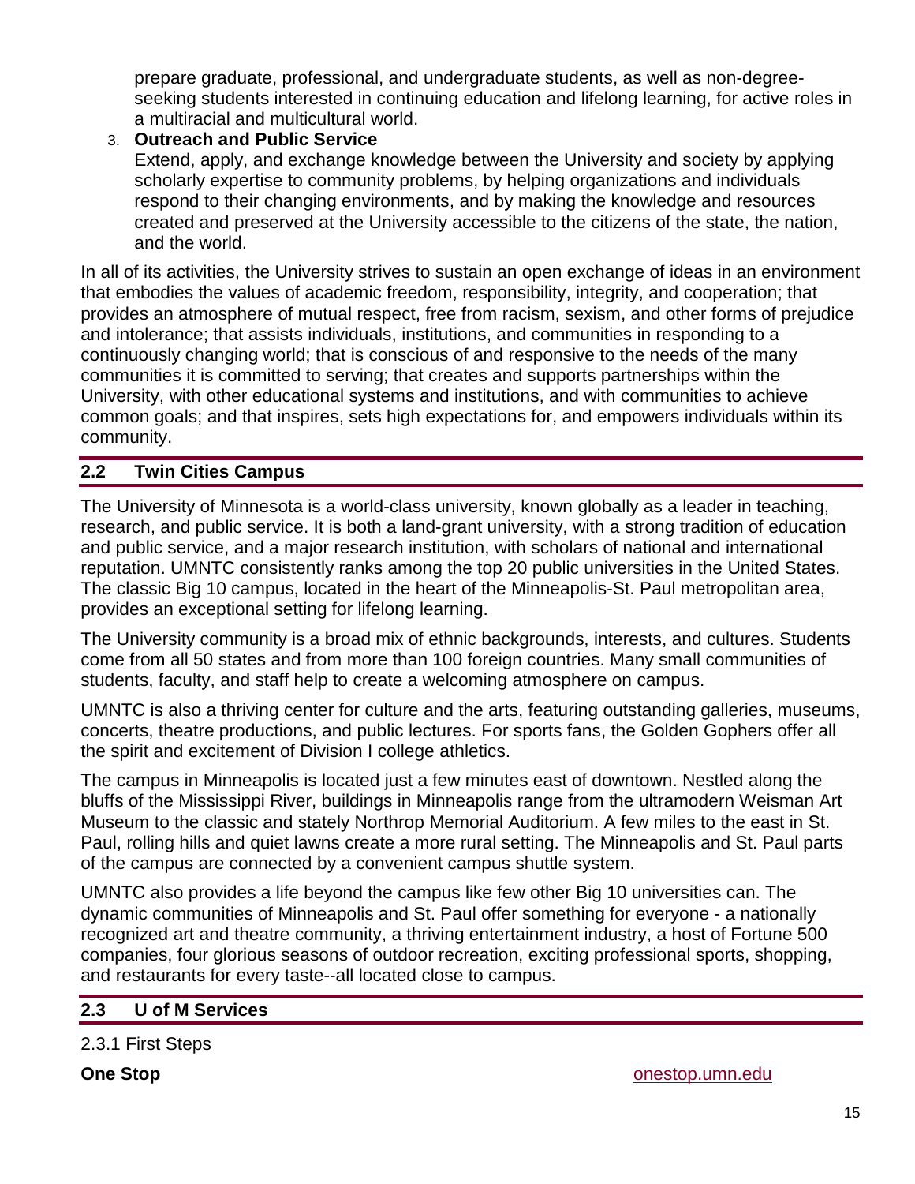prepare graduate, professional, and undergraduate students, as well as non-degree-seeking students interested in continuing education and lifelong learning, for active roles in a multiracial and multicultural world.

3. **Outreach and Public Service**
   Extend, apply, and exchange knowledge between the University and society by applying scholarly expertise to community problems, by helping organizations and individuals respond to their changing environments, and by making the knowledge and resources created and preserved at the University accessible to the citizens of the state, the nation, and the world.

In all of its activities, the University strives to sustain an open exchange of ideas in an environment that embodies the values of academic freedom, responsibility, integrity, and cooperation; that provides an atmosphere of mutual respect, free from racism, sexism, and other forms of prejudice and intolerance; that assists individuals, institutions, and communities in responding to a continuously changing world; that is conscious of and responsive to the needs of the many communities it is committed to serving; that creates and supports partnerships within the University, with other educational systems and institutions, and with communities to achieve common goals; and that inspires, sets high expectations for, and empowers individuals within its community.

## 2.2 Twin Cities Campus

The University of Minnesota is a world-class university, known globally as a leader in teaching, research, and public service. It is both a land-grant university, with a strong tradition of education and public service, and a major research institution, with scholars of national and international reputation. UMNTC consistently ranks among the top 20 public universities in the United States. The classic Big 10 campus, located in the heart of the Minneapolis-St. Paul metropolitan area, provides an exceptional setting for lifelong learning.

The University community is a broad mix of ethnic backgrounds, interests, and cultures. Students come from all 50 states and from more than 100 foreign countries. Many small communities of students, faculty, and staff help to create a welcoming atmosphere on campus.

UMNTC is also a thriving center for culture and the arts, featuring outstanding galleries, museums, concerts, theatre productions, and public lectures. For sports fans, the Golden Gophers offer all the spirit and excitement of Division I college athletics.

The campus in Minneapolis is located just a few minutes east of downtown. Nestled along the bluffs of the Mississippi River, buildings in Minneapolis range from the ultramodern Weisman Art Museum to the classic and stately Northrop Memorial Auditorium. A few miles to the east in St. Paul, rolling hills and quiet lawns create a more rural setting. The Minneapolis and St. Paul parts of the campus are connected by a convenient campus shuttle system.

UMNTC also provides a life beyond the campus like few other Big 10 universities can. The dynamic communities of Minneapolis and St. Paul offer something for everyone - a nationally recognized art and theatre community, a thriving entertainment industry, a host of Fortune 500 companies, four glorious seasons of outdoor recreation, exciting professional sports, shopping, and restaurants for every taste--all located close to campus.

## 2.3 U of M Services

2.3.1 First Steps

**One Stop** onestop.umn.edu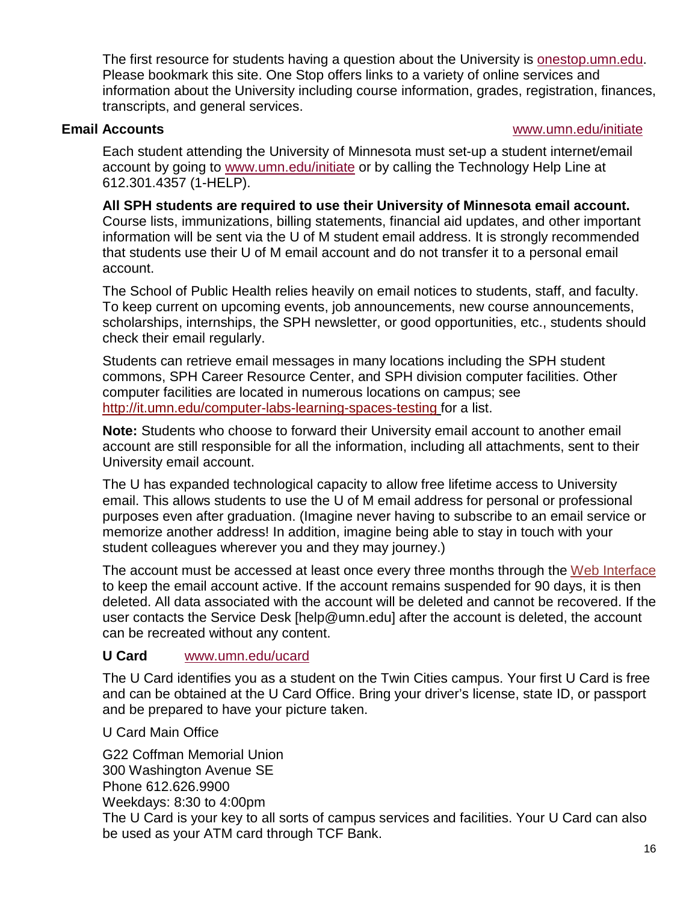The first resource for students having a question about the University is onestop.umn.edu. Please bookmark this site. One Stop offers links to a variety of online services and information about the University including course information, grades, registration, finances, transcripts, and general services.

### Email Accounts

www.umn.edu/initiate

Each student attending the University of Minnesota must set-up a student internet/email account by going to www.umn.edu/initiate or by calling the Technology Help Line at 612.301.4357 (1-HELP).

**All SPH students are required to use their University of Minnesota email account.** Course lists, immunizations, billing statements, financial aid updates, and other important information will be sent via the U of M student email address. It is strongly recommended that students use their U of M email account and do not transfer it to a personal email account.

The School of Public Health relies heavily on email notices to students, staff, and faculty. To keep current on upcoming events, job announcements, new course announcements, scholarships, internships, the SPH newsletter, or good opportunities, etc., students should check their email regularly.

Students can retrieve email messages in many locations including the SPH student commons, SPH Career Resource Center, and SPH division computer facilities. Other computer facilities are located in numerous locations on campus; see http://it.umn.edu/computer-labs-learning-spaces-testing for a list.

**Note:** Students who choose to forward their University email account to another email account are still responsible for all the information, including all attachments, sent to their University email account.

The U has expanded technological capacity to allow free lifetime access to University email. This allows students to use the U of M email address for personal or professional purposes even after graduation. (Imagine never having to subscribe to an email service or memorize another address! In addition, imagine being able to stay in touch with your student colleagues wherever you and they may journey.)

The account must be accessed at least once every three months through the Web Interface to keep the email account active. If the account remains suspended for 90 days, it is then deleted. All data associated with the account will be deleted and cannot be recovered. If the user contacts the Service Desk [help@umn.edu] after the account is deleted, the account can be recreated without any content.

#### U Card

www.umn.edu/ucard

The U Card identifies you as a student on the Twin Cities campus. Your first U Card is free and can be obtained at the U Card Office. Bring your driver's license, state ID, or passport and be prepared to have your picture taken.

U Card Main Office

G22 Coffman Memorial Union
300 Washington Avenue SE
Phone 612.626.9900
Weekdays: 8:30 to 4:00pm
The U Card is your key to all sorts of campus services and facilities. Your U Card can also be used as your ATM card through TCF Bank.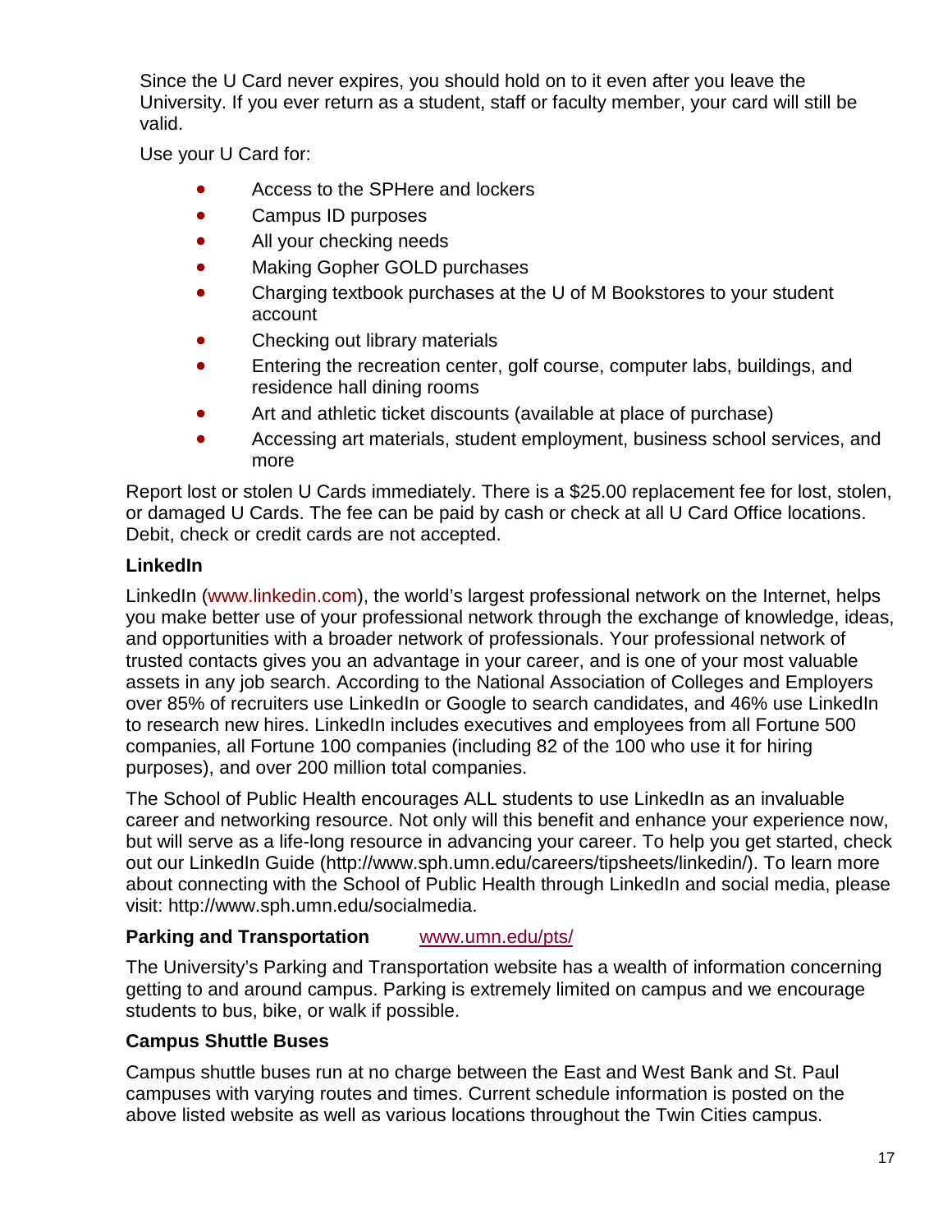Since the U Card never expires, you should hold on to it even after you leave the University. If you ever return as a student, staff or faculty member, your card will still be valid.

Use your U Card for:

- Access to the SPHere and lockers
- Campus ID purposes
- All your checking needs
- Making Gopher GOLD purchases
- Charging textbook purchases at the U of M Bookstores to your student account
- Checking out library materials
- Entering the recreation center, golf course, computer labs, buildings, and residence hall dining rooms
- Art and athletic ticket discounts (available at place of purchase)
- Accessing art materials, student employment, business school services, and more

Report lost or stolen U Cards immediately. There is a $25.00 replacement fee for lost, stolen, or damaged U Cards. The fee can be paid by cash or check at all U Card Office locations. Debit, check or credit cards are not accepted.

**LinkedIn**

LinkedIn (www.linkedin.com), the world's largest professional network on the Internet, helps you make better use of your professional network through the exchange of knowledge, ideas, and opportunities with a broader network of professionals. Your professional network of trusted contacts gives you an advantage in your career, and is one of your most valuable assets in any job search. According to the National Association of Colleges and Employers over 85% of recruiters use LinkedIn or Google to search candidates, and 46% use LinkedIn to research new hires. LinkedIn includes executives and employees from all Fortune 500 companies, all Fortune 100 companies (including 82 of the 100 who use it for hiring purposes), and over 200 million total companies.

The School of Public Health encourages ALL students to use LinkedIn as an invaluable career and networking resource. Not only will this benefit and enhance your experience now, but will serve as a life-long resource in advancing your career. To help you get started, check out our LinkedIn Guide (http://www.sph.umn.edu/careers/tipsheets/linkedin/). To learn more about connecting with the School of Public Health through LinkedIn and social media, please visit: http://www.sph.umn.edu/socialmedia.

**Parking and Transportation** www.umn.edu/pts/

The University's Parking and Transportation website has a wealth of information concerning getting to and around campus. Parking is extremely limited on campus and we encourage students to bus, bike, or walk if possible.

**Campus Shuttle Buses**

Campus shuttle buses run at no charge between the East and West Bank and St. Paul campuses with varying routes and times. Current schedule information is posted on the above listed website as well as various locations throughout the Twin Cities campus.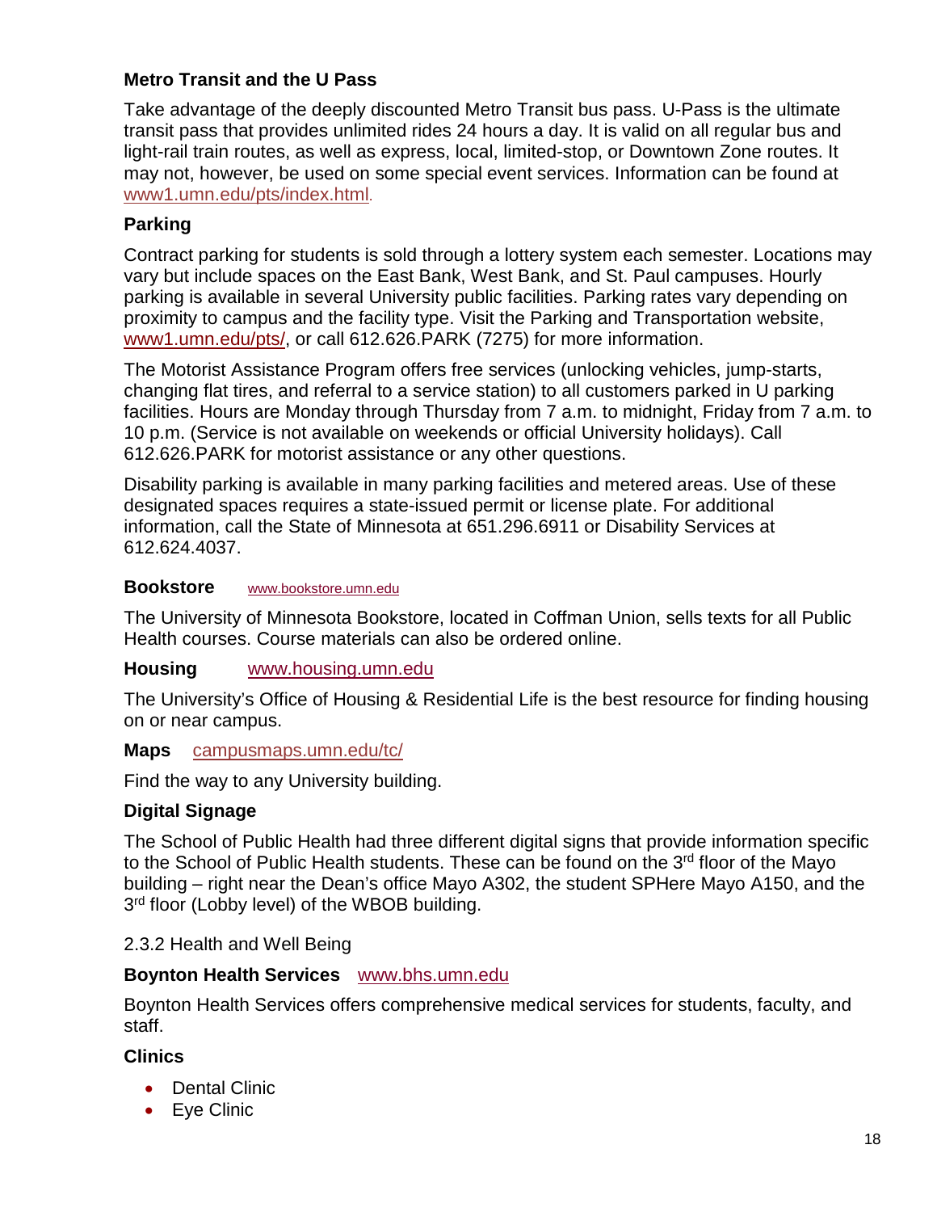**Metro Transit and the U Pass**

Take advantage of the deeply discounted Metro Transit bus pass. U-Pass is the ultimate transit pass that provides unlimited rides 24 hours a day. It is valid on all regular bus and light-rail train routes, as well as express, local, limited-stop, or Downtown Zone routes. It may not, however, be used on some special event services. Information can be found at www1.umn.edu/pts/index.html.

**Parking**

Contract parking for students is sold through a lottery system each semester. Locations may vary but include spaces on the East Bank, West Bank, and St. Paul campuses. Hourly parking is available in several University public facilities. Parking rates vary depending on proximity to campus and the facility type. Visit the Parking and Transportation website, www1.umn.edu/pts/, or call 612.626.PARK (7275) for more information.

The Motorist Assistance Program offers free services (unlocking vehicles, jump-starts, changing flat tires, and referral to a service station) to all customers parked in U parking facilities. Hours are Monday through Thursday from 7 a.m. to midnight, Friday from 7 a.m. to 10 p.m. (Service is not available on weekends or official University holidays). Call 612.626.PARK for motorist assistance or any other questions.

Disability parking is available in many parking facilities and metered areas. Use of these designated spaces requires a state-issued permit or license plate. For additional information, call the State of Minnesota at 651.296.6911 or Disability Services at 612.624.4037.

**Bookstore** www.bookstore.umn.edu

The University of Minnesota Bookstore, located in Coffman Union, sells texts for all Public Health courses. Course materials can also be ordered online.

**Housing** www.housing.umn.edu

The University's Office of Housing & Residential Life is the best resource for finding housing on or near campus.

**Maps** campusmaps.umn.edu/tc/

Find the way to any University building.

**Digital Signage**

The School of Public Health had three different digital signs that provide information specific to the School of Public Health students. These can be found on the 3rd floor of the Mayo building – right near the Dean's office Mayo A302, the student SPHere Mayo A150, and the 3rd floor (Lobby level) of the WBOB building.

2.3.2 Health and Well Being

**Boynton Health Services** www.bhs.umn.edu

Boynton Health Services offers comprehensive medical services for students, faculty, and staff.

**Clinics**

- Dental Clinic
- Eye Clinic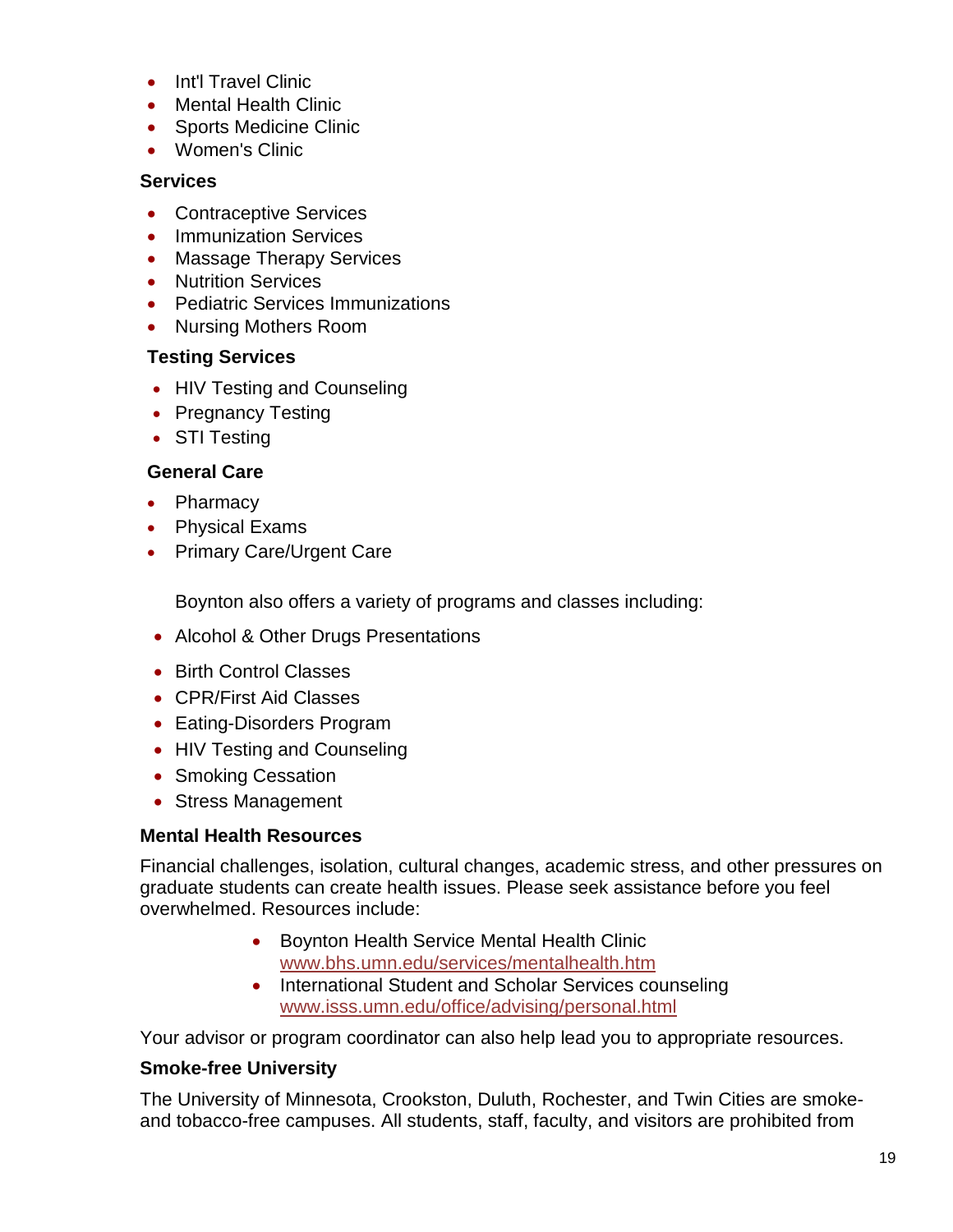- Int'l Travel Clinic
- Mental Health Clinic
- Sports Medicine Clinic
- Women's Clinic

**Services**

- Contraceptive Services
- Immunization Services
- Massage Therapy Services
- Nutrition Services
- Pediatric Services Immunizations
- Nursing Mothers Room

**Testing Services**

- HIV Testing and Counseling
- Pregnancy Testing
- STI Testing

**General Care**

- Pharmacy
- Physical Exams
- Primary Care/Urgent Care

Boynton also offers a variety of programs and classes including:

- Alcohol & Other Drugs Presentations
- Birth Control Classes
- CPR/First Aid Classes
- Eating-Disorders Program
- HIV Testing and Counseling
- Smoking Cessation
- Stress Management

**Mental Health Resources**

Financial challenges, isolation, cultural changes, academic stress, and other pressures on graduate students can create health issues. Please seek assistance before you feel overwhelmed. Resources include:

- Boynton Health Service Mental Health Clinic
  www.bhs.umn.edu/services/mentalhealth.htm
- International Student and Scholar Services counseling
  www.isss.umn.edu/office/advising/personal.html

Your advisor or program coordinator can also help lead you to appropriate resources.

**Smoke-free University**

The University of Minnesota, Crookston, Duluth, Rochester, and Twin Cities are smoke- and tobacco-free campuses. All students, staff, faculty, and visitors are prohibited from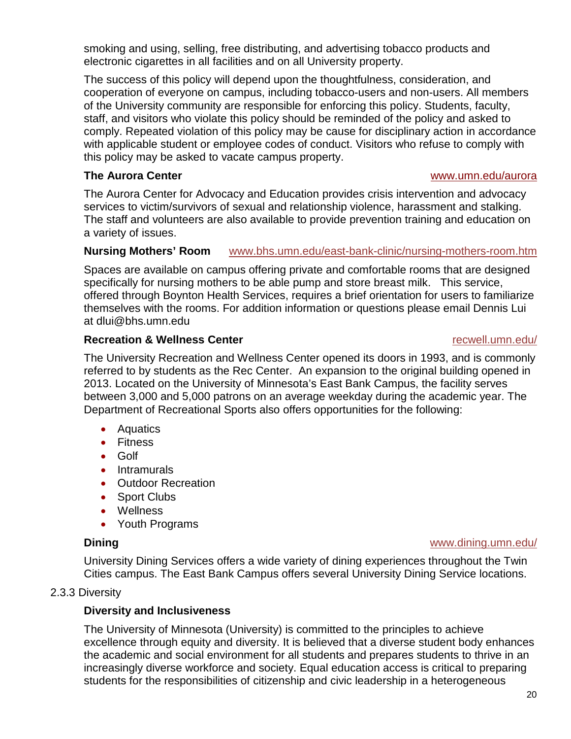smoking and using, selling, free distributing, and advertising tobacco products and electronic cigarettes in all facilities and on all University property.

The success of this policy will depend upon the thoughtfulness, consideration, and cooperation of everyone on campus, including tobacco-users and non-users. All members of the University community are responsible for enforcing this policy. Students, faculty, staff, and visitors who violate this policy should be reminded of the policy and asked to comply. Repeated violation of this policy may be cause for disciplinary action in accordance with applicable student or employee codes of conduct. Visitors who refuse to comply with this policy may be asked to vacate campus property.

**The Aurora Center** www.umn.edu/aurora

The Aurora Center for Advocacy and Education provides crisis intervention and advocacy services to victim/survivors of sexual and relationship violence, harassment and stalking. The staff and volunteers are also available to provide prevention training and education on a variety of issues.

**Nursing Mothers' Room** www.bhs.umn.edu/east-bank-clinic/nursing-mothers-room.htm

Spaces are available on campus offering private and comfortable rooms that are designed specifically for nursing mothers to be able pump and store breast milk. This service, offered through Boynton Health Services, requires a brief orientation for users to familiarize themselves with the rooms. For addition information or questions please email Dennis Lui at dlui@bhs.umn.edu

**Recreation & Wellness Center** recwell.umn.edu/

The University Recreation and Wellness Center opened its doors in 1993, and is commonly referred to by students as the Rec Center. An expansion to the original building opened in 2013. Located on the University of Minnesota's East Bank Campus, the facility serves between 3,000 and 5,000 patrons on an average weekday during the academic year. The Department of Recreational Sports also offers opportunities for the following:

- Aquatics
- Fitness
- Golf
- Intramurals
- Outdoor Recreation
- Sport Clubs
- Wellness
- Youth Programs

**Dining** www.dining.umn.edu/

University Dining Services offers a wide variety of dining experiences throughout the Twin Cities campus. The East Bank Campus offers several University Dining Service locations.

### 2.3.3 Diversity

**Diversity and Inclusiveness**

The University of Minnesota (University) is committed to the principles to achieve excellence through equity and diversity. It is believed that a diverse student body enhances the academic and social environment for all students and prepares students to thrive in an increasingly diverse workforce and society. Equal education access is critical to preparing students for the responsibilities of citizenship and civic leadership in a heterogeneous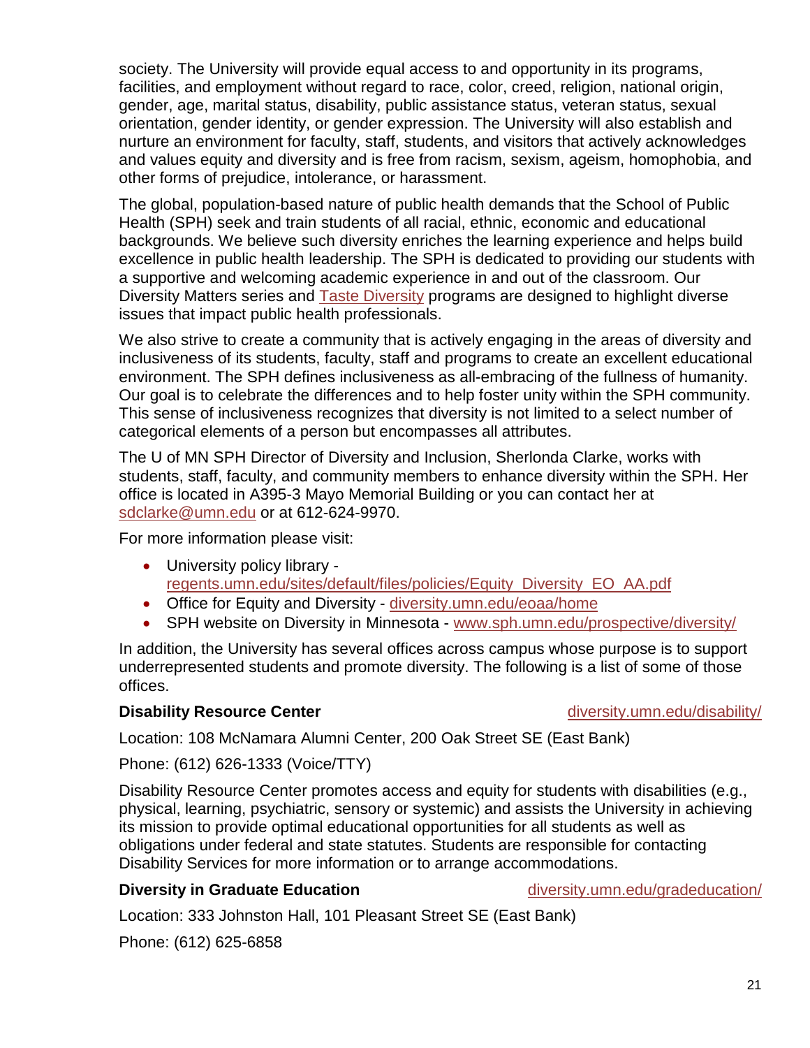society. The University will provide equal access to and opportunity in its programs, facilities, and employment without regard to race, color, creed, religion, national origin, gender, age, marital status, disability, public assistance status, veteran status, sexual orientation, gender identity, or gender expression. The University will also establish and nurture an environment for faculty, staff, students, and visitors that actively acknowledges and values equity and diversity and is free from racism, sexism, ageism, homophobia, and other forms of prejudice, intolerance, or harassment.

The global, population-based nature of public health demands that the School of Public Health (SPH) seek and train students of all racial, ethnic, economic and educational backgrounds. We believe such diversity enriches the learning experience and helps build excellence in public health leadership. The SPH is dedicated to providing our students with a supportive and welcoming academic experience in and out of the classroom. Our Diversity Matters series and Taste Diversity programs are designed to highlight diverse issues that impact public health professionals.

We also strive to create a community that is actively engaging in the areas of diversity and inclusiveness of its students, faculty, staff and programs to create an excellent educational environment. The SPH defines inclusiveness as all-embracing of the fullness of humanity. Our goal is to celebrate the differences and to help foster unity within the SPH community. This sense of inclusiveness recognizes that diversity is not limited to a select number of categorical elements of a person but encompasses all attributes.

The U of MN SPH Director of Diversity and Inclusion, Sherlonda Clarke, works with students, staff, faculty, and community members to enhance diversity within the SPH. Her office is located in A395-3 Mayo Memorial Building or you can contact her at sdclarke@umn.edu or at 612-624-9970.

For more information please visit:

- University policy library - regents.umn.edu/sites/default/files/policies/Equity_Diversity_EO_AA.pdf
- Office for Equity and Diversity - diversity.umn.edu/eoaa/home
- SPH website on Diversity in Minnesota - www.sph.umn.edu/prospective/diversity/

In addition, the University has several offices across campus whose purpose is to support underrepresented students and promote diversity. The following is a list of some of those offices.

**Disability Resource Center** diversity.umn.edu/disability/

Location: 108 McNamara Alumni Center, 200 Oak Street SE (East Bank)

Phone: (612) 626-1333 (Voice/TTY)

Disability Resource Center promotes access and equity for students with disabilities (e.g., physical, learning, psychiatric, sensory or systemic) and assists the University in achieving its mission to provide optimal educational opportunities for all students as well as obligations under federal and state statutes. Students are responsible for contacting Disability Services for more information or to arrange accommodations.

**Diversity in Graduate Education** diversity.umn.edu/gradeducation/

Location: 333 Johnston Hall, 101 Pleasant Street SE (East Bank)

Phone: (612) 625-6858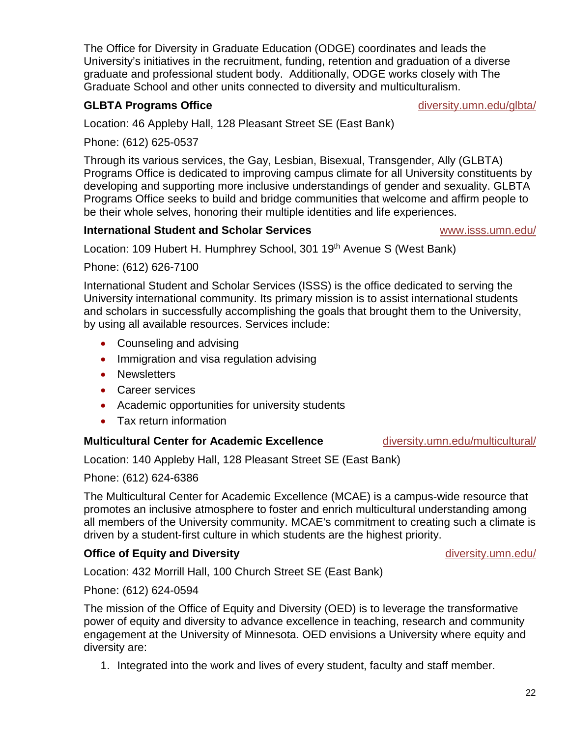The Office for Diversity in Graduate Education (ODGE) coordinates and leads the University's initiatives in the recruitment, funding, retention and graduation of a diverse graduate and professional student body. Additionally, ODGE works closely with The Graduate School and other units connected to diversity and multiculturalism.

**GLBTA Programs Office** diversity.umn.edu/glbta/

Location: 46 Appleby Hall, 128 Pleasant Street SE (East Bank)

Phone: (612) 625-0537

Through its various services, the Gay, Lesbian, Bisexual, Transgender, Ally (GLBTA) Programs Office is dedicated to improving campus climate for all University constituents by developing and supporting more inclusive understandings of gender and sexuality. GLBTA Programs Office seeks to build and bridge communities that welcome and affirm people to be their whole selves, honoring their multiple identities and life experiences.

**International Student and Scholar Services** www.isss.umn.edu/

Location: 109 Hubert H. Humphrey School, 301 19th Avenue S (West Bank)

Phone: (612) 626-7100

International Student and Scholar Services (ISSS) is the office dedicated to serving the University international community. Its primary mission is to assist international students and scholars in successfully accomplishing the goals that brought them to the University, by using all available resources. Services include:

- Counseling and advising
- Immigration and visa regulation advising
- Newsletters
- Career services
- Academic opportunities for university students
- Tax return information

**Multicultural Center for Academic Excellence** diversity.umn.edu/multicultural/

Location: 140 Appleby Hall, 128 Pleasant Street SE (East Bank)

Phone: (612) 624-6386

The Multicultural Center for Academic Excellence (MCAE) is a campus-wide resource that promotes an inclusive atmosphere to foster and enrich multicultural understanding among all members of the University community. MCAE's commitment to creating such a climate is driven by a student-first culture in which students are the highest priority.

**Office of Equity and Diversity** diversity.umn.edu/

Location: 432 Morrill Hall, 100 Church Street SE (East Bank)

Phone: (612) 624-0594

The mission of the Office of Equity and Diversity (OED) is to leverage the transformative power of equity and diversity to advance excellence in teaching, research and community engagement at the University of Minnesota. OED envisions a University where equity and diversity are:

1. Integrated into the work and lives of every student, faculty and staff member.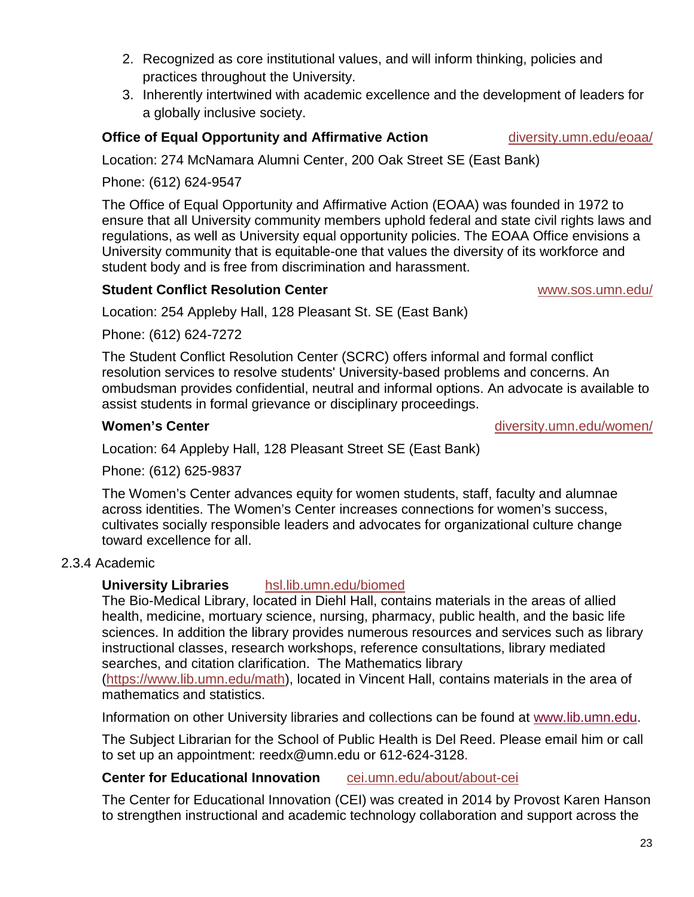2. Recognized as core institutional values, and will inform thinking, policies and practices throughout the University.
3. Inherently intertwined with academic excellence and the development of leaders for a globally inclusive society.

**Office of Equal Opportunity and Affirmative Action** diversity.umn.edu/eoaa/

Location: 274 McNamara Alumni Center, 200 Oak Street SE (East Bank)

Phone: (612) 624-9547

The Office of Equal Opportunity and Affirmative Action (EOAA) was founded in 1972 to ensure that all University community members uphold federal and state civil rights laws and regulations, as well as University equal opportunity policies. The EOAA Office envisions a University community that is equitable-one that values the diversity of its workforce and student body and is free from discrimination and harassment.

**Student Conflict Resolution Center** www.sos.umn.edu/

Location: 254 Appleby Hall, 128 Pleasant St. SE (East Bank)

Phone: (612) 624-7272

The Student Conflict Resolution Center (SCRC) offers informal and formal conflict resolution services to resolve students' University-based problems and concerns. An ombudsman provides confidential, neutral and informal options. An advocate is available to assist students in formal grievance or disciplinary proceedings.

**Women's Center** diversity.umn.edu/women/

Location: 64 Appleby Hall, 128 Pleasant Street SE (East Bank)

Phone: (612) 625-9837

The Women's Center advances equity for women students, staff, faculty and alumnae across identities. The Women's Center increases connections for women's success, cultivates socially responsible leaders and advocates for organizational culture change toward excellence for all.

### 2.3.4 Academic

**University Libraries** hsl.lib.umn.edu/biomed

The Bio-Medical Library, located in Diehl Hall, contains materials in the areas of allied health, medicine, mortuary science, nursing, pharmacy, public health, and the basic life sciences. In addition the library provides numerous resources and services such as library instructional classes, research workshops, reference consultations, library mediated searches, and citation clarification. The Mathematics library (https://www.lib.umn.edu/math), located in Vincent Hall, contains materials in the area of mathematics and statistics.

Information on other University libraries and collections can be found at www.lib.umn.edu.

The Subject Librarian for the School of Public Health is Del Reed. Please email him or call to set up an appointment: reedx@umn.edu or 612-624-3128.

**Center for Educational Innovation** cei.umn.edu/about/about-cei

The Center for Educational Innovation (CEI) was created in 2014 by Provost Karen Hanson to strengthen instructional and academic technology collaboration and support across the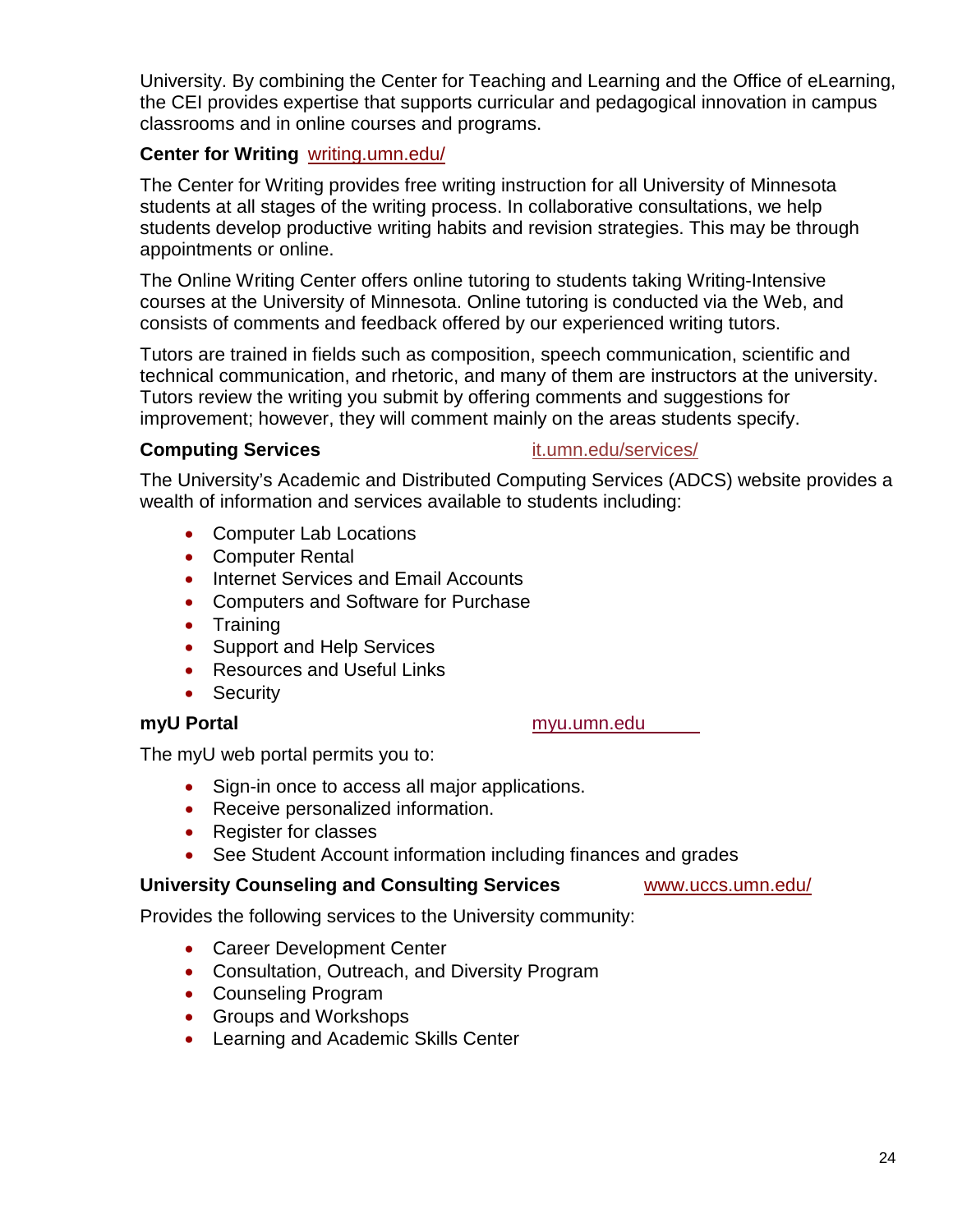University. By combining the Center for Teaching and Learning and the Office of eLearning, the CEI provides expertise that supports curricular and pedagogical innovation in campus classrooms and in online courses and programs.

**Center for Writing** writing.umn.edu/

The Center for Writing provides free writing instruction for all University of Minnesota students at all stages of the writing process. In collaborative consultations, we help students develop productive writing habits and revision strategies. This may be through appointments or online.

The Online Writing Center offers online tutoring to students taking Writing-Intensive courses at the University of Minnesota. Online tutoring is conducted via the Web, and consists of comments and feedback offered by our experienced writing tutors.

Tutors are trained in fields such as composition, speech communication, scientific and technical communication, and rhetoric, and many of them are instructors at the university. Tutors review the writing you submit by offering comments and suggestions for improvement; however, they will comment mainly on the areas students specify.

**Computing Services** it.umn.edu/services/

The University's Academic and Distributed Computing Services (ADCS) website provides a wealth of information and services available to students including:

- Computer Lab Locations
- Computer Rental
- Internet Services and Email Accounts
- Computers and Software for Purchase
- Training
- Support and Help Services
- Resources and Useful Links
- Security

**myU Portal** myu.umn.edu

The myU web portal permits you to:

- Sign-in once to access all major applications.
- Receive personalized information.
- Register for classes
- See Student Account information including finances and grades

**University Counseling and Consulting Services** www.uccs.umn.edu/

Provides the following services to the University community:

- Career Development Center
- Consultation, Outreach, and Diversity Program
- Counseling Program
- Groups and Workshops
- Learning and Academic Skills Center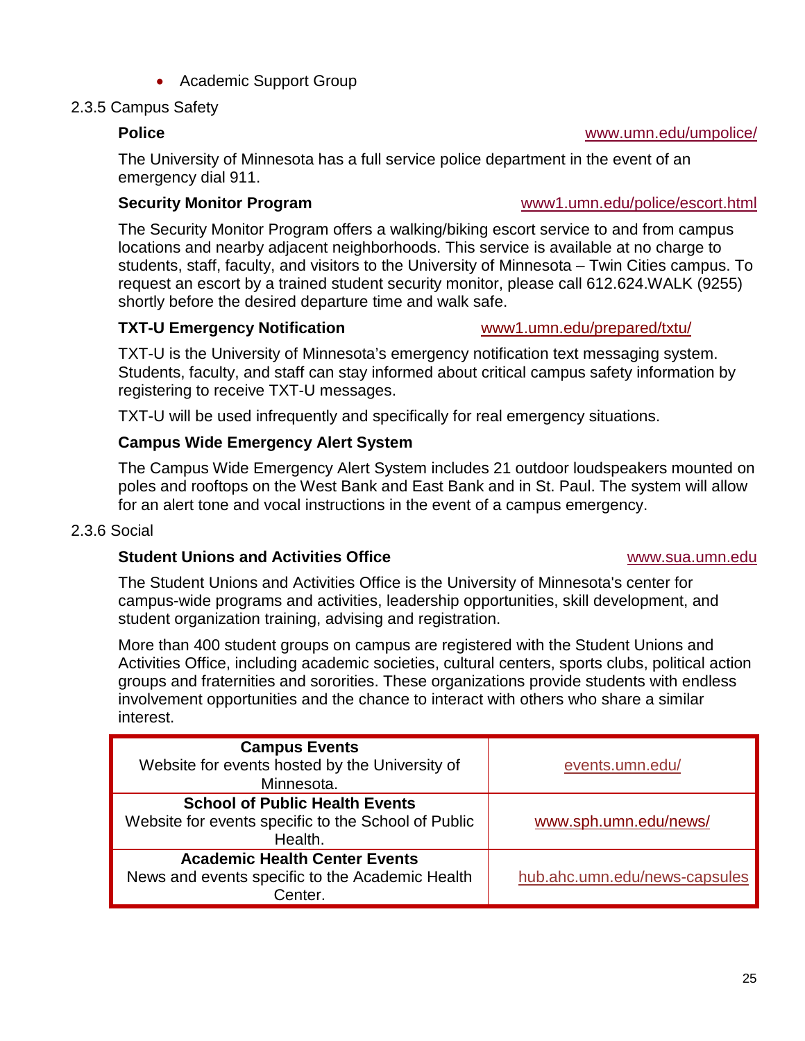- Academic Support Group

### 2.3.5 Campus Safety

**Police** www.umn.edu/umpolice/

The University of Minnesota has a full service police department in the event of an emergency dial 911.

**Security Monitor Program** www1.umn.edu/police/escort.html

The Security Monitor Program offers a walking/biking escort service to and from campus locations and nearby adjacent neighborhoods. This service is available at no charge to students, staff, faculty, and visitors to the University of Minnesota – Twin Cities campus. To request an escort by a trained student security monitor, please call 612.624.WALK (9255) shortly before the desired departure time and walk safe.

**TXT-U Emergency Notification** www1.umn.edu/prepared/txtu/

TXT-U is the University of Minnesota's emergency notification text messaging system. Students, faculty, and staff can stay informed about critical campus safety information by registering to receive TXT-U messages.

TXT-U will be used infrequently and specifically for real emergency situations.

**Campus Wide Emergency Alert System**

The Campus Wide Emergency Alert System includes 21 outdoor loudspeakers mounted on poles and rooftops on the West Bank and East Bank and in St. Paul. The system will allow for an alert tone and vocal instructions in the event of a campus emergency.

### 2.3.6 Social

**Student Unions and Activities Office** www.sua.umn.edu

The Student Unions and Activities Office is the University of Minnesota's center for campus-wide programs and activities, leadership opportunities, skill development, and student organization training, advising and registration.

More than 400 student groups on campus are registered with the Student Unions and Activities Office, including academic societies, cultural centers, sports clubs, political action groups and fraternities and sororities. These organizations provide students with endless involvement opportunities and the chance to interact with others who share a similar interest.

| | |
|---|---|
| **Campus Events**<br>Website for events hosted by the University of Minnesota. | events.umn.edu/ |
| **School of Public Health Events**<br>Website for events specific to the School of Public Health. | www.sph.umn.edu/news/ |
| **Academic Health Center Events**<br>News and events specific to the Academic Health Center. | hub.ahc.umn.edu/news-capsules |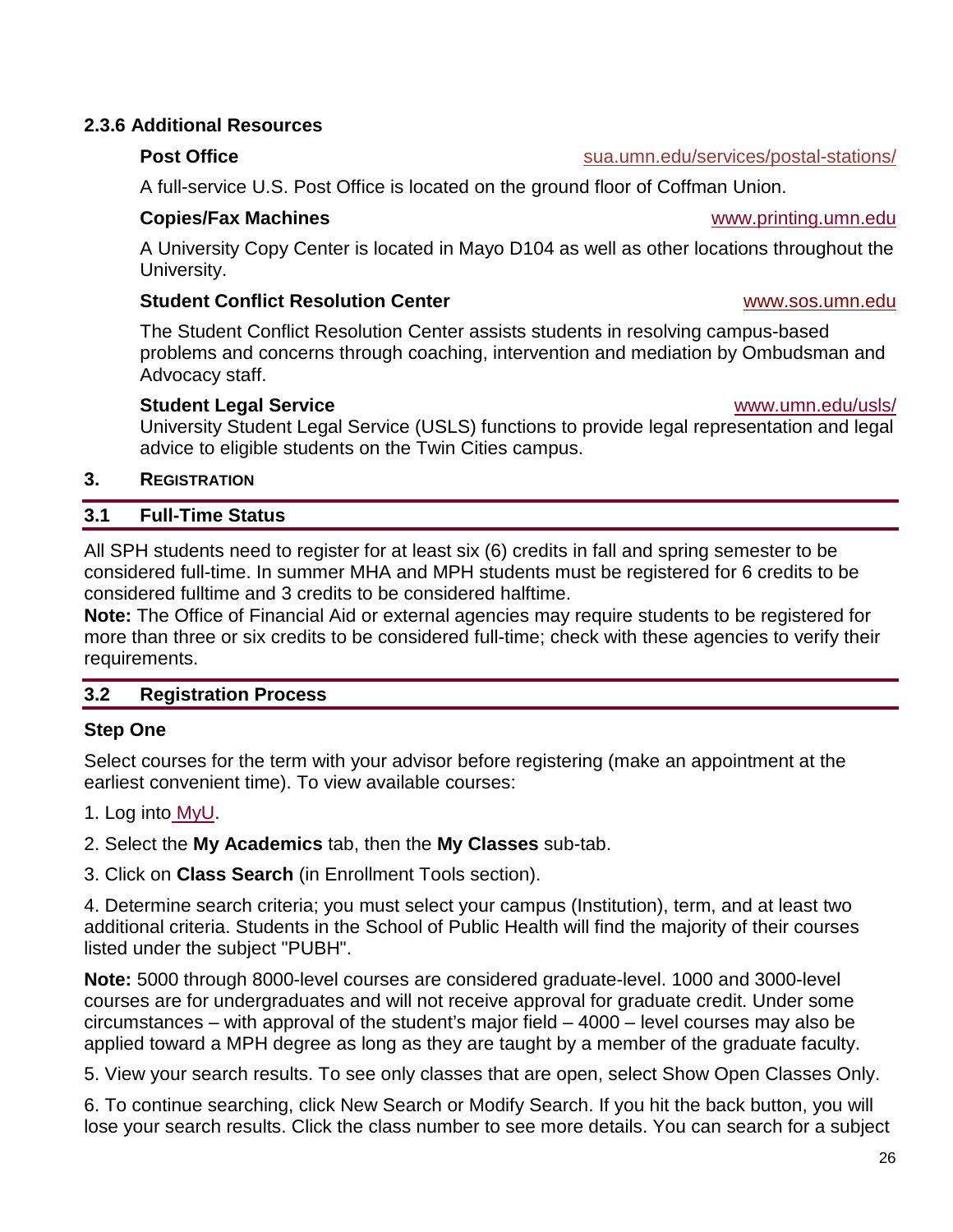### 2.3.6 Additional Resources

**Post Office** sua.umn.edu/services/postal-stations/

A full-service U.S. Post Office is located on the ground floor of Coffman Union.

**Copies/Fax Machines** www.printing.umn.edu

A University Copy Center is located in Mayo D104 as well as other locations throughout the University.

**Student Conflict Resolution Center** www.sos.umn.edu

The Student Conflict Resolution Center assists students in resolving campus-based problems and concerns through coaching, intervention and mediation by Ombudsman and Advocacy staff.

**Student Legal Service** www.umn.edu/usls/

University Student Legal Service (USLS) functions to provide legal representation and legal advice to eligible students on the Twin Cities campus.

# 3. REGISTRATION

## 3.1 Full-Time Status

All SPH students need to register for at least six (6) credits in fall and spring semester to be considered full-time. In summer MHA and MPH students must be registered for 6 credits to be considered fulltime and 3 credits to be considered halftime.

**Note:** The Office of Financial Aid or external agencies may require students to be registered for more than three or six credits to be considered full-time; check with these agencies to verify their requirements.

## 3.2 Registration Process

**Step One**

Select courses for the term with your advisor before registering (make an appointment at the earliest convenient time). To view available courses:

1. Log into MyU.

2. Select the **My Academics** tab, then the **My Classes** sub-tab.

3. Click on **Class Search** (in Enrollment Tools section).

4. Determine search criteria; you must select your campus (Institution), term, and at least two additional criteria. Students in the School of Public Health will find the majority of their courses listed under the subject "PUBH".

**Note:** 5000 through 8000-level courses are considered graduate-level. 1000 and 3000-level courses are for undergraduates and will not receive approval for graduate credit. Under some circumstances – with approval of the student's major field – 4000 – level courses may also be applied toward a MPH degree as long as they are taught by a member of the graduate faculty.

5. View your search results. To see only classes that are open, select Show Open Classes Only.

6. To continue searching, click New Search or Modify Search. If you hit the back button, you will lose your search results. Click the class number to see more details. You can search for a subject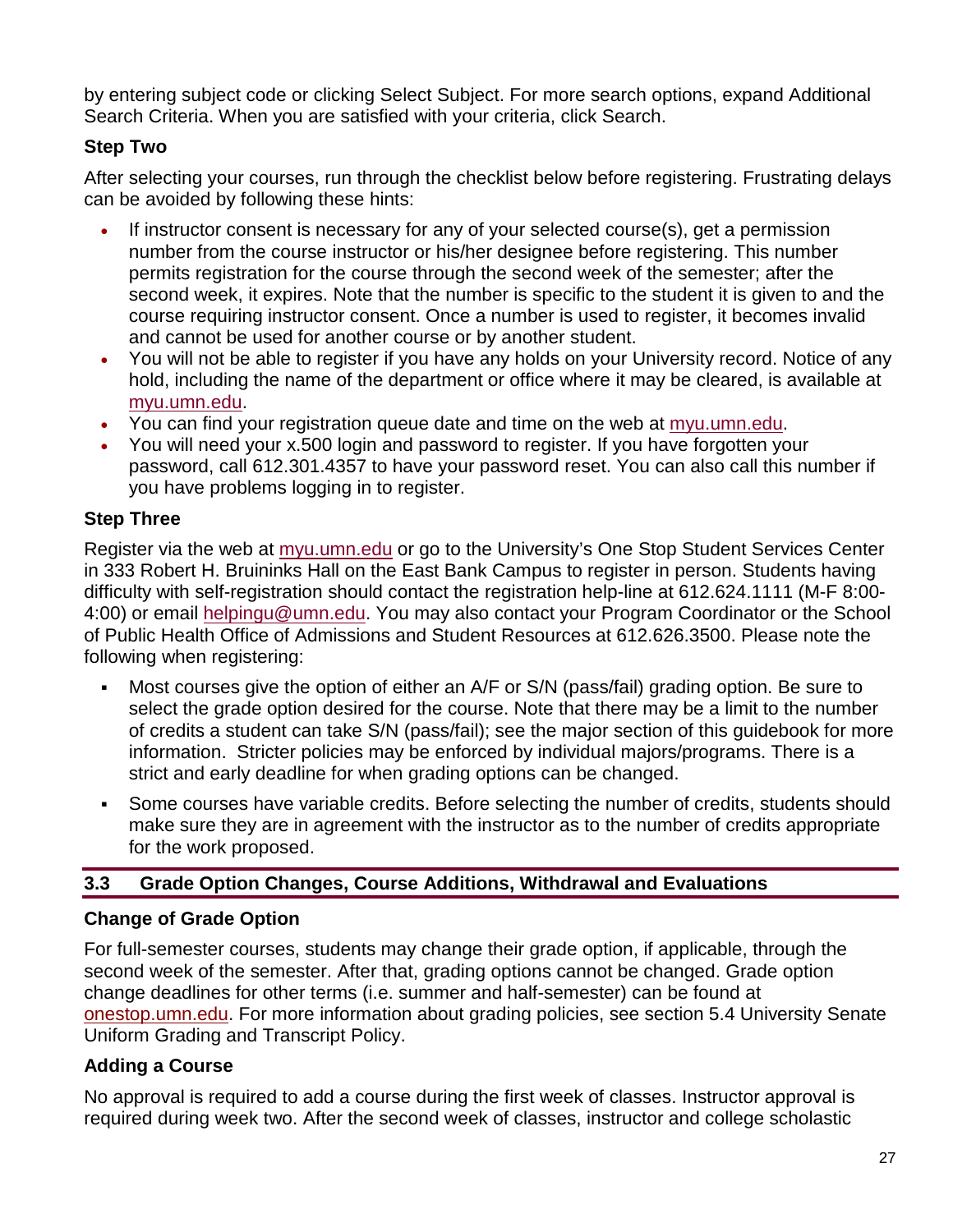by entering subject code or clicking Select Subject. For more search options, expand Additional Search Criteria. When you are satisfied with your criteria, click Search.

**Step Two**

After selecting your courses, run through the checklist below before registering. Frustrating delays can be avoided by following these hints:

- If instructor consent is necessary for any of your selected course(s), get a permission number from the course instructor or his/her designee before registering. This number permits registration for the course through the second week of the semester; after the second week, it expires. Note that the number is specific to the student it is given to and the course requiring instructor consent. Once a number is used to register, it becomes invalid and cannot be used for another course or by another student.
- You will not be able to register if you have any holds on your University record. Notice of any hold, including the name of the department or office where it may be cleared, is available at myu.umn.edu.
- You can find your registration queue date and time on the web at myu.umn.edu.
- You will need your x.500 login and password to register. If you have forgotten your password, call 612.301.4357 to have your password reset. You can also call this number if you have problems logging in to register.

**Step Three**

Register via the web at myu.umn.edu or go to the University's One Stop Student Services Center in 333 Robert H. Bruininks Hall on the East Bank Campus to register in person. Students having difficulty with self-registration should contact the registration help-line at 612.624.1111 (M-F 8:00-4:00) or email helpingu@umn.edu. You may also contact your Program Coordinator or the School of Public Health Office of Admissions and Student Resources at 612.626.3500. Please note the following when registering:

- Most courses give the option of either an A/F or S/N (pass/fail) grading option. Be sure to select the grade option desired for the course. Note that there may be a limit to the number of credits a student can take S/N (pass/fail); see the major section of this guidebook for more information. Stricter policies may be enforced by individual majors/programs. There is a strict and early deadline for when grading options can be changed.
- Some courses have variable credits. Before selecting the number of credits, students should make sure they are in agreement with the instructor as to the number of credits appropriate for the work proposed.

## 3.3 Grade Option Changes, Course Additions, Withdrawal and Evaluations

**Change of Grade Option**

For full-semester courses, students may change their grade option, if applicable, through the second week of the semester. After that, grading options cannot be changed. Grade option change deadlines for other terms (i.e. summer and half-semester) can be found at onestop.umn.edu. For more information about grading policies, see section 5.4 University Senate Uniform Grading and Transcript Policy.

**Adding a Course**

No approval is required to add a course during the first week of classes. Instructor approval is required during week two. After the second week of classes, instructor and college scholastic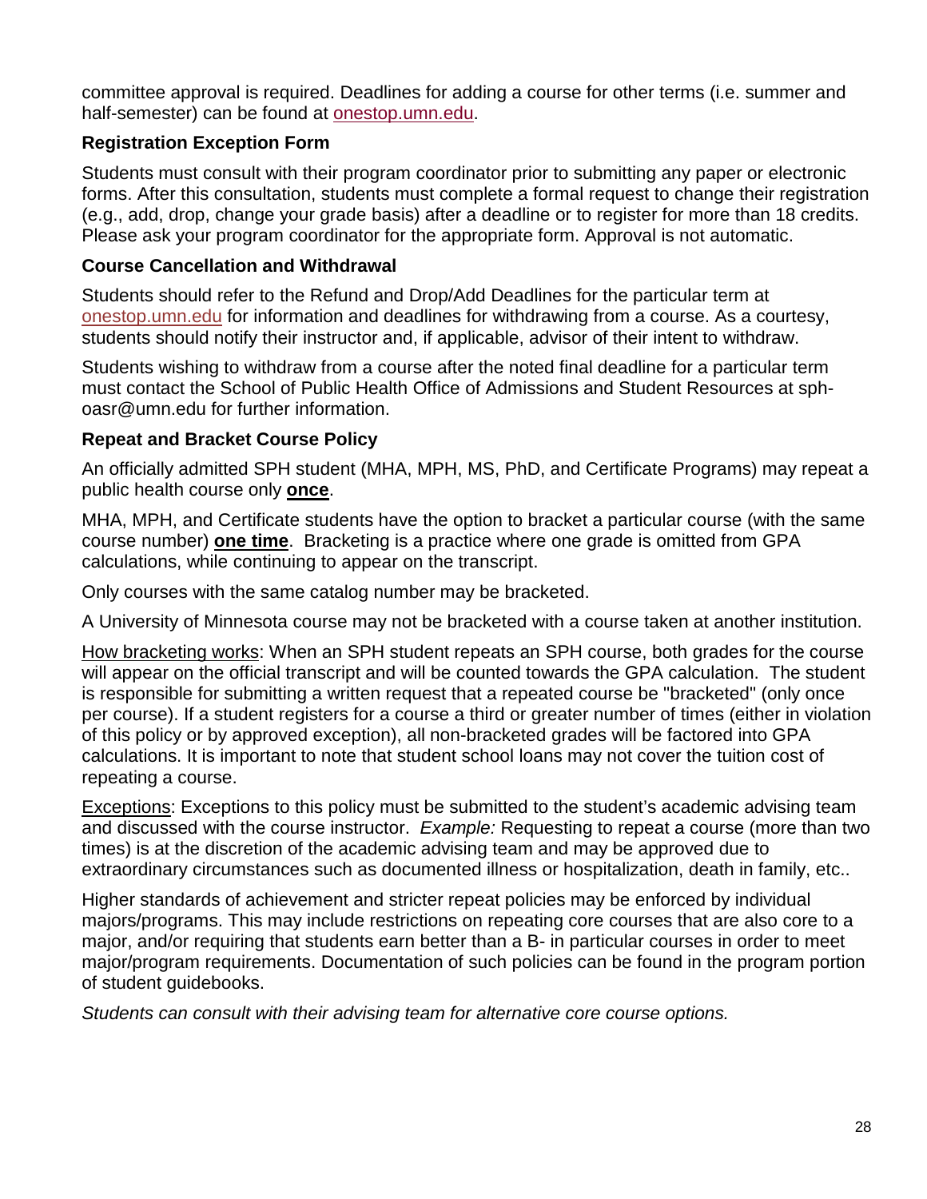committee approval is required. Deadlines for adding a course for other terms (i.e. summer and half-semester) can be found at [onestop.umn.edu](onestop.umn.edu).

### Registration Exception Form

Students must consult with their program coordinator prior to submitting any paper or electronic forms. After this consultation, students must complete a formal request to change their registration (e.g., add, drop, change your grade basis) after a deadline or to register for more than 18 credits. Please ask your program coordinator for the appropriate form. Approval is not automatic.

### Course Cancellation and Withdrawal

Students should refer to the Refund and Drop/Add Deadlines for the particular term at [onestop.umn.edu](onestop.umn.edu) for information and deadlines for withdrawing from a course. As a courtesy, students should notify their instructor and, if applicable, advisor of their intent to withdraw.

Students wishing to withdraw from a course after the noted final deadline for a particular term must contact the School of Public Health Office of Admissions and Student Resources at sph-oasr@umn.edu for further information.

### Repeat and Bracket Course Policy

An officially admitted SPH student (MHA, MPH, MS, PhD, and Certificate Programs) may repeat a public health course only <u>**once**</u>.

MHA, MPH, and Certificate students have the option to bracket a particular course (with the same course number) <u>**one time**</u>. Bracketing is a practice where one grade is omitted from GPA calculations, while continuing to appear on the transcript.

Only courses with the same catalog number may be bracketed.

A University of Minnesota course may not be bracketed with a course taken at another institution.

<u>How bracketing works</u>: When an SPH student repeats an SPH course, both grades for the course will appear on the official transcript and will be counted towards the GPA calculation. The student is responsible for submitting a written request that a repeated course be "bracketed" (only once per course). If a student registers for a course a third or greater number of times (either in violation of this policy or by approved exception), all non-bracketed grades will be factored into GPA calculations. It is important to note that student school loans may not cover the tuition cost of repeating a course.

<u>Exceptions</u>: Exceptions to this policy must be submitted to the student's academic advising team and discussed with the course instructor. *Example:* Requesting to repeat a course (more than two times) is at the discretion of the academic advising team and may be approved due to extraordinary circumstances such as documented illness or hospitalization, death in family, etc..

Higher standards of achievement and stricter repeat policies may be enforced by individual majors/programs. This may include restrictions on repeating core courses that are also core to a major, and/or requiring that students earn better than a B- in particular courses in order to meet major/program requirements. Documentation of such policies can be found in the program portion of student guidebooks.

*Students can consult with their advising team for alternative core course options.*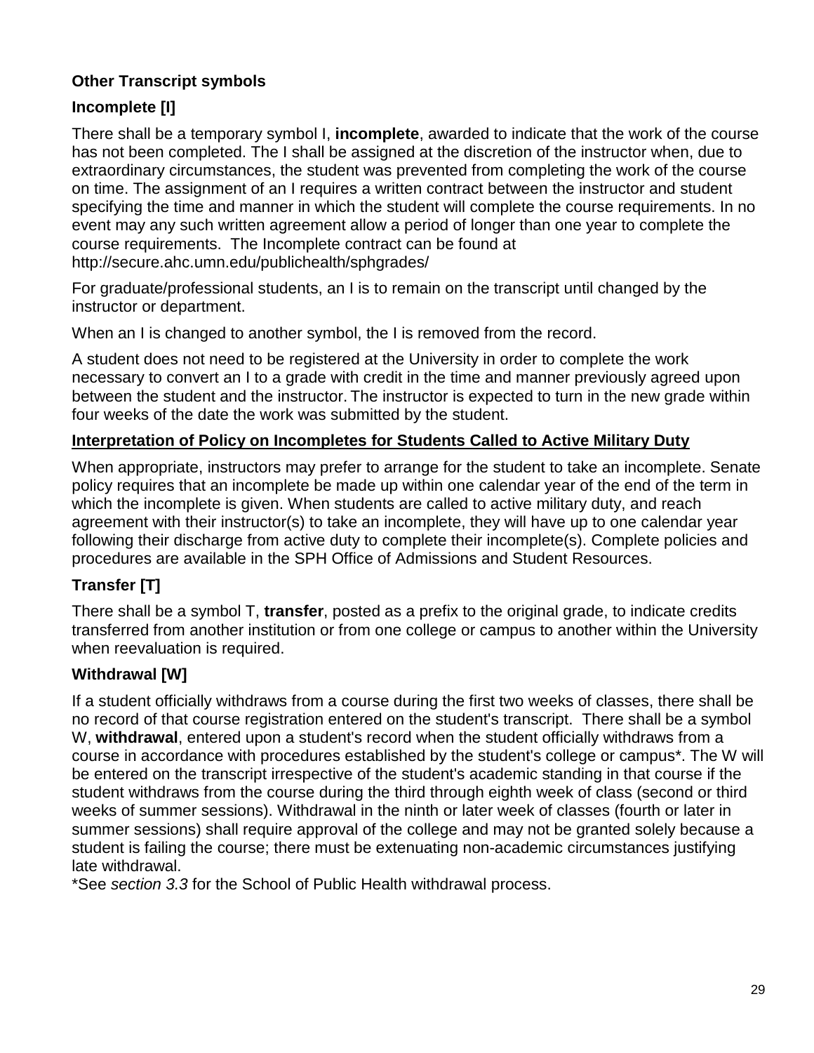**Other Transcript symbols**

**Incomplete [I]**

There shall be a temporary symbol I, **incomplete**, awarded to indicate that the work of the course has not been completed. The I shall be assigned at the discretion of the instructor when, due to extraordinary circumstances, the student was prevented from completing the work of the course on time. The assignment of an I requires a written contract between the instructor and student specifying the time and manner in which the student will complete the course requirements. In no event may any such written agreement allow a period of longer than one year to complete the course requirements. The Incomplete contract can be found at http://secure.ahc.umn.edu/publichealth/sphgrades/

For graduate/professional students, an I is to remain on the transcript until changed by the instructor or department.

When an I is changed to another symbol, the I is removed from the record.

A student does not need to be registered at the University in order to complete the work necessary to convert an I to a grade with credit in the time and manner previously agreed upon between the student and the instructor. The instructor is expected to turn in the new grade within four weeks of the date the work was submitted by the student.

**Interpretation of Policy on Incompletes for Students Called to Active Military Duty**

When appropriate, instructors may prefer to arrange for the student to take an incomplete. Senate policy requires that an incomplete be made up within one calendar year of the end of the term in which the incomplete is given. When students are called to active military duty, and reach agreement with their instructor(s) to take an incomplete, they will have up to one calendar year following their discharge from active duty to complete their incomplete(s). Complete policies and procedures are available in the SPH Office of Admissions and Student Resources.

**Transfer [T]**

There shall be a symbol T, **transfer**, posted as a prefix to the original grade, to indicate credits transferred from another institution or from one college or campus to another within the University when reevaluation is required.

**Withdrawal [W]**

If a student officially withdraws from a course during the first two weeks of classes, there shall be no record of that course registration entered on the student's transcript. There shall be a symbol W, **withdrawal**, entered upon a student's record when the student officially withdraws from a course in accordance with procedures established by the student's college or campus*. The W will be entered on the transcript irrespective of the student's academic standing in that course if the student withdraws from the course during the third through eighth week of class (second or third weeks of summer sessions). Withdrawal in the ninth or later week of classes (fourth or later in summer sessions) shall require approval of the college and may not be granted solely because a student is failing the course; there must be extenuating non-academic circumstances justifying late withdrawal.

*See *section 3.3* for the School of Public Health withdrawal process.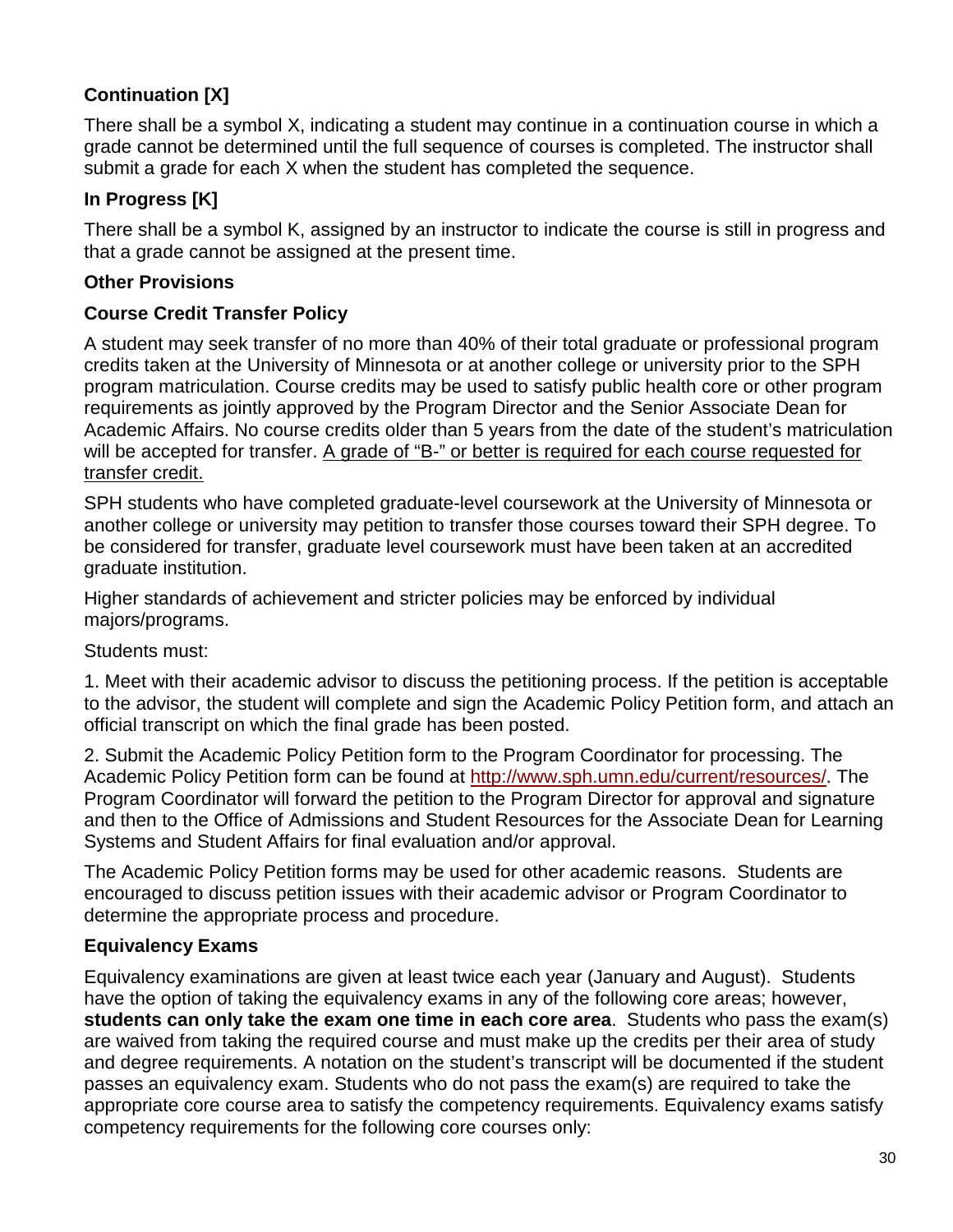### Continuation [X]

There shall be a symbol X, indicating a student may continue in a continuation course in which a grade cannot be determined until the full sequence of courses is completed. The instructor shall submit a grade for each X when the student has completed the sequence.

### In Progress [K]

There shall be a symbol K, assigned by an instructor to indicate the course is still in progress and that a grade cannot be assigned at the present time.

### Other Provisions

### Course Credit Transfer Policy

A student may seek transfer of no more than 40% of their total graduate or professional program credits taken at the University of Minnesota or at another college or university prior to the SPH program matriculation. Course credits may be used to satisfy public health core or other program requirements as jointly approved by the Program Director and the Senior Associate Dean for Academic Affairs. No course credits older than 5 years from the date of the student's matriculation will be accepted for transfer. <u>A grade of "B-" or better is required for each course requested for transfer credit.</u>

SPH students who have completed graduate-level coursework at the University of Minnesota or another college or university may petition to transfer those courses toward their SPH degree. To be considered for transfer, graduate level coursework must have been taken at an accredited graduate institution.

Higher standards of achievement and stricter policies may be enforced by individual majors/programs.

Students must:

1. Meet with their academic advisor to discuss the petitioning process. If the petition is acceptable to the advisor, the student will complete and sign the Academic Policy Petition form, and attach an official transcript on which the final grade has been posted.

2. Submit the Academic Policy Petition form to the Program Coordinator for processing. The Academic Policy Petition form can be found at [http://www.sph.umn.edu/current/resources/](http://www.sph.umn.edu/current/resources/). The Program Coordinator will forward the petition to the Program Director for approval and signature and then to the Office of Admissions and Student Resources for the Associate Dean for Learning Systems and Student Affairs for final evaluation and/or approval.

The Academic Policy Petition forms may be used for other academic reasons. Students are encouraged to discuss petition issues with their academic advisor or Program Coordinator to determine the appropriate process and procedure.

### Equivalency Exams

Equivalency examinations are given at least twice each year (January and August). Students have the option of taking the equivalency exams in any of the following core areas; however, **students can only take the exam one time in each core area**. Students who pass the exam(s) are waived from taking the required course and must make up the credits per their area of study and degree requirements. A notation on the student's transcript will be documented if the student passes an equivalency exam. Students who do not pass the exam(s) are required to take the appropriate core course area to satisfy the competency requirements. Equivalency exams satisfy competency requirements for the following core courses only: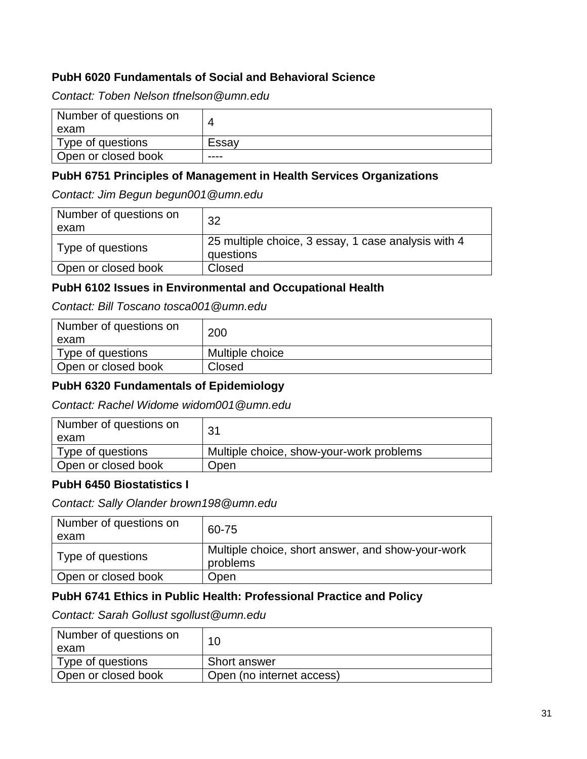**PubH 6020 Fundamentals of Social and Behavioral Science**

*Contact: Toben Nelson tfnelson@umn.edu*

| | |
|---|---|
| Number of questions on exam | 4 |
| Type of questions | Essay |
| Open or closed book | ---- |

**PubH 6751 Principles of Management in Health Services Organizations**

*Contact: Jim Begun begun001@umn.edu*

| | |
|---|---|
| Number of questions on exam | 32 |
| Type of questions | 25 multiple choice, 3 essay, 1 case analysis with 4 questions |
| Open or closed book | Closed |

**PubH 6102 Issues in Environmental and Occupational Health**

*Contact: Bill Toscano tosca001@umn.edu*

| | |
|---|---|
| Number of questions on exam | 200 |
| Type of questions | Multiple choice |
| Open or closed book | Closed |

**PubH 6320 Fundamentals of Epidemiology**

*Contact: Rachel Widome widom001@umn.edu*

| | |
|---|---|
| Number of questions on exam | 31 |
| Type of questions | Multiple choice, show-your-work problems |
| Open or closed book | Open |

**PubH 6450 Biostatistics I**

*Contact: Sally Olander brown198@umn.edu*

| | |
|---|---|
| Number of questions on exam | 60-75 |
| Type of questions | Multiple choice, short answer, and show-your-work problems |
| Open or closed book | Open |

**PubH 6741 Ethics in Public Health: Professional Practice and Policy**

*Contact: Sarah Gollust sgollust@umn.edu*

| | |
|---|---|
| Number of questions on exam | 10 |
| Type of questions | Short answer |
| Open or closed book | Open (no internet access) |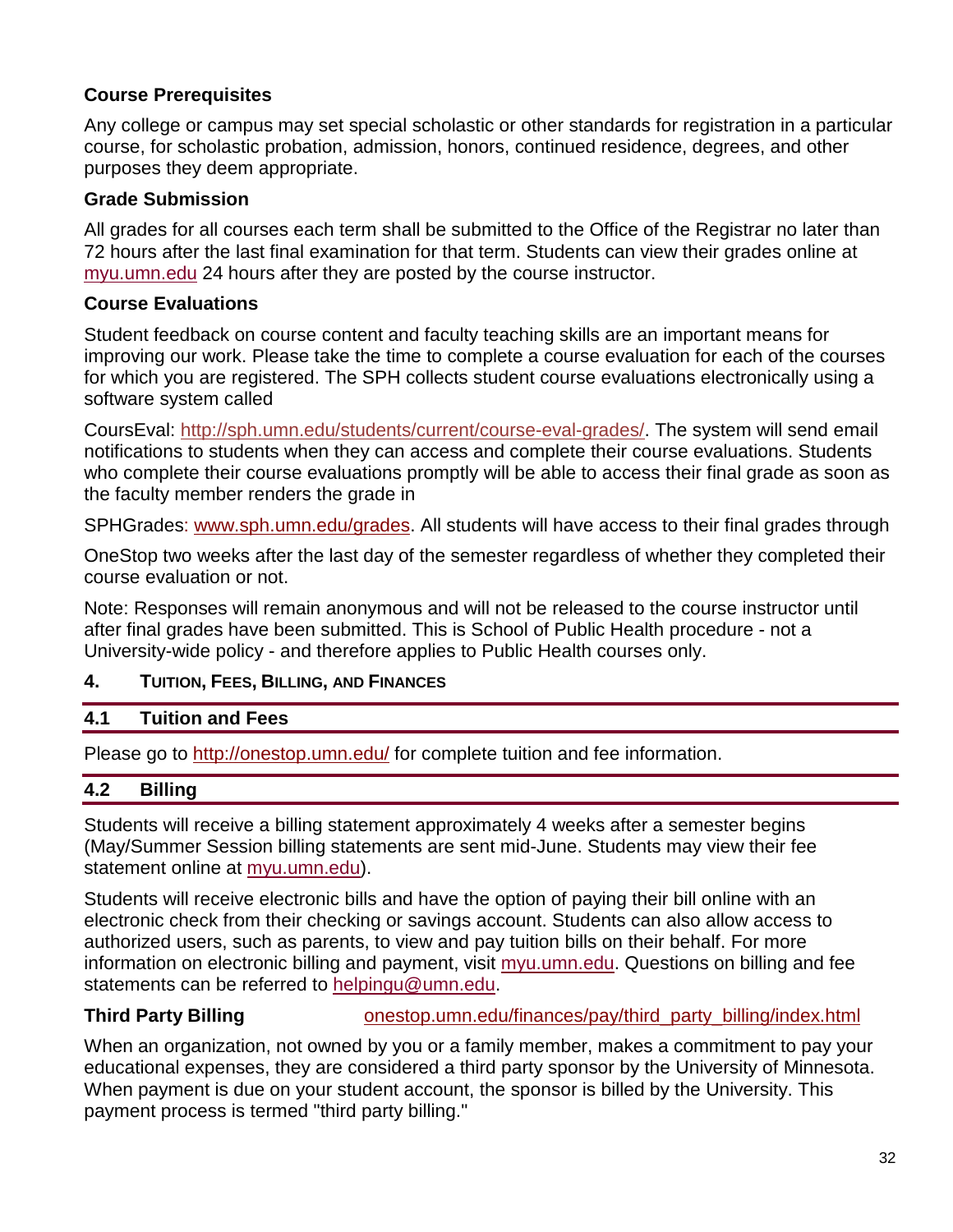### Course Prerequisites

Any college or campus may set special scholastic or other standards for registration in a particular course, for scholastic probation, admission, honors, continued residence, degrees, and other purposes they deem appropriate.

### Grade Submission

All grades for all courses each term shall be submitted to the Office of the Registrar no later than 72 hours after the last final examination for that term. Students can view their grades online at myu.umn.edu 24 hours after they are posted by the course instructor.

### Course Evaluations

Student feedback on course content and faculty teaching skills are an important means for improving our work. Please take the time to complete a course evaluation for each of the courses for which you are registered. The SPH collects student course evaluations electronically using a software system called

CoursEval: http://sph.umn.edu/students/current/course-eval-grades/. The system will send email notifications to students when they can access and complete their course evaluations. Students who complete their course evaluations promptly will be able to access their final grade as soon as the faculty member renders the grade in

SPHGrades: www.sph.umn.edu/grades. All students will have access to their final grades through

OneStop two weeks after the last day of the semester regardless of whether they completed their course evaluation or not.

Note: Responses will remain anonymous and will not be released to the course instructor until after final grades have been submitted. This is School of Public Health procedure - not a University-wide policy - and therefore applies to Public Health courses only.

## 4. Tuition, Fees, Billing, and Finances

## 4.1 Tuition and Fees

Please go to http://onestop.umn.edu/ for complete tuition and fee information.

## 4.2 Billing

Students will receive a billing statement approximately 4 weeks after a semester begins (May/Summer Session billing statements are sent mid-June. Students may view their fee statement online at myu.umn.edu).

Students will receive electronic bills and have the option of paying their bill online with an electronic check from their checking or savings account. Students can also allow access to authorized users, such as parents, to view and pay tuition bills on their behalf. For more information on electronic billing and payment, visit myu.umn.edu. Questions on billing and fee statements can be referred to helpingu@umn.edu.

**Third Party Billing** onestop.umn.edu/finances/pay/third_party_billing/index.html

When an organization, not owned by you or a family member, makes a commitment to pay your educational expenses, they are considered a third party sponsor by the University of Minnesota. When payment is due on your student account, the sponsor is billed by the University. This payment process is termed "third party billing."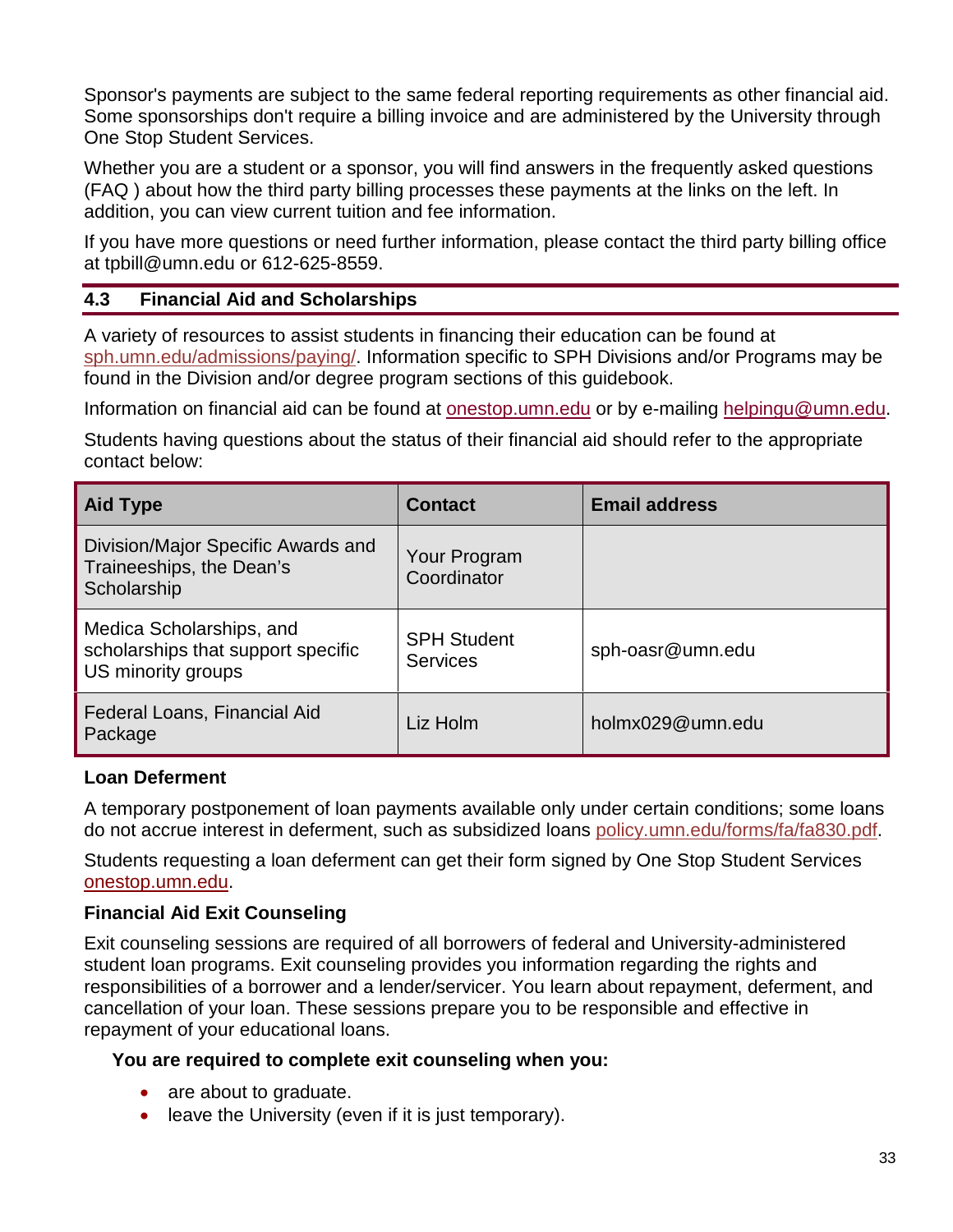Sponsor's payments are subject to the same federal reporting requirements as other financial aid. Some sponsorships don't require a billing invoice and are administered by the University through One Stop Student Services.

Whether you are a student or a sponsor, you will find answers in the frequently asked questions (FAQ ) about how the third party billing processes these payments at the links on the left. In addition, you can view current tuition and fee information.

If you have more questions or need further information, please contact the third party billing office at tpbill@umn.edu or 612-625-8559.

## 4.3 Financial Aid and Scholarships

A variety of resources to assist students in financing their education can be found at sph.umn.edu/admissions/paying/. Information specific to SPH Divisions and/or Programs may be found in the Division and/or degree program sections of this guidebook.

Information on financial aid can be found at onestop.umn.edu or by e-mailing helpingu@umn.edu.

Students having questions about the status of their financial aid should refer to the appropriate contact below:

| Aid Type | Contact | Email address |
|---|---|---|
| Division/Major Specific Awards and Traineeships, the Dean's Scholarship | Your Program Coordinator | |
| Medica Scholarships, and scholarships that support specific US minority groups | SPH Student Services | sph-oasr@umn.edu |
| Federal Loans, Financial Aid Package | Liz Holm | holmx029@umn.edu |

### Loan Deferment

A temporary postponement of loan payments available only under certain conditions; some loans do not accrue interest in deferment, such as subsidized loans policy.umn.edu/forms/fa/fa830.pdf.

Students requesting a loan deferment can get their form signed by One Stop Student Services onestop.umn.edu.

### Financial Aid Exit Counseling

Exit counseling sessions are required of all borrowers of federal and University-administered student loan programs. Exit counseling provides you information regarding the rights and responsibilities of a borrower and a lender/servicer. You learn about repayment, deferment, and cancellation of your loan. These sessions prepare you to be responsible and effective in repayment of your educational loans.

**You are required to complete exit counseling when you:**

- are about to graduate.
- leave the University (even if it is just temporary).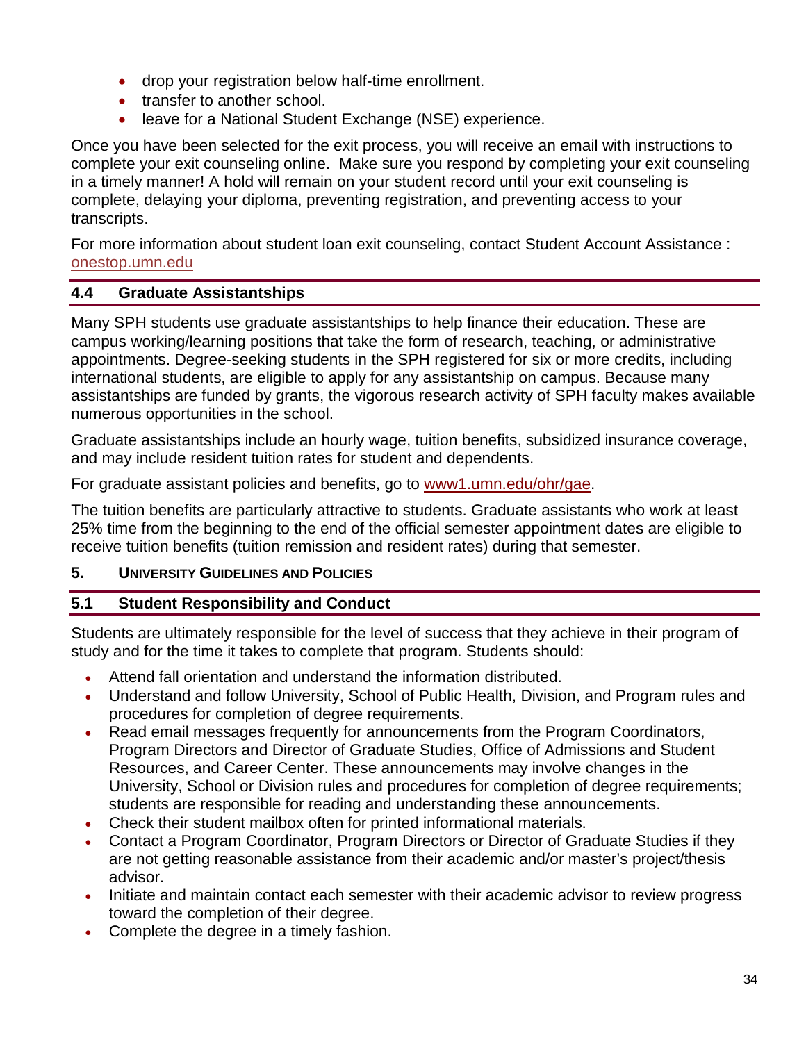- drop your registration below half-time enrollment.
- transfer to another school.
- leave for a National Student Exchange (NSE) experience.

Once you have been selected for the exit process, you will receive an email with instructions to complete your exit counseling online. Make sure you respond by completing your exit counseling in a timely manner! A hold will remain on your student record until your exit counseling is complete, delaying your diploma, preventing registration, and preventing access to your transcripts.

For more information about student loan exit counseling, contact Student Account Assistance : [onestop.umn.edu](onestop.umn.edu)

### 4.4 Graduate Assistantships

Many SPH students use graduate assistantships to help finance their education. These are campus working/learning positions that take the form of research, teaching, or administrative appointments. Degree-seeking students in the SPH registered for six or more credits, including international students, are eligible to apply for any assistantship on campus. Because many assistantships are funded by grants, the vigorous research activity of SPH faculty makes available numerous opportunities in the school.

Graduate assistantships include an hourly wage, tuition benefits, subsidized insurance coverage, and may include resident tuition rates for student and dependents.

For graduate assistant policies and benefits, go to [www1.umn.edu/ohr/gae](www1.umn.edu/ohr/gae).

The tuition benefits are particularly attractive to students. Graduate assistants who work at least 25% time from the beginning to the end of the official semester appointment dates are eligible to receive tuition benefits (tuition remission and resident rates) during that semester.

## 5. University Guidelines and Policies

### 5.1 Student Responsibility and Conduct

Students are ultimately responsible for the level of success that they achieve in their program of study and for the time it takes to complete that program. Students should:

- Attend fall orientation and understand the information distributed.
- Understand and follow University, School of Public Health, Division, and Program rules and procedures for completion of degree requirements.
- Read email messages frequently for announcements from the Program Coordinators, Program Directors and Director of Graduate Studies, Office of Admissions and Student Resources, and Career Center. These announcements may involve changes in the University, School or Division rules and procedures for completion of degree requirements; students are responsible for reading and understanding these announcements.
- Check their student mailbox often for printed informational materials.
- Contact a Program Coordinator, Program Directors or Director of Graduate Studies if they are not getting reasonable assistance from their academic and/or master's project/thesis advisor.
- Initiate and maintain contact each semester with their academic advisor to review progress toward the completion of their degree.
- Complete the degree in a timely fashion.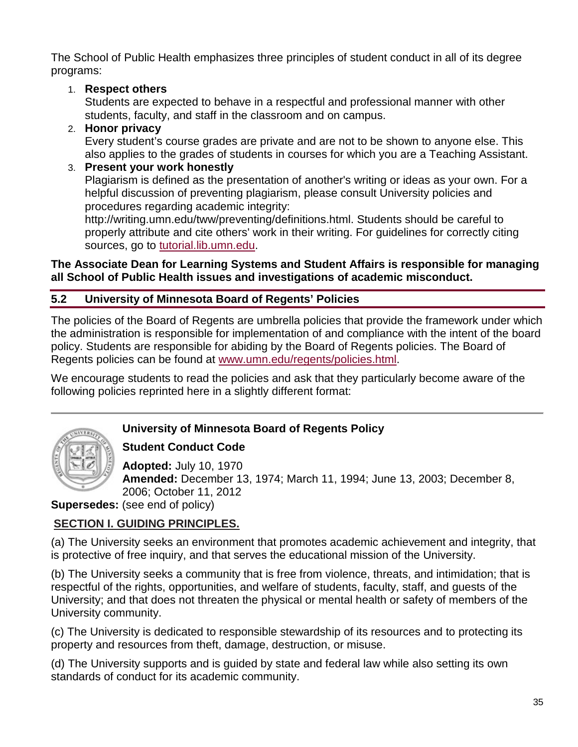The School of Public Health emphasizes three principles of student conduct in all of its degree programs:

1. **Respect others**
   Students are expected to behave in a respectful and professional manner with other students, faculty, and staff in the classroom and on campus.
2. **Honor privacy**
   Every student's course grades are private and are not to be shown to anyone else. This also applies to the grades of students in courses for which you are a Teaching Assistant.
3. **Present your work honestly**
   Plagiarism is defined as the presentation of another's writing or ideas as your own. For a helpful discussion of preventing plagiarism, please consult University policies and procedures regarding academic integrity: http://writing.umn.edu/tww/preventing/definitions.html. Students should be careful to properly attribute and cite others' work in their writing. For guidelines for correctly citing sources, go to tutorial.lib.umn.edu.

**The Associate Dean for Learning Systems and Student Affairs is responsible for managing all School of Public Health issues and investigations of academic misconduct.**

## 5.2 University of Minnesota Board of Regents' Policies

The policies of the Board of Regents are umbrella policies that provide the framework under which the administration is responsible for implementation of and compliance with the intent of the board policy. Students are responsible for abiding by the Board of Regents policies. The Board of Regents policies can be found at www.umn.edu/regents/policies.html.

We encourage students to read the policies and ask that they particularly become aware of the following policies reprinted here in a slightly different format:

---

### University of Minnesota Board of Regents Policy

### Student Conduct Code

**Adopted:** July 10, 1970
**Amended:** December 13, 1974; March 11, 1994; June 13, 2003; December 8, 2006; October 11, 2012
**Supersedes:** (see end of policy)

**SECTION I. GUIDING PRINCIPLES.**

(a) The University seeks an environment that promotes academic achievement and integrity, that is protective of free inquiry, and that serves the educational mission of the University.

(b) The University seeks a community that is free from violence, threats, and intimidation; that is respectful of the rights, opportunities, and welfare of students, faculty, staff, and guests of the University; and that does not threaten the physical or mental health or safety of members of the University community.

(c) The University is dedicated to responsible stewardship of its resources and to protecting its property and resources from theft, damage, destruction, or misuse.

(d) The University supports and is guided by state and federal law while also setting its own standards of conduct for its academic community.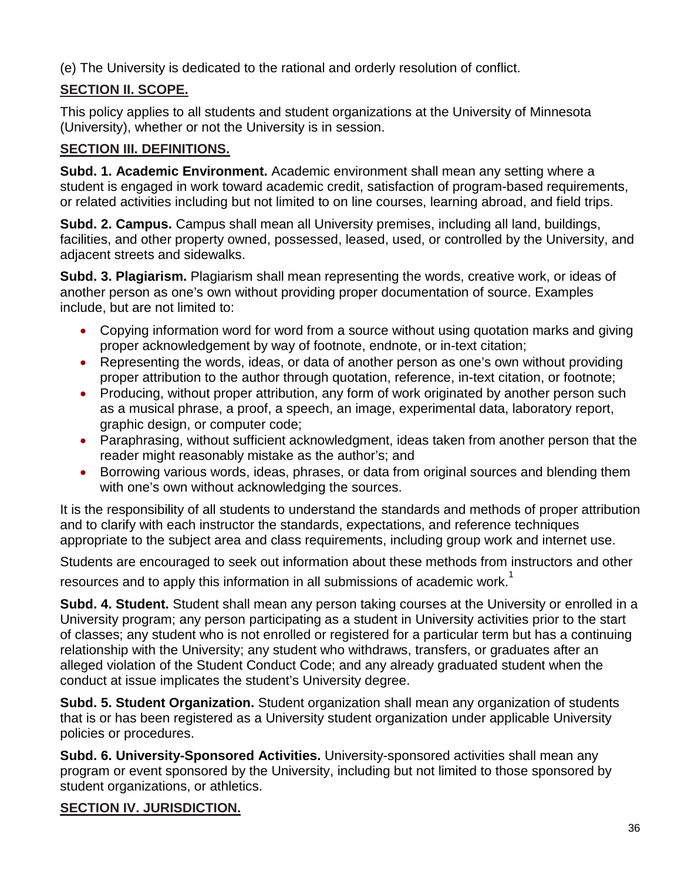(e) The University is dedicated to the rational and orderly resolution of conflict.

## SECTION II. SCOPE.

This policy applies to all students and student organizations at the University of Minnesota (University), whether or not the University is in session.

## SECTION III. DEFINITIONS.

**Subd. 1. Academic Environment.** Academic environment shall mean any setting where a student is engaged in work toward academic credit, satisfaction of program-based requirements, or related activities including but not limited to on line courses, learning abroad, and field trips.

**Subd. 2. Campus.** Campus shall mean all University premises, including all land, buildings, facilities, and other property owned, possessed, leased, used, or controlled by the University, and adjacent streets and sidewalks.

**Subd. 3. Plagiarism.** Plagiarism shall mean representing the words, creative work, or ideas of another person as one's own without providing proper documentation of source. Examples include, but are not limited to:

- Copying information word for word from a source without using quotation marks and giving proper acknowledgement by way of footnote, endnote, or in-text citation;
- Representing the words, ideas, or data of another person as one's own without providing proper attribution to the author through quotation, reference, in-text citation, or footnote;
- Producing, without proper attribution, any form of work originated by another person such as a musical phrase, a proof, a speech, an image, experimental data, laboratory report, graphic design, or computer code;
- Paraphrasing, without sufficient acknowledgment, ideas taken from another person that the reader might reasonably mistake as the author's; and
- Borrowing various words, ideas, phrases, or data from original sources and blending them with one's own without acknowledging the sources.

It is the responsibility of all students to understand the standards and methods of proper attribution and to clarify with each instructor the standards, expectations, and reference techniques appropriate to the subject area and class requirements, including group work and internet use.

Students are encouraged to seek out information about these methods from instructors and other resources and to apply this information in all submissions of academic work.[1]

**Subd. 4. Student.** Student shall mean any person taking courses at the University or enrolled in a University program; any person participating as a student in University activities prior to the start of classes; any student who is not enrolled or registered for a particular term but has a continuing relationship with the University; any student who withdraws, transfers, or graduates after an alleged violation of the Student Conduct Code; and any already graduated student when the conduct at issue implicates the student's University degree.

**Subd. 5. Student Organization.** Student organization shall mean any organization of students that is or has been registered as a University student organization under applicable University policies or procedures.

**Subd. 6. University-Sponsored Activities.** University-sponsored activities shall mean any program or event sponsored by the University, including but not limited to those sponsored by student organizations, or athletics.

## SECTION IV. JURISDICTION.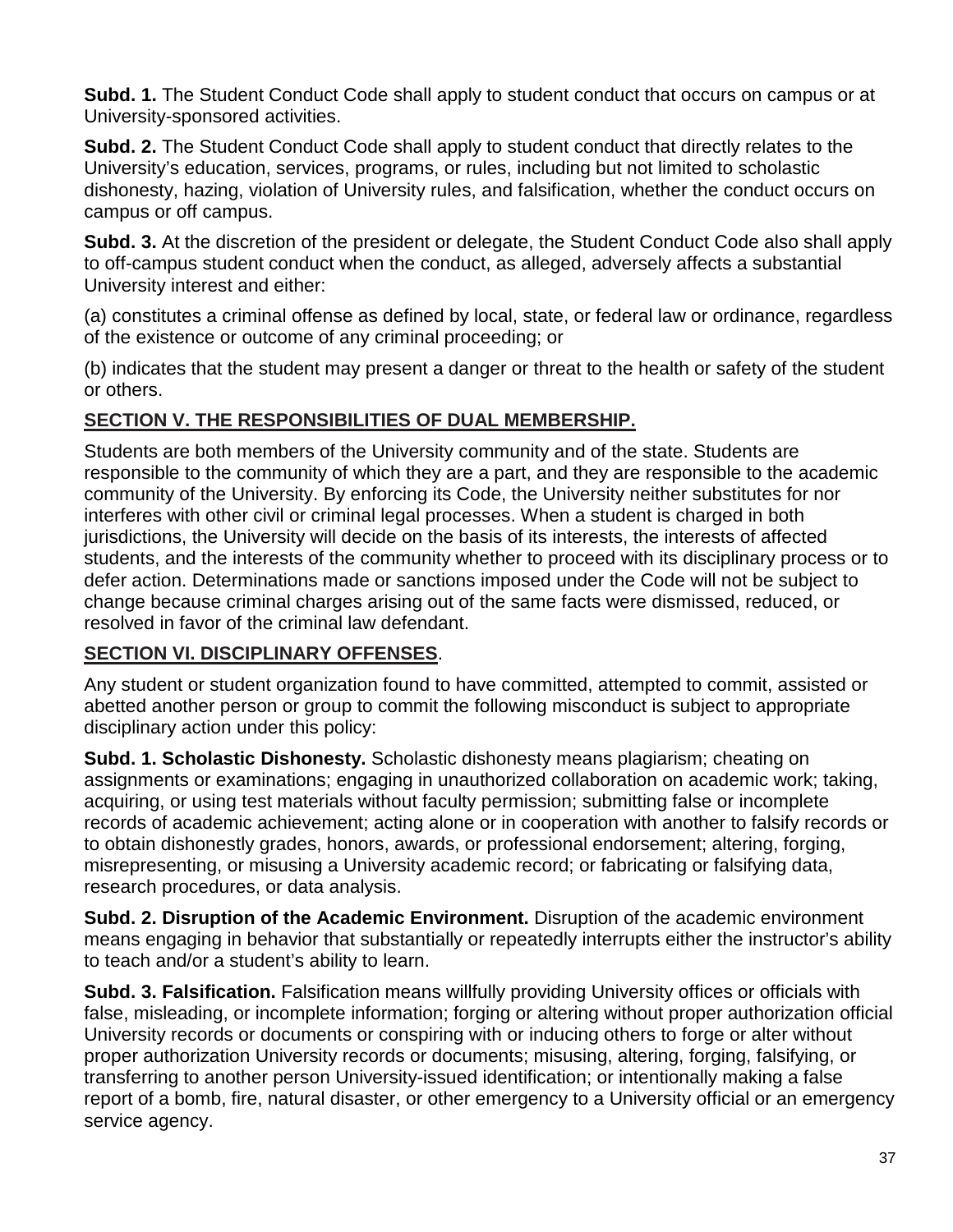**Subd. 1.** The Student Conduct Code shall apply to student conduct that occurs on campus or at University-sponsored activities.

**Subd. 2.** The Student Conduct Code shall apply to student conduct that directly relates to the University's education, services, programs, or rules, including but not limited to scholastic dishonesty, hazing, violation of University rules, and falsification, whether the conduct occurs on campus or off campus.

**Subd. 3.** At the discretion of the president or delegate, the Student Conduct Code also shall apply to off-campus student conduct when the conduct, as alleged, adversely affects a substantial University interest and either:

(a) constitutes a criminal offense as defined by local, state, or federal law or ordinance, regardless of the existence or outcome of any criminal proceeding; or

(b) indicates that the student may present a danger or threat to the health or safety of the student or others.

## SECTION V. THE RESPONSIBILITIES OF DUAL MEMBERSHIP.

Students are both members of the University community and of the state. Students are responsible to the community of which they are a part, and they are responsible to the academic community of the University. By enforcing its Code, the University neither substitutes for nor interferes with other civil or criminal legal processes. When a student is charged in both jurisdictions, the University will decide on the basis of its interests, the interests of affected students, and the interests of the community whether to proceed with its disciplinary process or to defer action. Determinations made or sanctions imposed under the Code will not be subject to change because criminal charges arising out of the same facts were dismissed, reduced, or resolved in favor of the criminal law defendant.

## SECTION VI. DISCIPLINARY OFFENSES.

Any student or student organization found to have committed, attempted to commit, assisted or abetted another person or group to commit the following misconduct is subject to appropriate disciplinary action under this policy:

**Subd. 1. Scholastic Dishonesty.** Scholastic dishonesty means plagiarism; cheating on assignments or examinations; engaging in unauthorized collaboration on academic work; taking, acquiring, or using test materials without faculty permission; submitting false or incomplete records of academic achievement; acting alone or in cooperation with another to falsify records or to obtain dishonestly grades, honors, awards, or professional endorsement; altering, forging, misrepresenting, or misusing a University academic record; or fabricating or falsifying data, research procedures, or data analysis.

**Subd. 2. Disruption of the Academic Environment.** Disruption of the academic environment means engaging in behavior that substantially or repeatedly interrupts either the instructor's ability to teach and/or a student's ability to learn.

**Subd. 3. Falsification.** Falsification means willfully providing University offices or officials with false, misleading, or incomplete information; forging or altering without proper authorization official University records or documents or conspiring with or inducing others to forge or alter without proper authorization University records or documents; misusing, altering, forging, falsifying, or transferring to another person University-issued identification; or intentionally making a false report of a bomb, fire, natural disaster, or other emergency to a University official or an emergency service agency.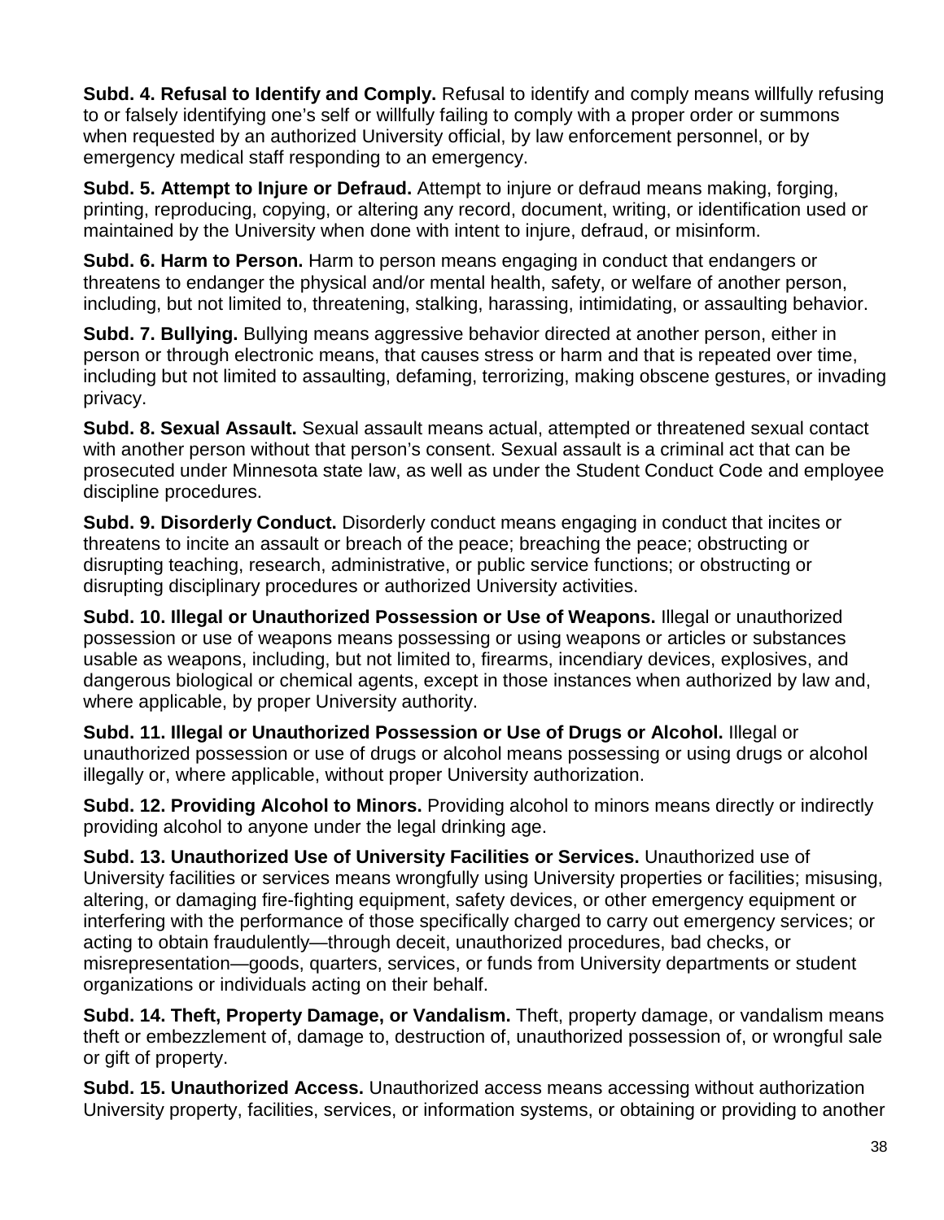**Subd. 4. Refusal to Identify and Comply.** Refusal to identify and comply means willfully refusing to or falsely identifying one's self or willfully failing to comply with a proper order or summons when requested by an authorized University official, by law enforcement personnel, or by emergency medical staff responding to an emergency.

**Subd. 5. Attempt to Injure or Defraud.** Attempt to injure or defraud means making, forging, printing, reproducing, copying, or altering any record, document, writing, or identification used or maintained by the University when done with intent to injure, defraud, or misinform.

**Subd. 6. Harm to Person.** Harm to person means engaging in conduct that endangers or threatens to endanger the physical and/or mental health, safety, or welfare of another person, including, but not limited to, threatening, stalking, harassing, intimidating, or assaulting behavior.

**Subd. 7. Bullying.** Bullying means aggressive behavior directed at another person, either in person or through electronic means, that causes stress or harm and that is repeated over time, including but not limited to assaulting, defaming, terrorizing, making obscene gestures, or invading privacy.

**Subd. 8. Sexual Assault.** Sexual assault means actual, attempted or threatened sexual contact with another person without that person's consent. Sexual assault is a criminal act that can be prosecuted under Minnesota state law, as well as under the Student Conduct Code and employee discipline procedures.

**Subd. 9. Disorderly Conduct.** Disorderly conduct means engaging in conduct that incites or threatens to incite an assault or breach of the peace; breaching the peace; obstructing or disrupting teaching, research, administrative, or public service functions; or obstructing or disrupting disciplinary procedures or authorized University activities.

**Subd. 10. Illegal or Unauthorized Possession or Use of Weapons.** Illegal or unauthorized possession or use of weapons means possessing or using weapons or articles or substances usable as weapons, including, but not limited to, firearms, incendiary devices, explosives, and dangerous biological or chemical agents, except in those instances when authorized by law and, where applicable, by proper University authority.

**Subd. 11. Illegal or Unauthorized Possession or Use of Drugs or Alcohol.** Illegal or unauthorized possession or use of drugs or alcohol means possessing or using drugs or alcohol illegally or, where applicable, without proper University authorization.

**Subd. 12. Providing Alcohol to Minors.** Providing alcohol to minors means directly or indirectly providing alcohol to anyone under the legal drinking age.

**Subd. 13. Unauthorized Use of University Facilities or Services.** Unauthorized use of University facilities or services means wrongfully using University properties or facilities; misusing, altering, or damaging fire-fighting equipment, safety devices, or other emergency equipment or interfering with the performance of those specifically charged to carry out emergency services; or acting to obtain fraudulently—through deceit, unauthorized procedures, bad checks, or misrepresentation—goods, quarters, services, or funds from University departments or student organizations or individuals acting on their behalf.

**Subd. 14. Theft, Property Damage, or Vandalism.** Theft, property damage, or vandalism means theft or embezzlement of, damage to, destruction of, unauthorized possession of, or wrongful sale or gift of property.

**Subd. 15. Unauthorized Access.** Unauthorized access means accessing without authorization University property, facilities, services, or information systems, or obtaining or providing to another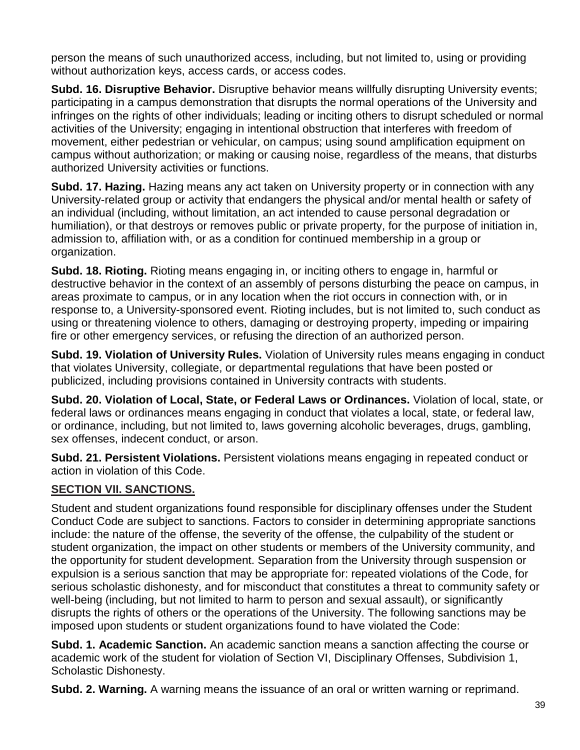person the means of such unauthorized access, including, but not limited to, using or providing without authorization keys, access cards, or access codes.

**Subd. 16. Disruptive Behavior.** Disruptive behavior means willfully disrupting University events; participating in a campus demonstration that disrupts the normal operations of the University and infringes on the rights of other individuals; leading or inciting others to disrupt scheduled or normal activities of the University; engaging in intentional obstruction that interferes with freedom of movement, either pedestrian or vehicular, on campus; using sound amplification equipment on campus without authorization; or making or causing noise, regardless of the means, that disturbs authorized University activities or functions.

**Subd. 17. Hazing.** Hazing means any act taken on University property or in connection with any University-related group or activity that endangers the physical and/or mental health or safety of an individual (including, without limitation, an act intended to cause personal degradation or humiliation), or that destroys or removes public or private property, for the purpose of initiation in, admission to, affiliation with, or as a condition for continued membership in a group or organization.

**Subd. 18. Rioting.** Rioting means engaging in, or inciting others to engage in, harmful or destructive behavior in the context of an assembly of persons disturbing the peace on campus, in areas proximate to campus, or in any location when the riot occurs in connection with, or in response to, a University-sponsored event. Rioting includes, but is not limited to, such conduct as using or threatening violence to others, damaging or destroying property, impeding or impairing fire or other emergency services, or refusing the direction of an authorized person.

**Subd. 19. Violation of University Rules.** Violation of University rules means engaging in conduct that violates University, collegiate, or departmental regulations that have been posted or publicized, including provisions contained in University contracts with students.

**Subd. 20. Violation of Local, State, or Federal Laws or Ordinances.** Violation of local, state, or federal laws or ordinances means engaging in conduct that violates a local, state, or federal law, or ordinance, including, but not limited to, laws governing alcoholic beverages, drugs, gambling, sex offenses, indecent conduct, or arson.

**Subd. 21. Persistent Violations.** Persistent violations means engaging in repeated conduct or action in violation of this Code.

## SECTION VII. SANCTIONS.

Student and student organizations found responsible for disciplinary offenses under the Student Conduct Code are subject to sanctions. Factors to consider in determining appropriate sanctions include: the nature of the offense, the severity of the offense, the culpability of the student or student organization, the impact on other students or members of the University community, and the opportunity for student development. Separation from the University through suspension or expulsion is a serious sanction that may be appropriate for: repeated violations of the Code, for serious scholastic dishonesty, and for misconduct that constitutes a threat to community safety or well-being (including, but not limited to harm to person and sexual assault), or significantly disrupts the rights of others or the operations of the University. The following sanctions may be imposed upon students or student organizations found to have violated the Code:

**Subd. 1. Academic Sanction.** An academic sanction means a sanction affecting the course or academic work of the student for violation of Section VI, Disciplinary Offenses, Subdivision 1, Scholastic Dishonesty.

**Subd. 2. Warning.** A warning means the issuance of an oral or written warning or reprimand.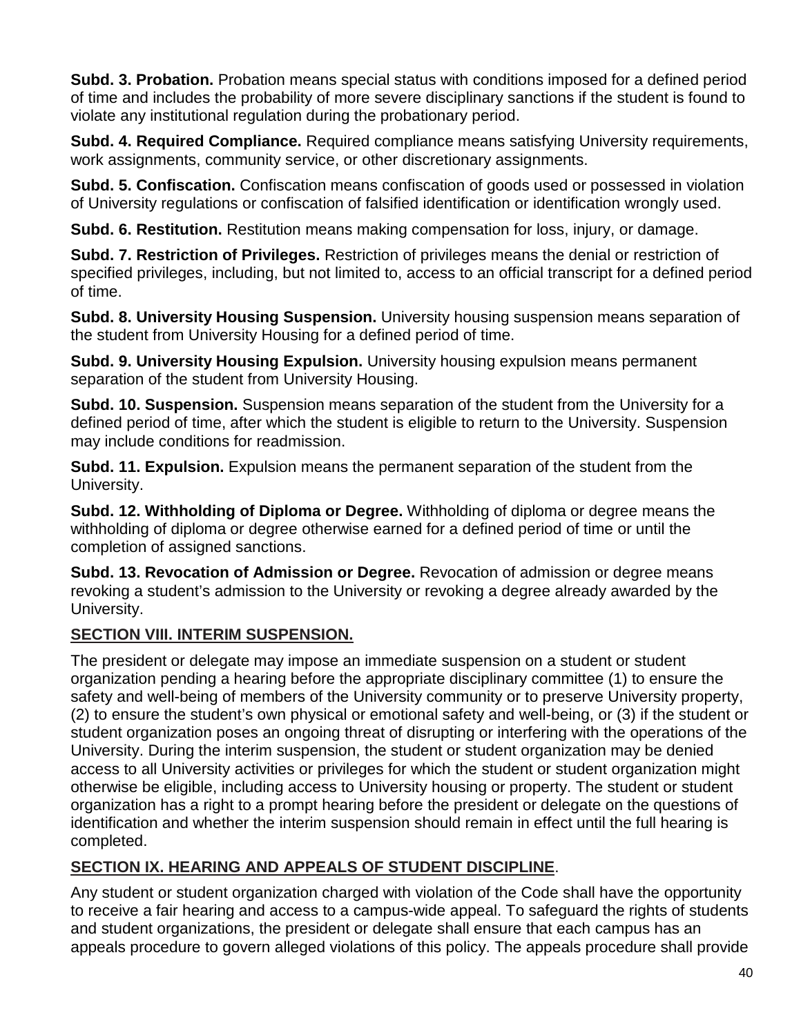**Subd. 3. Probation.** Probation means special status with conditions imposed for a defined period of time and includes the probability of more severe disciplinary sanctions if the student is found to violate any institutional regulation during the probationary period.

**Subd. 4. Required Compliance.** Required compliance means satisfying University requirements, work assignments, community service, or other discretionary assignments.

**Subd. 5. Confiscation.** Confiscation means confiscation of goods used or possessed in violation of University regulations or confiscation of falsified identification or identification wrongly used.

**Subd. 6. Restitution.** Restitution means making compensation for loss, injury, or damage.

**Subd. 7. Restriction of Privileges.** Restriction of privileges means the denial or restriction of specified privileges, including, but not limited to, access to an official transcript for a defined period of time.

**Subd. 8. University Housing Suspension.** University housing suspension means separation of the student from University Housing for a defined period of time.

**Subd. 9. University Housing Expulsion.** University housing expulsion means permanent separation of the student from University Housing.

**Subd. 10. Suspension.** Suspension means separation of the student from the University for a defined period of time, after which the student is eligible to return to the University. Suspension may include conditions for readmission.

**Subd. 11. Expulsion.** Expulsion means the permanent separation of the student from the University.

**Subd. 12. Withholding of Diploma or Degree.** Withholding of diploma or degree means the withholding of diploma or degree otherwise earned for a defined period of time or until the completion of assigned sanctions.

**Subd. 13. Revocation of Admission or Degree.** Revocation of admission or degree means revoking a student's admission to the University or revoking a degree already awarded by the University.

## SECTION VIII. INTERIM SUSPENSION.

The president or delegate may impose an immediate suspension on a student or student organization pending a hearing before the appropriate disciplinary committee (1) to ensure the safety and well-being of members of the University community or to preserve University property, (2) to ensure the student's own physical or emotional safety and well-being, or (3) if the student or student organization poses an ongoing threat of disrupting or interfering with the operations of the University. During the interim suspension, the student or student organization may be denied access to all University activities or privileges for which the student or student organization might otherwise be eligible, including access to University housing or property. The student or student organization has a right to a prompt hearing before the president or delegate on the questions of identification and whether the interim suspension should remain in effect until the full hearing is completed.

## SECTION IX. HEARING AND APPEALS OF STUDENT DISCIPLINE.

Any student or student organization charged with violation of the Code shall have the opportunity to receive a fair hearing and access to a campus-wide appeal. To safeguard the rights of students and student organizations, the president or delegate shall ensure that each campus has an appeals procedure to govern alleged violations of this policy. The appeals procedure shall provide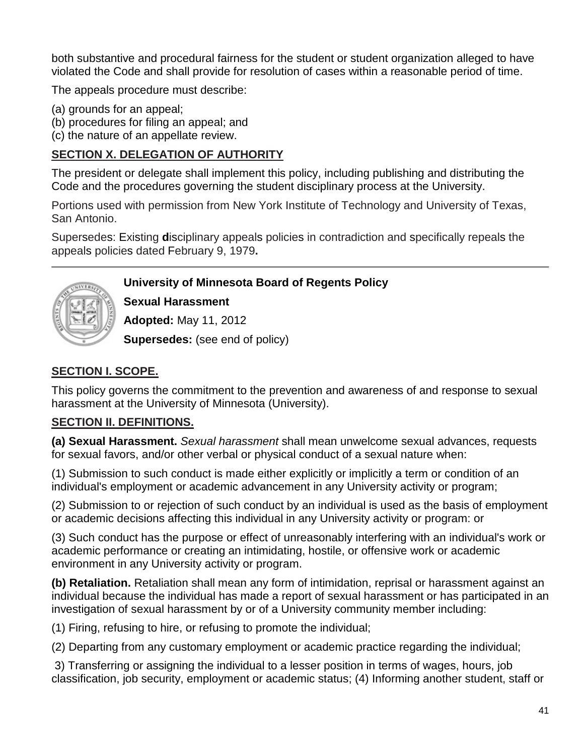both substantive and procedural fairness for the student or student organization alleged to have violated the Code and shall provide for resolution of cases within a reasonable period of time.

The appeals procedure must describe:

(a) grounds for an appeal;
(b) procedures for filing an appeal; and
(c) the nature of an appellate review.

## SECTION X. DELEGATION OF AUTHORITY

The president or delegate shall implement this policy, including publishing and distributing the Code and the procedures governing the student disciplinary process at the University.

Portions used with permission from New York Institute of Technology and University of Texas, San Antonio.

Supersedes: Existing **d**isciplinary appeals policies in contradiction and specifically repeals the appeals policies dated February 9, 1979**.**

---

**University of Minnesota Board of Regents Policy**

**Sexual Harassment**

**Adopted:** May 11, 2012

**Supersedes:** (see end of policy)

## SECTION I. SCOPE.

This policy governs the commitment to the prevention and awareness of and response to sexual harassment at the University of Minnesota (University).

## SECTION II. DEFINITIONS.

**(a) Sexual Harassment.** *Sexual harassment* shall mean unwelcome sexual advances, requests for sexual favors, and/or other verbal or physical conduct of a sexual nature when:

(1) Submission to such conduct is made either explicitly or implicitly a term or condition of an individual's employment or academic advancement in any University activity or program;

(2) Submission to or rejection of such conduct by an individual is used as the basis of employment or academic decisions affecting this individual in any University activity or program: or

(3) Such conduct has the purpose or effect of unreasonably interfering with an individual's work or academic performance or creating an intimidating, hostile, or offensive work or academic environment in any University activity or program.

**(b) Retaliation.** Retaliation shall mean any form of intimidation, reprisal or harassment against an individual because the individual has made a report of sexual harassment or has participated in an investigation of sexual harassment by or of a University community member including:

(1) Firing, refusing to hire, or refusing to promote the individual;

(2) Departing from any customary employment or academic practice regarding the individual;

3) Transferring or assigning the individual to a lesser position in terms of wages, hours, job classification, job security, employment or academic status; (4) Informing another student, staff or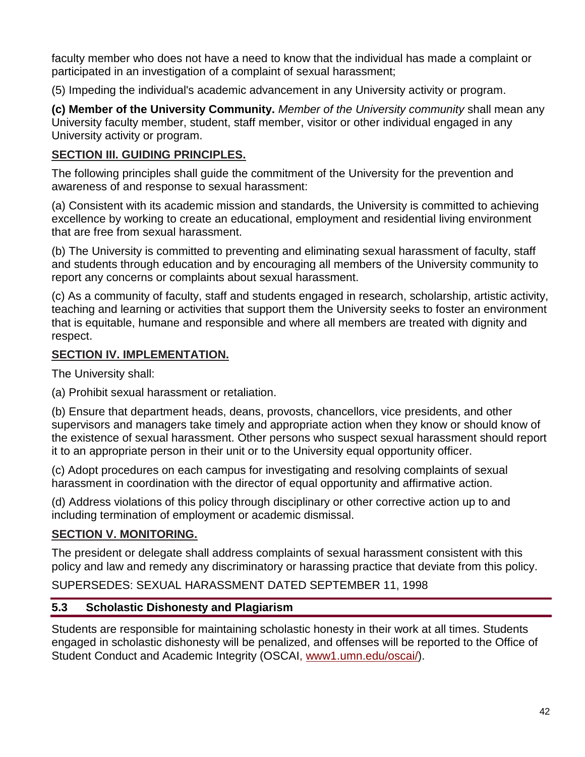faculty member who does not have a need to know that the individual has made a complaint or participated in an investigation of a complaint of sexual harassment;

(5) Impeding the individual's academic advancement in any University activity or program.

**(c) Member of the University Community.** *Member of the University community* shall mean any University faculty member, student, staff member, visitor or other individual engaged in any University activity or program.

**SECTION III. GUIDING PRINCIPLES.**

The following principles shall guide the commitment of the University for the prevention and awareness of and response to sexual harassment:

(a) Consistent with its academic mission and standards, the University is committed to achieving excellence by working to create an educational, employment and residential living environment that are free from sexual harassment.

(b) The University is committed to preventing and eliminating sexual harassment of faculty, staff and students through education and by encouraging all members of the University community to report any concerns or complaints about sexual harassment.

(c) As a community of faculty, staff and students engaged in research, scholarship, artistic activity, teaching and learning or activities that support them the University seeks to foster an environment that is equitable, humane and responsible and where all members are treated with dignity and respect.

**SECTION IV. IMPLEMENTATION.**

The University shall:

(a) Prohibit sexual harassment or retaliation.

(b) Ensure that department heads, deans, provosts, chancellors, vice presidents, and other supervisors and managers take timely and appropriate action when they know or should know of the existence of sexual harassment. Other persons who suspect sexual harassment should report it to an appropriate person in their unit or to the University equal opportunity officer.

(c) Adopt procedures on each campus for investigating and resolving complaints of sexual harassment in coordination with the director of equal opportunity and affirmative action.

(d) Address violations of this policy through disciplinary or other corrective action up to and including termination of employment or academic dismissal.

**SECTION V. MONITORING.**

The president or delegate shall address complaints of sexual harassment consistent with this policy and law and remedy any discriminatory or harassing practice that deviate from this policy.

SUPERSEDES: SEXUAL HARASSMENT DATED SEPTEMBER 11, 1998

## 5.3 Scholastic Dishonesty and Plagiarism

Students are responsible for maintaining scholastic honesty in their work at all times. Students engaged in scholastic dishonesty will be penalized, and offenses will be reported to the Office of Student Conduct and Academic Integrity (OSCAI, www1.umn.edu/oscai/).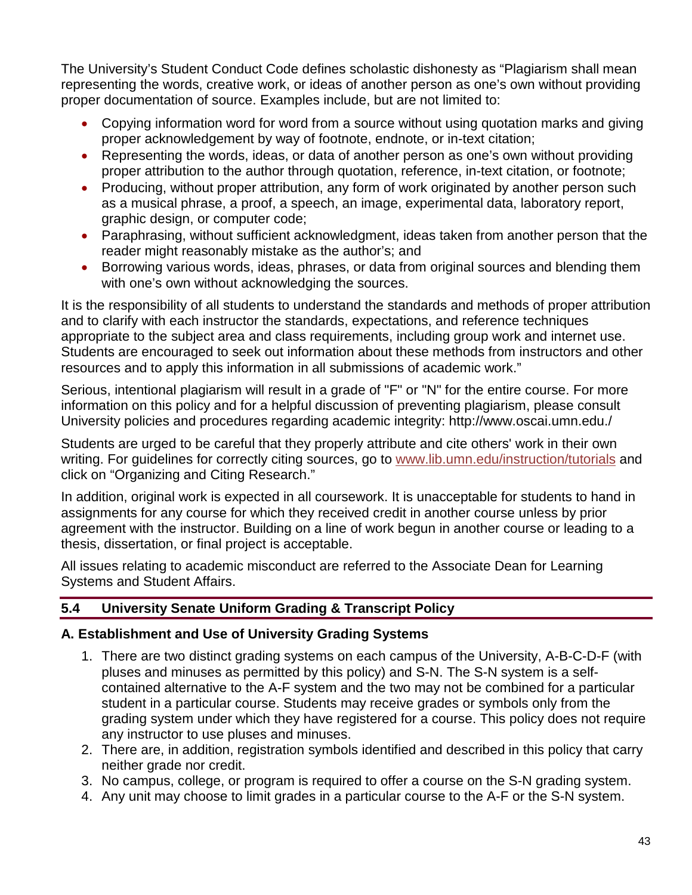The University's Student Conduct Code defines scholastic dishonesty as "Plagiarism shall mean representing the words, creative work, or ideas of another person as one's own without providing proper documentation of source. Examples include, but are not limited to:

- Copying information word for word from a source without using quotation marks and giving proper acknowledgement by way of footnote, endnote, or in-text citation;
- Representing the words, ideas, or data of another person as one's own without providing proper attribution to the author through quotation, reference, in-text citation, or footnote;
- Producing, without proper attribution, any form of work originated by another person such as a musical phrase, a proof, a speech, an image, experimental data, laboratory report, graphic design, or computer code;
- Paraphrasing, without sufficient acknowledgment, ideas taken from another person that the reader might reasonably mistake as the author's; and
- Borrowing various words, ideas, phrases, or data from original sources and blending them with one's own without acknowledging the sources.

It is the responsibility of all students to understand the standards and methods of proper attribution and to clarify with each instructor the standards, expectations, and reference techniques appropriate to the subject area and class requirements, including group work and internet use. Students are encouraged to seek out information about these methods from instructors and other resources and to apply this information in all submissions of academic work."

Serious, intentional plagiarism will result in a grade of "F" or "N" for the entire course. For more information on this policy and for a helpful discussion of preventing plagiarism, please consult University policies and procedures regarding academic integrity: http://www.oscai.umn.edu./

Students are urged to be careful that they properly attribute and cite others' work in their own writing. For guidelines for correctly citing sources, go to [www.lib.umn.edu/instruction/tutorials](www.lib.umn.edu/instruction/tutorials) and click on "Organizing and Citing Research."

In addition, original work is expected in all coursework. It is unacceptable for students to hand in assignments for any course for which they received credit in another course unless by prior agreement with the instructor. Building on a line of work begun in another course or leading to a thesis, dissertation, or final project is acceptable.

All issues relating to academic misconduct are referred to the Associate Dean for Learning Systems and Student Affairs.

## 5.4 University Senate Uniform Grading & Transcript Policy

### A. Establishment and Use of University Grading Systems

1. There are two distinct grading systems on each campus of the University, A-B-C-D-F (with pluses and minuses as permitted by this policy) and S-N. The S-N system is a self-contained alternative to the A-F system and the two may not be combined for a particular student in a particular course. Students may receive grades or symbols only from the grading system under which they have registered for a course. This policy does not require any instructor to use pluses and minuses.
2. There are, in addition, registration symbols identified and described in this policy that carry neither grade nor credit.
3. No campus, college, or program is required to offer a course on the S-N grading system.
4. Any unit may choose to limit grades in a particular course to the A-F or the S-N system.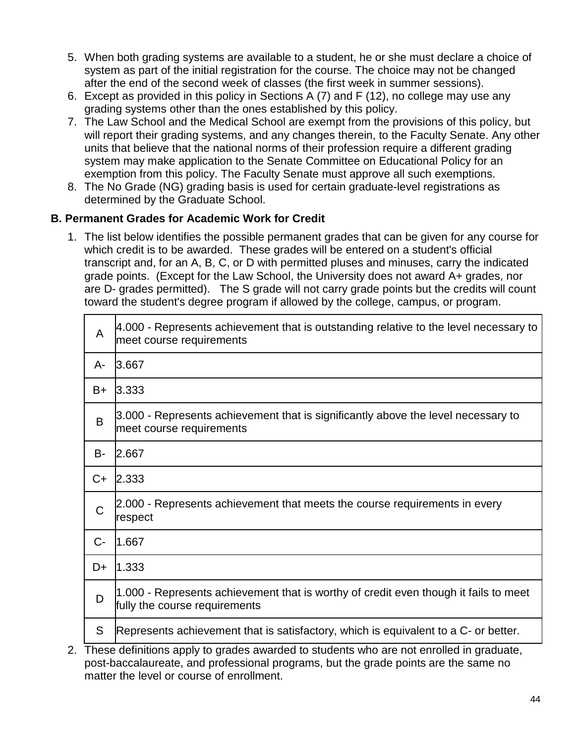5. When both grading systems are available to a student, he or she must declare a choice of system as part of the initial registration for the course. The choice may not be changed after the end of the second week of classes (the first week in summer sessions).
6. Except as provided in this policy in Sections A (7) and F (12), no college may use any grading systems other than the ones established by this policy.
7. The Law School and the Medical School are exempt from the provisions of this policy, but will report their grading systems, and any changes therein, to the Faculty Senate. Any other units that believe that the national norms of their profession require a different grading system may make application to the Senate Committee on Educational Policy for an exemption from this policy. The Faculty Senate must approve all such exemptions.
8. The No Grade (NG) grading basis is used for certain graduate-level registrations as determined by the Graduate School.

**B. Permanent Grades for Academic Work for Credit**

1. The list below identifies the possible permanent grades that can be given for any course for which credit is to be awarded. These grades will be entered on a student's official transcript and, for an A, B, C, or D with permitted pluses and minuses, carry the indicated grade points. (Except for the Law School, the University does not award A+ grades, nor are D- grades permitted). The S grade will not carry grade points but the credits will count toward the student's degree program if allowed by the college, campus, or program.

| | |
|---|---|
| A | 4.000 - Represents achievement that is outstanding relative to the level necessary to meet course requirements |
| A- | 3.667 |
| B+ | 3.333 |
| B | 3.000 - Represents achievement that is significantly above the level necessary to meet course requirements |
| B- | 2.667 |
| C+ | 2.333 |
| C | 2.000 - Represents achievement that meets the course requirements in every respect |
| C- | 1.667 |
| D+ | 1.333 |
| D | 1.000 - Represents achievement that is worthy of credit even though it fails to meet fully the course requirements |
| S | Represents achievement that is satisfactory, which is equivalent to a C- or better. |

2. These definitions apply to grades awarded to students who are not enrolled in graduate, post-baccalaureate, and professional programs, but the grade points are the same no matter the level or course of enrollment.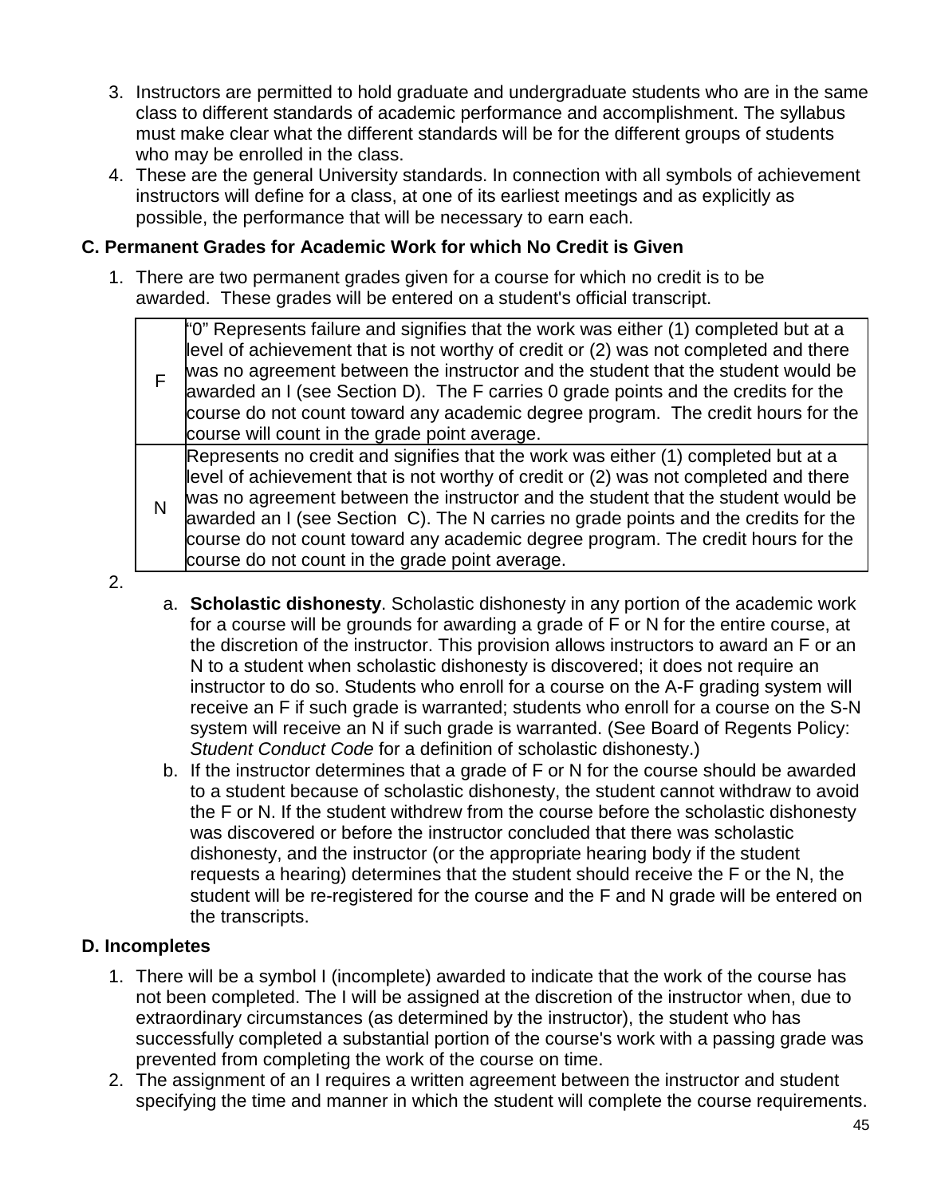3. Instructors are permitted to hold graduate and undergraduate students who are in the same class to different standards of academic performance and accomplishment. The syllabus must make clear what the different standards will be for the different groups of students who may be enrolled in the class.
4. These are the general University standards. In connection with all symbols of achievement instructors will define for a class, at one of its earliest meetings and as explicitly as possible, the performance that will be necessary to earn each.

### C. Permanent Grades for Academic Work for which No Credit is Given

1. There are two permanent grades given for a course for which no credit is to be awarded. These grades will be entered on a student's official transcript.

| | |
|---|---|
| F | "0" Represents failure and signifies that the work was either (1) completed but at a level of achievement that is not worthy of credit or (2) was not completed and there was no agreement between the instructor and the student that the student would be awarded an I (see Section D). The F carries 0 grade points and the credits for the course do not count toward any academic degree program. The credit hours for the course will count in the grade point average. |
| N | Represents no credit and signifies that the work was either (1) completed but at a level of achievement that is not worthy of credit or (2) was not completed and there was no agreement between the instructor and the student that the student would be awarded an I (see Section C). The N carries no grade points and the credits for the course do not count toward any academic degree program. The credit hours for the course do not count in the grade point average. |

2.
   a. **Scholastic dishonesty**. Scholastic dishonesty in any portion of the academic work for a course will be grounds for awarding a grade of F or N for the entire course, at the discretion of the instructor. This provision allows instructors to award an F or an N to a student when scholastic dishonesty is discovered; it does not require an instructor to do so. Students who enroll for a course on the A-F grading system will receive an F if such grade is warranted; students who enroll for a course on the S-N system will receive an N if such grade is warranted. (See Board of Regents Policy: *Student Conduct Code* for a definition of scholastic dishonesty.)
   b. If the instructor determines that a grade of F or N for the course should be awarded to a student because of scholastic dishonesty, the student cannot withdraw to avoid the F or N. If the student withdrew from the course before the scholastic dishonesty was discovered or before the instructor concluded that there was scholastic dishonesty, and the instructor (or the appropriate hearing body if the student requests a hearing) determines that the student should receive the F or the N, the student will be re-registered for the course and the F and N grade will be entered on the transcripts.

### D. Incompletes

1. There will be a symbol I (incomplete) awarded to indicate that the work of the course has not been completed. The I will be assigned at the discretion of the instructor when, due to extraordinary circumstances (as determined by the instructor), the student who has successfully completed a substantial portion of the course's work with a passing grade was prevented from completing the work of the course on time.
2. The assignment of an I requires a written agreement between the instructor and student specifying the time and manner in which the student will complete the course requirements.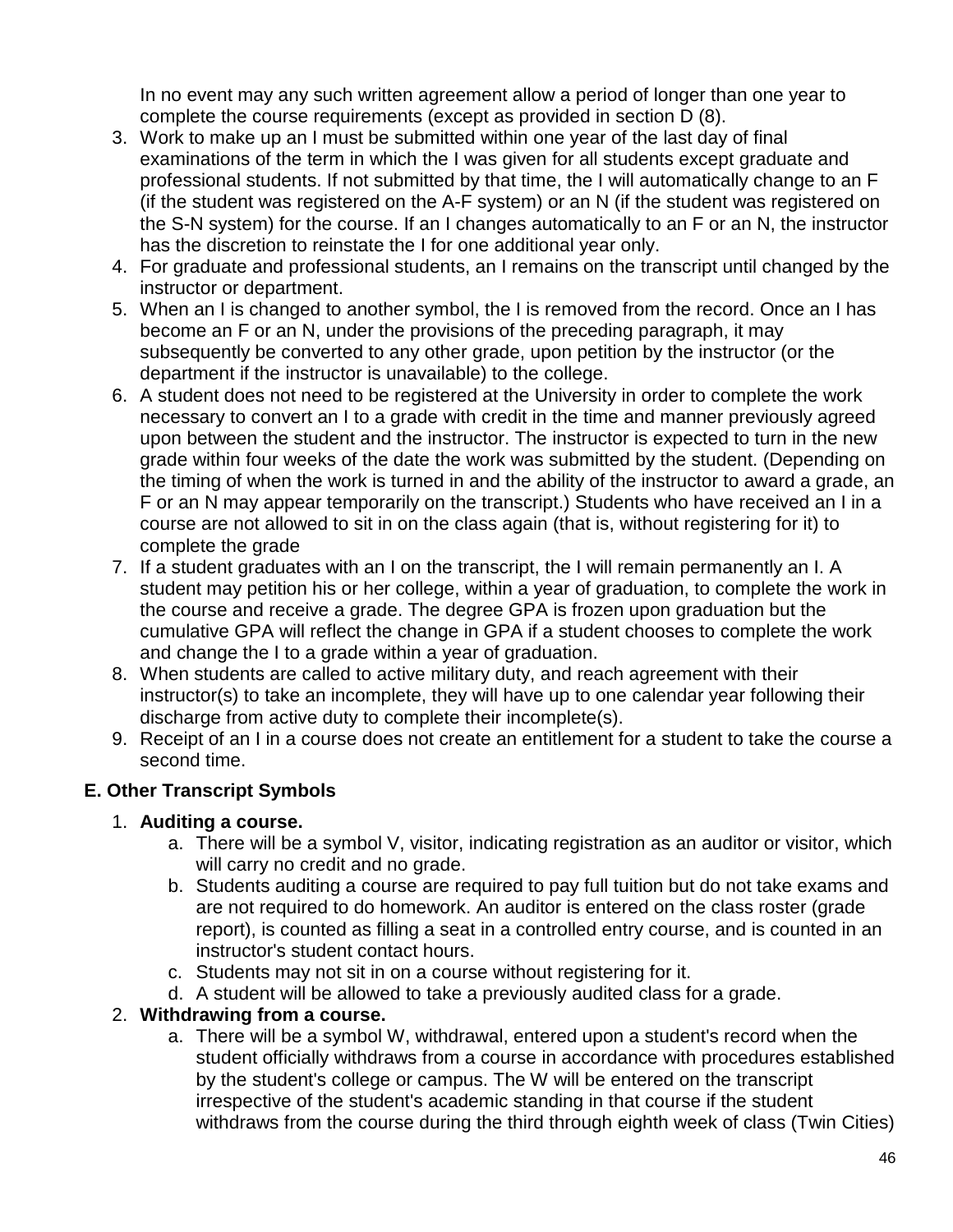In no event may any such written agreement allow a period of longer than one year to complete the course requirements (except as provided in section D (8).

3. Work to make up an I must be submitted within one year of the last day of final examinations of the term in which the I was given for all students except graduate and professional students. If not submitted by that time, the I will automatically change to an F (if the student was registered on the A-F system) or an N (if the student was registered on the S-N system) for the course. If an I changes automatically to an F or an N, the instructor has the discretion to reinstate the I for one additional year only.
4. For graduate and professional students, an I remains on the transcript until changed by the instructor or department.
5. When an I is changed to another symbol, the I is removed from the record. Once an I has become an F or an N, under the provisions of the preceding paragraph, it may subsequently be converted to any other grade, upon petition by the instructor (or the department if the instructor is unavailable) to the college.
6. A student does not need to be registered at the University in order to complete the work necessary to convert an I to a grade with credit in the time and manner previously agreed upon between the student and the instructor. The instructor is expected to turn in the new grade within four weeks of the date the work was submitted by the student. (Depending on the timing of when the work is turned in and the ability of the instructor to award a grade, an F or an N may appear temporarily on the transcript.) Students who have received an I in a course are not allowed to sit in on the class again (that is, without registering for it) to complete the grade
7. If a student graduates with an I on the transcript, the I will remain permanently an I. A student may petition his or her college, within a year of graduation, to complete the work in the course and receive a grade. The degree GPA is frozen upon graduation but the cumulative GPA will reflect the change in GPA if a student chooses to complete the work and change the I to a grade within a year of graduation.
8. When students are called to active military duty, and reach agreement with their instructor(s) to take an incomplete, they will have up to one calendar year following their discharge from active duty to complete their incomplete(s).
9. Receipt of an I in a course does not create an entitlement for a student to take the course a second time.

### E. Other Transcript Symbols

1. **Auditing a course.**
   a. There will be a symbol V, visitor, indicating registration as an auditor or visitor, which will carry no credit and no grade.
   b. Students auditing a course are required to pay full tuition but do not take exams and are not required to do homework. An auditor is entered on the class roster (grade report), is counted as filling a seat in a controlled entry course, and is counted in an instructor's student contact hours.
   c. Students may not sit in on a course without registering for it.
   d. A student will be allowed to take a previously audited class for a grade.
2. **Withdrawing from a course.**
   a. There will be a symbol W, withdrawal, entered upon a student's record when the student officially withdraws from a course in accordance with procedures established by the student's college or campus. The W will be entered on the transcript irrespective of the student's academic standing in that course if the student withdraws from the course during the third through eighth week of class (Twin Cities)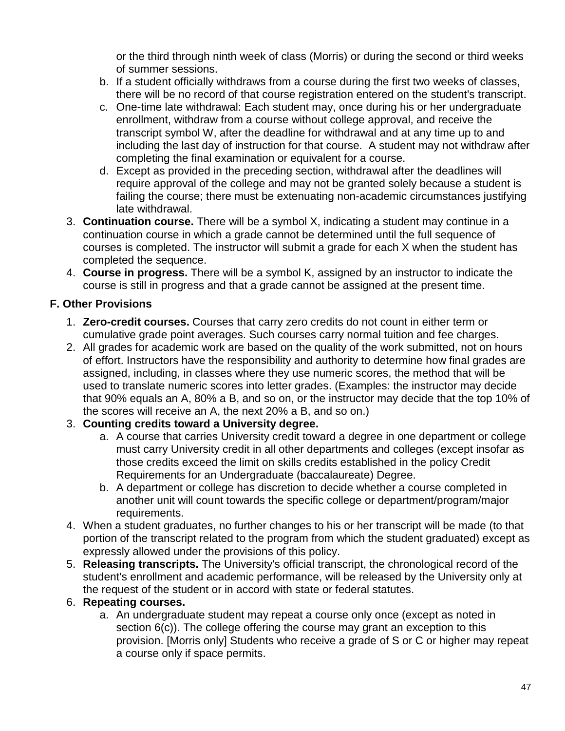or the third through ninth week of class (Morris) or during the second or third weeks of summer sessions.

   b. If a student officially withdraws from a course during the first two weeks of classes, there will be no record of that course registration entered on the student's transcript.
   c. One-time late withdrawal: Each student may, once during his or her undergraduate enrollment, withdraw from a course without college approval, and receive the transcript symbol W, after the deadline for withdrawal and at any time up to and including the last day of instruction for that course. A student may not withdraw after completing the final examination or equivalent for a course.
   d. Except as provided in the preceding section, withdrawal after the deadlines will require approval of the college and may not be granted solely because a student is failing the course; there must be extenuating non-academic circumstances justifying late withdrawal.

3. **Continuation course.** There will be a symbol X, indicating a student may continue in a continuation course in which a grade cannot be determined until the full sequence of courses is completed. The instructor will submit a grade for each X when the student has completed the sequence.
4. **Course in progress.** There will be a symbol K, assigned by an instructor to indicate the course is still in progress and that a grade cannot be assigned at the present time.

### F. Other Provisions

1. **Zero-credit courses.** Courses that carry zero credits do not count in either term or cumulative grade point averages. Such courses carry normal tuition and fee charges.
2. All grades for academic work are based on the quality of the work submitted, not on hours of effort. Instructors have the responsibility and authority to determine how final grades are assigned, including, in classes where they use numeric scores, the method that will be used to translate numeric scores into letter grades. (Examples: the instructor may decide that 90% equals an A, 80% a B, and so on, or the instructor may decide that the top 10% of the scores will receive an A, the next 20% a B, and so on.)
3. **Counting credits toward a University degree.**
   a. A course that carries University credit toward a degree in one department or college must carry University credit in all other departments and colleges (except insofar as those credits exceed the limit on skills credits established in the policy Credit Requirements for an Undergraduate (baccalaureate) Degree.
   b. A department or college has discretion to decide whether a course completed in another unit will count towards the specific college or department/program/major requirements.
4. When a student graduates, no further changes to his or her transcript will be made (to that portion of the transcript related to the program from which the student graduated) except as expressly allowed under the provisions of this policy.
5. **Releasing transcripts.** The University's official transcript, the chronological record of the student's enrollment and academic performance, will be released by the University only at the request of the student or in accord with state or federal statutes.
6. **Repeating courses.**
   a. An undergraduate student may repeat a course only once (except as noted in section 6(c)). The college offering the course may grant an exception to this provision. [Morris only] Students who receive a grade of S or C or higher may repeat a course only if space permits.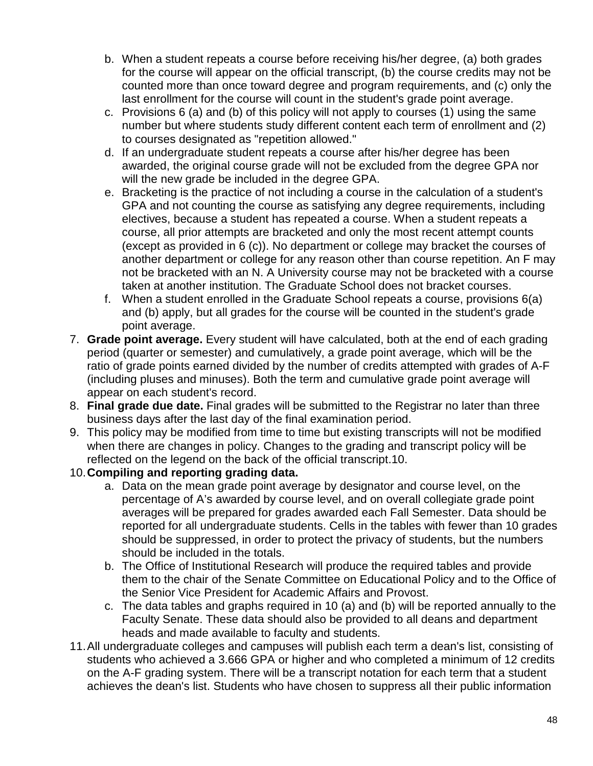b. When a student repeats a course before receiving his/her degree, (a) both grades for the course will appear on the official transcript, (b) the course credits may not be counted more than once toward degree and program requirements, and (c) only the last enrollment for the course will count in the student's grade point average.
c. Provisions 6 (a) and (b) of this policy will not apply to courses (1) using the same number but where students study different content each term of enrollment and (2) to courses designated as "repetition allowed."
d. If an undergraduate student repeats a course after his/her degree has been awarded, the original course grade will not be excluded from the degree GPA nor will the new grade be included in the degree GPA.
e. Bracketing is the practice of not including a course in the calculation of a student's GPA and not counting the course as satisfying any degree requirements, including electives, because a student has repeated a course. When a student repeats a course, all prior attempts are bracketed and only the most recent attempt counts (except as provided in 6 (c)). No department or college may bracket the courses of another department or college for any reason other than course repetition. An F may not be bracketed with an N. A University course may not be bracketed with a course taken at another institution. The Graduate School does not bracket courses.
f. When a student enrolled in the Graduate School repeats a course, provisions 6(a) and (b) apply, but all grades for the course will be counted in the student's grade point average.

7. **Grade point average.** Every student will have calculated, both at the end of each grading period (quarter or semester) and cumulatively, a grade point average, which will be the ratio of grade points earned divided by the number of credits attempted with grades of A-F (including pluses and minuses). Both the term and cumulative grade point average will appear on each student's record.
8. **Final grade due date.** Final grades will be submitted to the Registrar no later than three business days after the last day of the final examination period.
9. This policy may be modified from time to time but existing transcripts will not be modified when there are changes in policy. Changes to the grading and transcript policy will be reflected on the legend on the back of the official transcript.10.
10. **Compiling and reporting grading data.**
    a. Data on the mean grade point average by designator and course level, on the percentage of A's awarded by course level, and on overall collegiate grade point averages will be prepared for grades awarded each Fall Semester. Data should be reported for all undergraduate students. Cells in the tables with fewer than 10 grades should be suppressed, in order to protect the privacy of students, but the numbers should be included in the totals.
    b. The Office of Institutional Research will produce the required tables and provide them to the chair of the Senate Committee on Educational Policy and to the Office of the Senior Vice President for Academic Affairs and Provost.
    c. The data tables and graphs required in 10 (a) and (b) will be reported annually to the Faculty Senate. These data should also be provided to all deans and department heads and made available to faculty and students.
11. All undergraduate colleges and campuses will publish each term a dean's list, consisting of students who achieved a 3.666 GPA or higher and who completed a minimum of 12 credits on the A-F grading system. There will be a transcript notation for each term that a student achieves the dean's list. Students who have chosen to suppress all their public information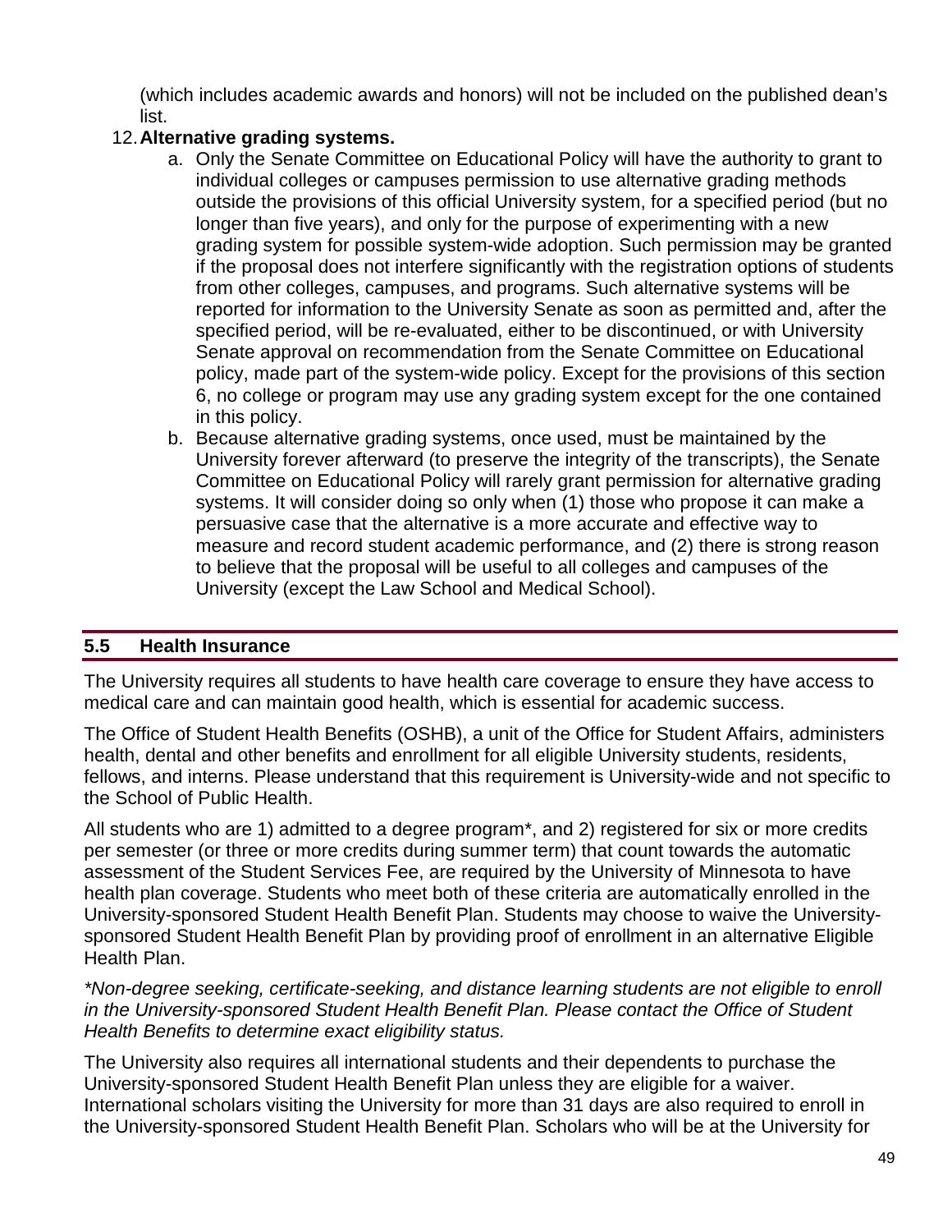(which includes academic awards and honors) will not be included on the published dean's list.

12. **Alternative grading systems.**
    a. Only the Senate Committee on Educational Policy will have the authority to grant to individual colleges or campuses permission to use alternative grading methods outside the provisions of this official University system, for a specified period (but no longer than five years), and only for the purpose of experimenting with a new grading system for possible system-wide adoption. Such permission may be granted if the proposal does not interfere significantly with the registration options of students from other colleges, campuses, and programs. Such alternative systems will be reported for information to the University Senate as soon as permitted and, after the specified period, will be re-evaluated, either to be discontinued, or with University Senate approval on recommendation from the Senate Committee on Educational policy, made part of the system-wide policy. Except for the provisions of this section 6, no college or program may use any grading system except for the one contained in this policy.
    b. Because alternative grading systems, once used, must be maintained by the University forever afterward (to preserve the integrity of the transcripts), the Senate Committee on Educational Policy will rarely grant permission for alternative grading systems. It will consider doing so only when (1) those who propose it can make a persuasive case that the alternative is a more accurate and effective way to measure and record student academic performance, and (2) there is strong reason to believe that the proposal will be useful to all colleges and campuses of the University (except the Law School and Medical School).

## 5.5 Health Insurance

The University requires all students to have health care coverage to ensure they have access to medical care and can maintain good health, which is essential for academic success.

The Office of Student Health Benefits (OSHB), a unit of the Office for Student Affairs, administers health, dental and other benefits and enrollment for all eligible University students, residents, fellows, and interns. Please understand that this requirement is University-wide and not specific to the School of Public Health.

All students who are 1) admitted to a degree program*, and 2) registered for six or more credits per semester (or three or more credits during summer term) that count towards the automatic assessment of the Student Services Fee, are required by the University of Minnesota to have health plan coverage. Students who meet both of these criteria are automatically enrolled in the University-sponsored Student Health Benefit Plan. Students may choose to waive the University-sponsored Student Health Benefit Plan by providing proof of enrollment in an alternative Eligible Health Plan.

*\*Non-degree seeking, certificate-seeking, and distance learning students are not eligible to enroll in the University-sponsored Student Health Benefit Plan. Please contact the Office of Student Health Benefits to determine exact eligibility status.*

The University also requires all international students and their dependents to purchase the University-sponsored Student Health Benefit Plan unless they are eligible for a waiver. International scholars visiting the University for more than 31 days are also required to enroll in the University-sponsored Student Health Benefit Plan. Scholars who will be at the University for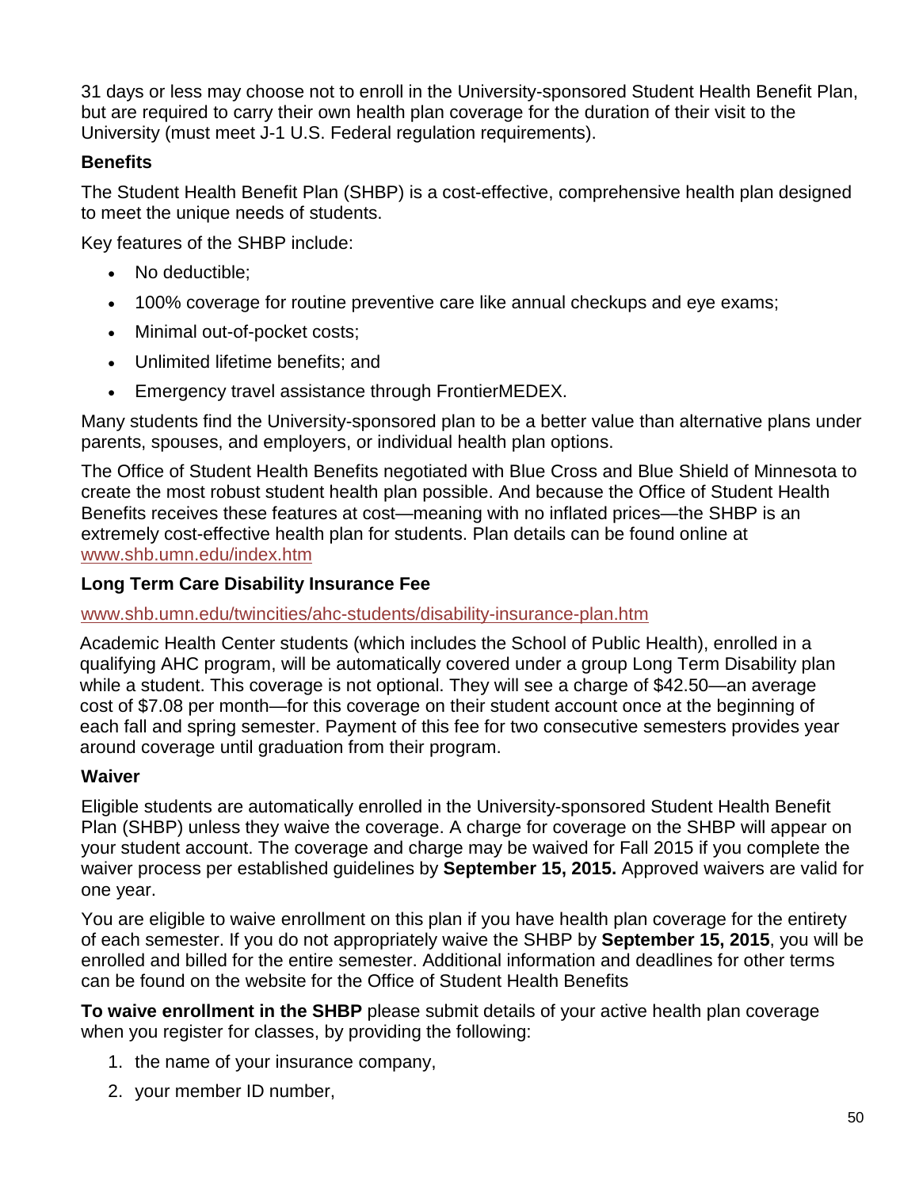31 days or less may choose not to enroll in the University-sponsored Student Health Benefit Plan, but are required to carry their own health plan coverage for the duration of their visit to the University (must meet J-1 U.S. Federal regulation requirements).

### Benefits

The Student Health Benefit Plan (SHBP) is a cost-effective, comprehensive health plan designed to meet the unique needs of students.

Key features of the SHBP include:

- No deductible;
- 100% coverage for routine preventive care like annual checkups and eye exams;
- Minimal out-of-pocket costs;
- Unlimited lifetime benefits; and
- Emergency travel assistance through FrontierMEDEX.

Many students find the University-sponsored plan to be a better value than alternative plans under parents, spouses, and employers, or individual health plan options.

The Office of Student Health Benefits negotiated with Blue Cross and Blue Shield of Minnesota to create the most robust student health plan possible. And because the Office of Student Health Benefits receives these features at cost—meaning with no inflated prices—the SHBP is an extremely cost-effective health plan for students. Plan details can be found online at www.shb.umn.edu/index.htm

### Long Term Care Disability Insurance Fee

www.shb.umn.edu/twincities/ahc-students/disability-insurance-plan.htm

Academic Health Center students (which includes the School of Public Health), enrolled in a qualifying AHC program, will be automatically covered under a group Long Term Disability plan while a student. This coverage is not optional. They will see a charge of $42.50—an average cost of $7.08 per month—for this coverage on their student account once at the beginning of each fall and spring semester. Payment of this fee for two consecutive semesters provides year around coverage until graduation from their program.

### Waiver

Eligible students are automatically enrolled in the University-sponsored Student Health Benefit Plan (SHBP) unless they waive the coverage. A charge for coverage on the SHBP will appear on your student account. The coverage and charge may be waived for Fall 2015 if you complete the waiver process per established guidelines by **September 15, 2015.** Approved waivers are valid for one year.

You are eligible to waive enrollment on this plan if you have health plan coverage for the entirety of each semester. If you do not appropriately waive the SHBP by **September 15, 2015**, you will be enrolled and billed for the entire semester. Additional information and deadlines for other terms can be found on the website for the Office of Student Health Benefits

**To waive enrollment in the SHBP** please submit details of your active health plan coverage when you register for classes, by providing the following:

1. the name of your insurance company,
2. your member ID number,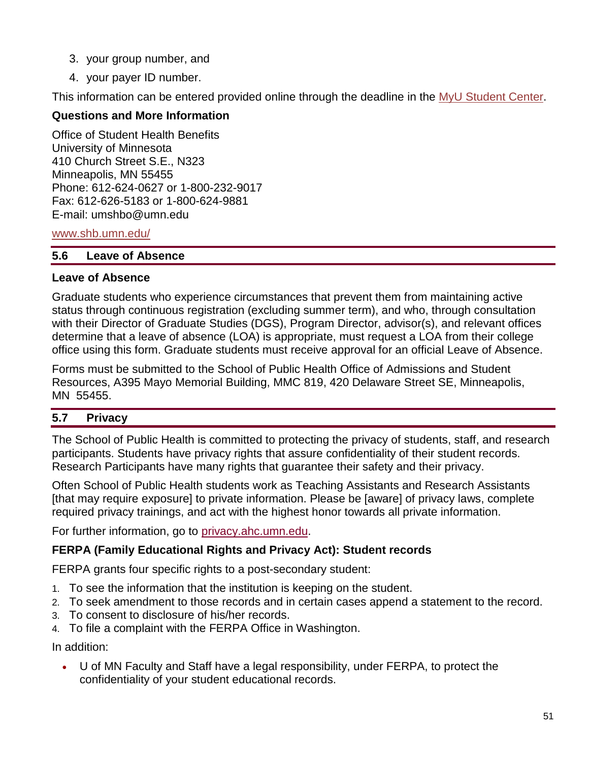3. your group number, and
4. your payer ID number.

This information can be entered provided online through the deadline in the MyU Student Center.

**Questions and More Information**

Office of Student Health Benefits
University of Minnesota
410 Church Street S.E., N323
Minneapolis, MN 55455
Phone: 612-624-0627 or 1-800-232-9017
Fax: 612-626-5183 or 1-800-624-9881
E-mail: umshbo@umn.edu

www.shb.umn.edu/

## 5.6 Leave of Absence

**Leave of Absence**

Graduate students who experience circumstances that prevent them from maintaining active status through continuous registration (excluding summer term), and who, through consultation with their Director of Graduate Studies (DGS), Program Director, advisor(s), and relevant offices determine that a leave of absence (LOA) is appropriate, must request a LOA from their college office using this form. Graduate students must receive approval for an official Leave of Absence.

Forms must be submitted to the School of Public Health Office of Admissions and Student Resources, A395 Mayo Memorial Building, MMC 819, 420 Delaware Street SE, Minneapolis, MN 55455.

## 5.7 Privacy

The School of Public Health is committed to protecting the privacy of students, staff, and research participants. Students have privacy rights that assure confidentiality of their student records. Research Participants have many rights that guarantee their safety and their privacy.

Often School of Public Health students work as Teaching Assistants and Research Assistants [that may require exposure] to private information. Please be [aware] of privacy laws, complete required privacy trainings, and act with the highest honor towards all private information.

For further information, go to privacy.ahc.umn.edu.

**FERPA (Family Educational Rights and Privacy Act): Student records**

FERPA grants four specific rights to a post-secondary student:

1. To see the information that the institution is keeping on the student.
2. To seek amendment to those records and in certain cases append a statement to the record.
3. To consent to disclosure of his/her records.
4. To file a complaint with the FERPA Office in Washington.

In addition:

- U of MN Faculty and Staff have a legal responsibility, under FERPA, to protect the confidentiality of your student educational records.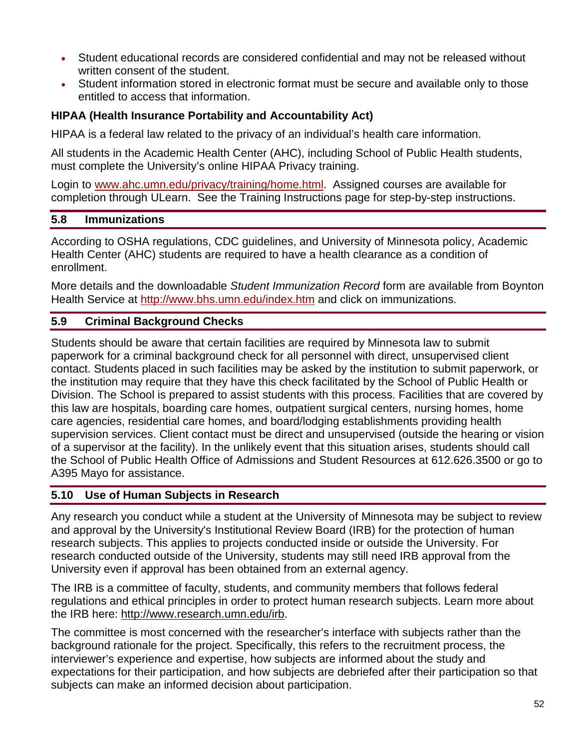- Student educational records are considered confidential and may not be released without written consent of the student.
- Student information stored in electronic format must be secure and available only to those entitled to access that information.

**HIPAA (Health Insurance Portability and Accountability Act)**

HIPAA is a federal law related to the privacy of an individual's health care information.

All students in the Academic Health Center (AHC), including School of Public Health students, must complete the University's online HIPAA Privacy training.

Login to www.ahc.umn.edu/privacy/training/home.html. Assigned courses are available for completion through ULearn. See the Training Instructions page for step-by-step instructions.

## 5.8 Immunizations

According to OSHA regulations, CDC guidelines, and University of Minnesota policy, Academic Health Center (AHC) students are required to have a health clearance as a condition of enrollment.

More details and the downloadable *Student Immunization Record* form are available from Boynton Health Service at http://www.bhs.umn.edu/index.htm and click on immunizations.

## 5.9 Criminal Background Checks

Students should be aware that certain facilities are required by Minnesota law to submit paperwork for a criminal background check for all personnel with direct, unsupervised client contact. Students placed in such facilities may be asked by the institution to submit paperwork, or the institution may require that they have this check facilitated by the School of Public Health or Division. The School is prepared to assist students with this process. Facilities that are covered by this law are hospitals, boarding care homes, outpatient surgical centers, nursing homes, home care agencies, residential care homes, and board/lodging establishments providing health supervision services. Client contact must be direct and unsupervised (outside the hearing or vision of a supervisor at the facility). In the unlikely event that this situation arises, students should call the School of Public Health Office of Admissions and Student Resources at 612.626.3500 or go to A395 Mayo for assistance.

## 5.10 Use of Human Subjects in Research

Any research you conduct while a student at the University of Minnesota may be subject to review and approval by the University's Institutional Review Board (IRB) for the protection of human research subjects. This applies to projects conducted inside or outside the University. For research conducted outside of the University, students may still need IRB approval from the University even if approval has been obtained from an external agency.

The IRB is a committee of faculty, students, and community members that follows federal regulations and ethical principles in order to protect human research subjects. Learn more about the IRB here: http://www.research.umn.edu/irb.

The committee is most concerned with the researcher's interface with subjects rather than the background rationale for the project. Specifically, this refers to the recruitment process, the interviewer's experience and expertise, how subjects are informed about the study and expectations for their participation, and how subjects are debriefed after their participation so that subjects can make an informed decision about participation.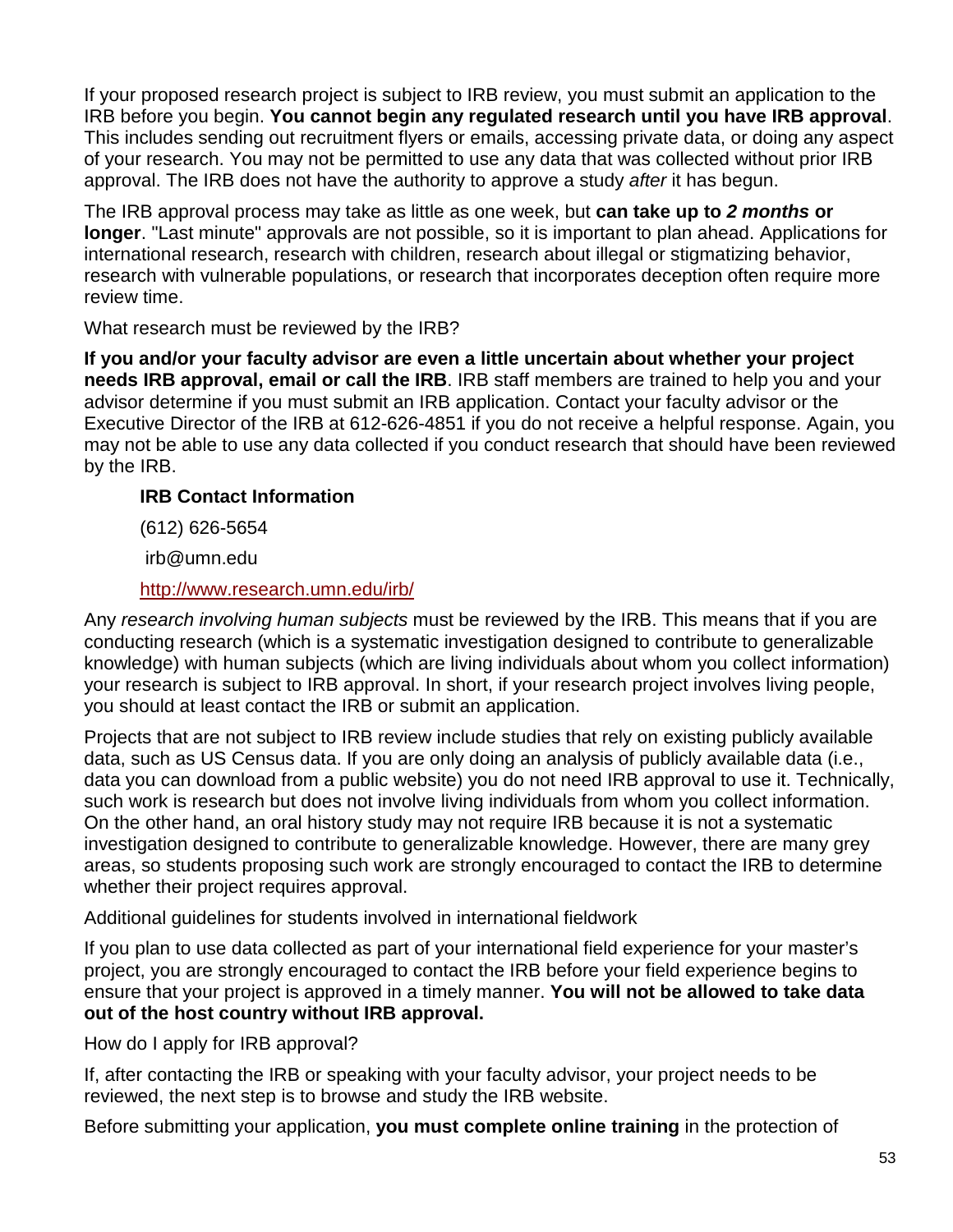If your proposed research project is subject to IRB review, you must submit an application to the IRB before you begin. **You cannot begin any regulated research until you have IRB approval**. This includes sending out recruitment flyers or emails, accessing private data, or doing any aspect of your research. You may not be permitted to use any data that was collected without prior IRB approval. The IRB does not have the authority to approve a study *after* it has begun.

The IRB approval process may take as little as one week, but **can take up to *2 months* or longer**. "Last minute" approvals are not possible, so it is important to plan ahead. Applications for international research, research with children, research about illegal or stigmatizing behavior, research with vulnerable populations, or research that incorporates deception often require more review time.

What research must be reviewed by the IRB?

**If you and/or your faculty advisor are even a little uncertain about whether your project needs IRB approval, email or call the IRB**. IRB staff members are trained to help you and your advisor determine if you must submit an IRB application. Contact your faculty advisor or the Executive Director of the IRB at 612-626-4851 if you do not receive a helpful response. Again, you may not be able to use any data collected if you conduct research that should have been reviewed by the IRB.

**IRB Contact Information**

(612) 626-5654

irb@umn.edu

http://www.research.umn.edu/irb/

Any *research involving human subjects* must be reviewed by the IRB. This means that if you are conducting research (which is a systematic investigation designed to contribute to generalizable knowledge) with human subjects (which are living individuals about whom you collect information) your research is subject to IRB approval. In short, if your research project involves living people, you should at least contact the IRB or submit an application.

Projects that are not subject to IRB review include studies that rely on existing publicly available data, such as US Census data. If you are only doing an analysis of publicly available data (i.e., data you can download from a public website) you do not need IRB approval to use it. Technically, such work is research but does not involve living individuals from whom you collect information. On the other hand, an oral history study may not require IRB because it is not a systematic investigation designed to contribute to generalizable knowledge. However, there are many grey areas, so students proposing such work are strongly encouraged to contact the IRB to determine whether their project requires approval.

Additional guidelines for students involved in international fieldwork

If you plan to use data collected as part of your international field experience for your master's project, you are strongly encouraged to contact the IRB before your field experience begins to ensure that your project is approved in a timely manner. **You will not be allowed to take data out of the host country without IRB approval.**

How do I apply for IRB approval?

If, after contacting the IRB or speaking with your faculty advisor, your project needs to be reviewed, the next step is to browse and study the IRB website.

Before submitting your application, **you must complete online training** in the protection of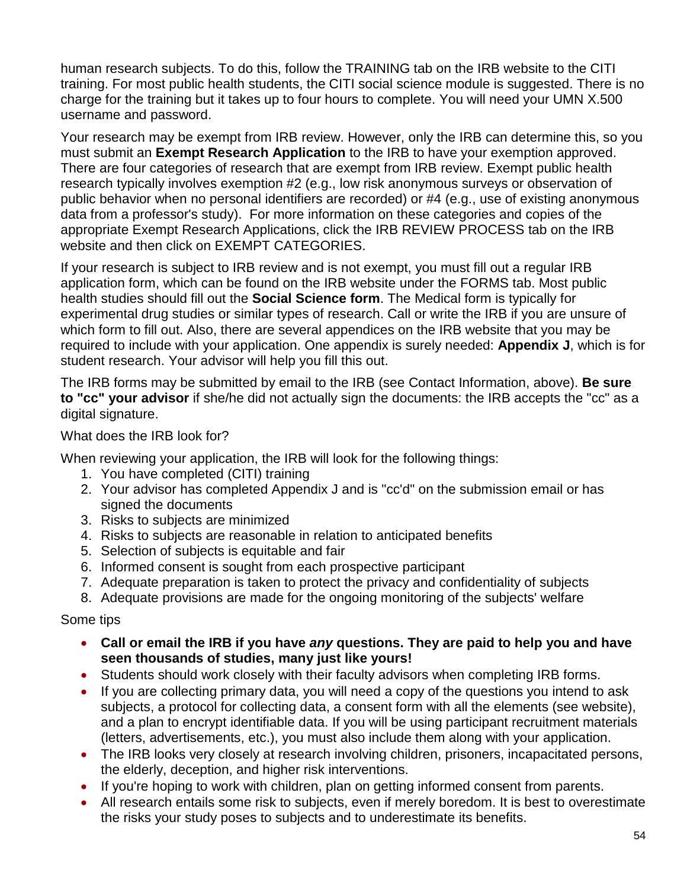human research subjects. To do this, follow the TRAINING tab on the IRB website to the CITI training. For most public health students, the CITI social science module is suggested. There is no charge for the training but it takes up to four hours to complete. You will need your UMN X.500 username and password.

Your research may be exempt from IRB review. However, only the IRB can determine this, so you must submit an **Exempt Research Application** to the IRB to have your exemption approved. There are four categories of research that are exempt from IRB review. Exempt public health research typically involves exemption #2 (e.g., low risk anonymous surveys or observation of public behavior when no personal identifiers are recorded) or #4 (e.g., use of existing anonymous data from a professor's study). For more information on these categories and copies of the appropriate Exempt Research Applications, click the IRB REVIEW PROCESS tab on the IRB website and then click on EXEMPT CATEGORIES.

If your research is subject to IRB review and is not exempt, you must fill out a regular IRB application form, which can be found on the IRB website under the FORMS tab. Most public health studies should fill out the **Social Science form**. The Medical form is typically for experimental drug studies or similar types of research. Call or write the IRB if you are unsure of which form to fill out. Also, there are several appendices on the IRB website that you may be required to include with your application. One appendix is surely needed: **Appendix J**, which is for student research. Your advisor will help you fill this out.

The IRB forms may be submitted by email to the IRB (see Contact Information, above). **Be sure to "cc" your advisor** if she/he did not actually sign the documents: the IRB accepts the "cc" as a digital signature.

What does the IRB look for?

When reviewing your application, the IRB will look for the following things:

1. You have completed (CITI) training
2. Your advisor has completed Appendix J and is "cc'd" on the submission email or has signed the documents
3. Risks to subjects are minimized
4. Risks to subjects are reasonable in relation to anticipated benefits
5. Selection of subjects is equitable and fair
6. Informed consent is sought from each prospective participant
7. Adequate preparation is taken to protect the privacy and confidentiality of subjects
8. Adequate provisions are made for the ongoing monitoring of the subjects' welfare

Some tips

- **Call or email the IRB if you have *any* questions. They are paid to help you and have seen thousands of studies, many just like yours!**
- Students should work closely with their faculty advisors when completing IRB forms.
- If you are collecting primary data, you will need a copy of the questions you intend to ask subjects, a protocol for collecting data, a consent form with all the elements (see website), and a plan to encrypt identifiable data. If you will be using participant recruitment materials (letters, advertisements, etc.), you must also include them along with your application.
- The IRB looks very closely at research involving children, prisoners, incapacitated persons, the elderly, deception, and higher risk interventions.
- If you're hoping to work with children, plan on getting informed consent from parents.
- All research entails some risk to subjects, even if merely boredom. It is best to overestimate the risks your study poses to subjects and to underestimate its benefits.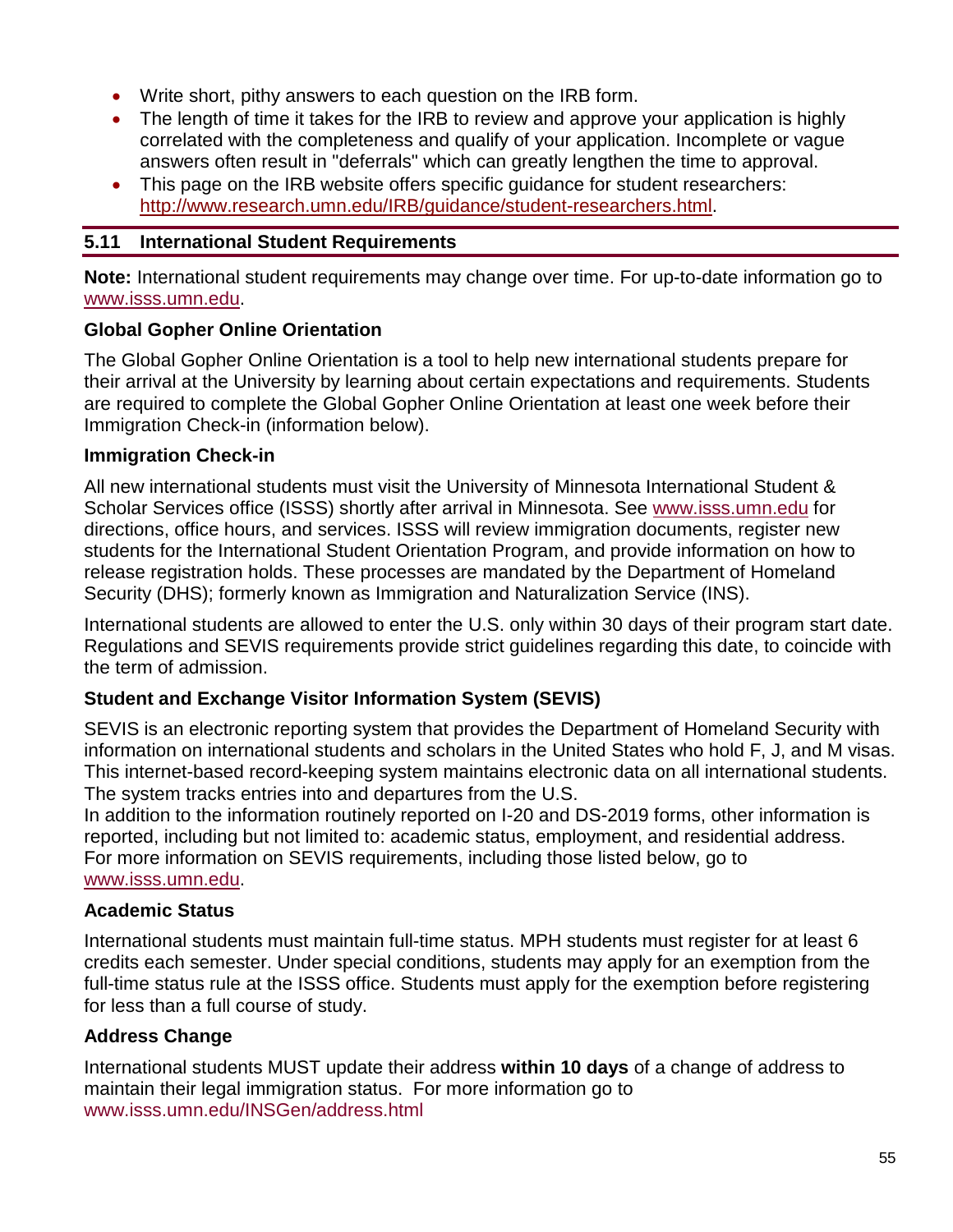- Write short, pithy answers to each question on the IRB form.
- The length of time it takes for the IRB to review and approve your application is highly correlated with the completeness and qualify of your application. Incomplete or vague answers often result in "deferrals" which can greatly lengthen the time to approval.
- This page on the IRB website offers specific guidance for student researchers: http://www.research.umn.edu/IRB/guidance/student-researchers.html.

## 5.11 International Student Requirements

**Note:** International student requirements may change over time. For up-to-date information go to www.isss.umn.edu.

### Global Gopher Online Orientation

The Global Gopher Online Orientation is a tool to help new international students prepare for their arrival at the University by learning about certain expectations and requirements. Students are required to complete the Global Gopher Online Orientation at least one week before their Immigration Check-in (information below).

### Immigration Check-in

All new international students must visit the University of Minnesota International Student & Scholar Services office (ISSS) shortly after arrival in Minnesota. See www.isss.umn.edu for directions, office hours, and services. ISSS will review immigration documents, register new students for the International Student Orientation Program, and provide information on how to release registration holds. These processes are mandated by the Department of Homeland Security (DHS); formerly known as Immigration and Naturalization Service (INS).

International students are allowed to enter the U.S. only within 30 days of their program start date. Regulations and SEVIS requirements provide strict guidelines regarding this date, to coincide with the term of admission.

### Student and Exchange Visitor Information System (SEVIS)

SEVIS is an electronic reporting system that provides the Department of Homeland Security with information on international students and scholars in the United States who hold F, J, and M visas. This internet-based record-keeping system maintains electronic data on all international students. The system tracks entries into and departures from the U.S.
In addition to the information routinely reported on I-20 and DS-2019 forms, other information is reported, including but not limited to: academic status, employment, and residential address. For more information on SEVIS requirements, including those listed below, go to www.isss.umn.edu.

### Academic Status

International students must maintain full-time status. MPH students must register for at least 6 credits each semester. Under special conditions, students may apply for an exemption from the full-time status rule at the ISSS office. Students must apply for the exemption before registering for less than a full course of study.

### Address Change

International students MUST update their address **within 10 days** of a change of address to maintain their legal immigration status. For more information go to www.isss.umn.edu/INSGen/address.html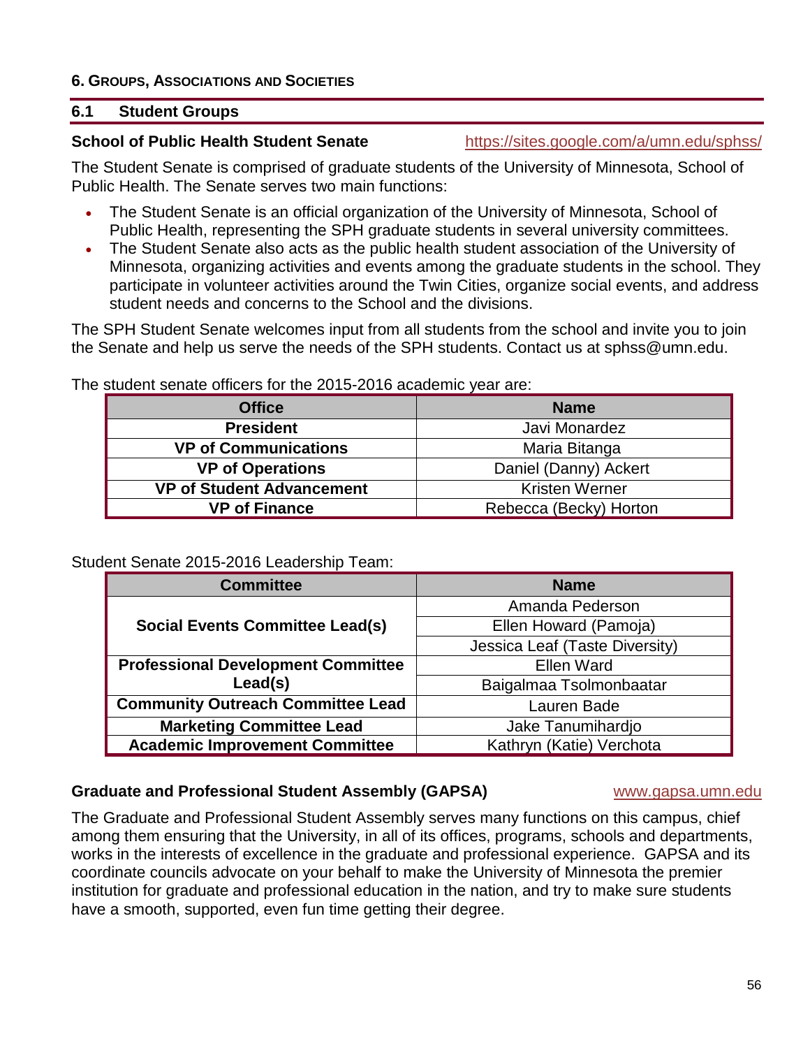## 6. Groups, Associations and Societies

### 6.1 Student Groups

**School of Public Health Student Senate** https://sites.google.com/a/umn.edu/sphss/

The Student Senate is comprised of graduate students of the University of Minnesota, School of Public Health. The Senate serves two main functions:

- The Student Senate is an official organization of the University of Minnesota, School of Public Health, representing the SPH graduate students in several university committees.
- The Student Senate also acts as the public health student association of the University of Minnesota, organizing activities and events among the graduate students in the school. They participate in volunteer activities around the Twin Cities, organize social events, and address student needs and concerns to the School and the divisions.

The SPH Student Senate welcomes input from all students from the school and invite you to join the Senate and help us serve the needs of the SPH students. Contact us at sphss@umn.edu.

The student senate officers for the 2015-2016 academic year are:

| Office | Name |
|---|---|
| **President** | Javi Monardez |
| **VP of Communications** | Maria Bitanga |
| **VP of Operations** | Daniel (Danny) Ackert |
| **VP of Student Advancement** | Kristen Werner |
| **VP of Finance** | Rebecca (Becky) Horton |

Student Senate 2015-2016 Leadership Team:

| Committee | Name |
|---|---|
| **Social Events Committee Lead(s)** | Amanda Pederson |
| | Ellen Howard (Pamoja) |
| | Jessica Leaf (Taste Diversity) |
| **Professional Development Committee Lead(s)** | Ellen Ward |
| | Baigalmaa Tsolmonbaatar |
| **Community Outreach Committee Lead** | Lauren Bade |
| **Marketing Committee Lead** | Jake Tanumihardjo |
| **Academic Improvement Committee** | Kathryn (Katie) Verchota |

**Graduate and Professional Student Assembly (GAPSA)** www.gapsa.umn.edu

The Graduate and Professional Student Assembly serves many functions on this campus, chief among them ensuring that the University, in all of its offices, programs, schools and departments, works in the interests of excellence in the graduate and professional experience. GAPSA and its coordinate councils advocate on your behalf to make the University of Minnesota the premier institution for graduate and professional education in the nation, and try to make sure students have a smooth, supported, even fun time getting their degree.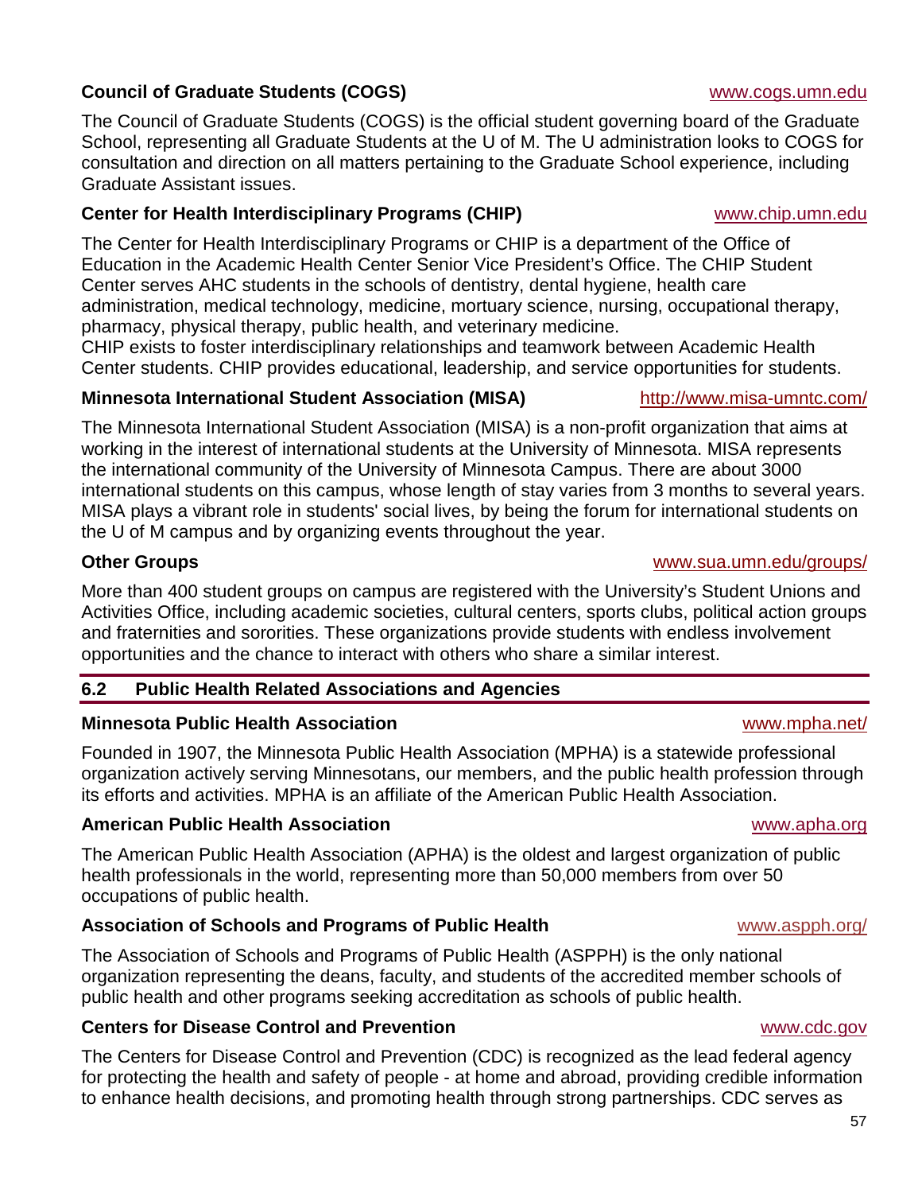**Council of Graduate Students (COGS)** www.cogs.umn.edu

The Council of Graduate Students (COGS) is the official student governing board of the Graduate School, representing all Graduate Students at the U of M. The U administration looks to COGS for consultation and direction on all matters pertaining to the Graduate School experience, including Graduate Assistant issues.

**Center for Health Interdisciplinary Programs (CHIP)** www.chip.umn.edu

The Center for Health Interdisciplinary Programs or CHIP is a department of the Office of Education in the Academic Health Center Senior Vice President's Office. The CHIP Student Center serves AHC students in the schools of dentistry, dental hygiene, health care administration, medical technology, medicine, mortuary science, nursing, occupational therapy, pharmacy, physical therapy, public health, and veterinary medicine.
CHIP exists to foster interdisciplinary relationships and teamwork between Academic Health Center students. CHIP provides educational, leadership, and service opportunities for students.

**Minnesota International Student Association (MISA)** http://www.misa-umntc.com/

The Minnesota International Student Association (MISA) is a non-profit organization that aims at working in the interest of international students at the University of Minnesota. MISA represents the international community of the University of Minnesota Campus. There are about 3000 international students on this campus, whose length of stay varies from 3 months to several years. MISA plays a vibrant role in students' social lives, by being the forum for international students on the U of M campus and by organizing events throughout the year.

**Other Groups** www.sua.umn.edu/groups/

More than 400 student groups on campus are registered with the University's Student Unions and Activities Office, including academic societies, cultural centers, sports clubs, political action groups and fraternities and sororities. These organizations provide students with endless involvement opportunities and the chance to interact with others who share a similar interest.

## 6.2 Public Health Related Associations and Agencies

**Minnesota Public Health Association** www.mpha.net/

Founded in 1907, the Minnesota Public Health Association (MPHA) is a statewide professional organization actively serving Minnesotans, our members, and the public health profession through its efforts and activities. MPHA is an affiliate of the American Public Health Association.

**American Public Health Association** www.apha.org

The American Public Health Association (APHA) is the oldest and largest organization of public health professionals in the world, representing more than 50,000 members from over 50 occupations of public health.

**Association of Schools and Programs of Public Health** www.aspph.org/

The Association of Schools and Programs of Public Health (ASPPH) is the only national organization representing the deans, faculty, and students of the accredited member schools of public health and other programs seeking accreditation as schools of public health.

**Centers for Disease Control and Prevention** www.cdc.gov

The Centers for Disease Control and Prevention (CDC) is recognized as the lead federal agency for protecting the health and safety of people - at home and abroad, providing credible information to enhance health decisions, and promoting health through strong partnerships. CDC serves as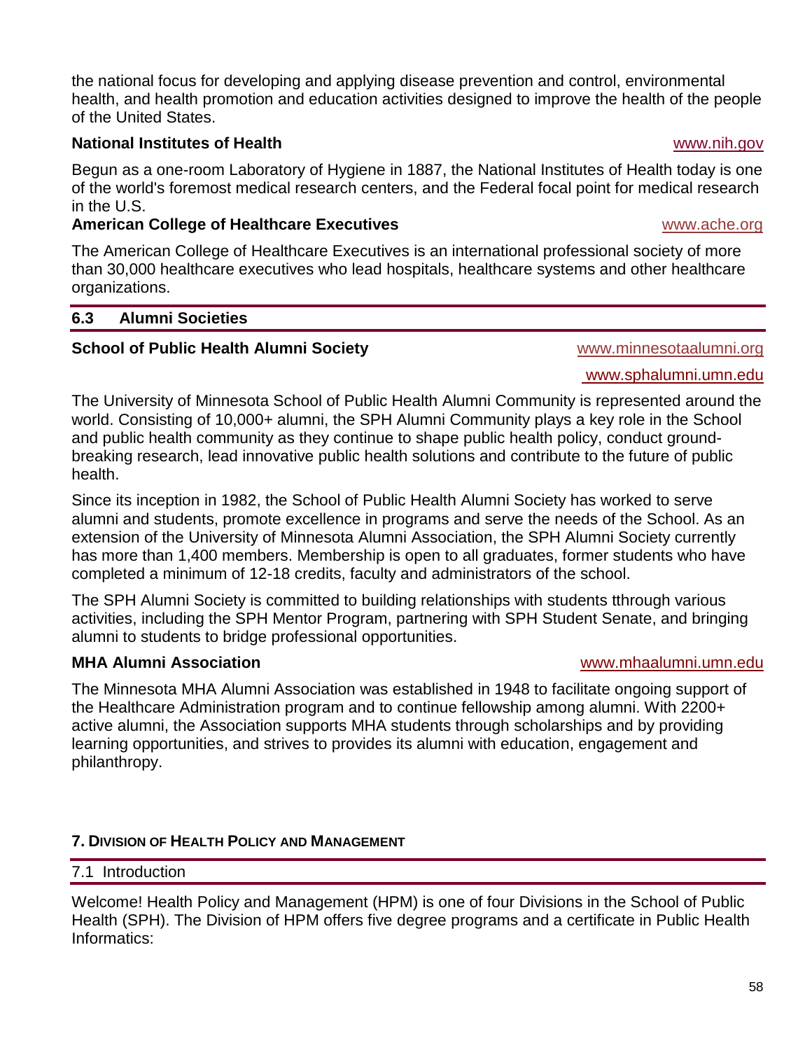the national focus for developing and applying disease prevention and control, environmental health, and health promotion and education activities designed to improve the health of the people of the United States.

**National Institutes of Health** www.nih.gov

Begun as a one-room Laboratory of Hygiene in 1887, the National Institutes of Health today is one of the world's foremost medical research centers, and the Federal focal point for medical research in the U.S.

**American College of Healthcare Executives** www.ache.org

The American College of Healthcare Executives is an international professional society of more than 30,000 healthcare executives who lead hospitals, healthcare systems and other healthcare organizations.

### 6.3 Alumni Societies

**School of Public Health Alumni Society** www.minnesotaalumni.org
www.sphalumni.umn.edu

The University of Minnesota School of Public Health Alumni Community is represented around the world. Consisting of 10,000+ alumni, the SPH Alumni Community plays a key role in the School and public health community as they continue to shape public health policy, conduct ground-breaking research, lead innovative public health solutions and contribute to the future of public health.

Since its inception in 1982, the School of Public Health Alumni Society has worked to serve alumni and students, promote excellence in programs and serve the needs of the School. As an extension of the University of Minnesota Alumni Association, the SPH Alumni Society currently has more than 1,400 members. Membership is open to all graduates, former students who have completed a minimum of 12-18 credits, faculty and administrators of the school.

The SPH Alumni Society is committed to building relationships with students tthrough various activities, including the SPH Mentor Program, partnering with SPH Student Senate, and bringing alumni to students to bridge professional opportunities.

**MHA Alumni Association** www.mhaalumni.umn.edu

The Minnesota MHA Alumni Association was established in 1948 to facilitate ongoing support of the Healthcare Administration program and to continue fellowship among alumni. With 2200+ active alumni, the Association supports MHA students through scholarships and by providing learning opportunities, and strives to provides its alumni with education, engagement and philanthropy.

## 7. Division of Health Policy and Management

### 7.1 Introduction

Welcome! Health Policy and Management (HPM) is one of four Divisions in the School of Public Health (SPH). The Division of HPM offers five degree programs and a certificate in Public Health Informatics: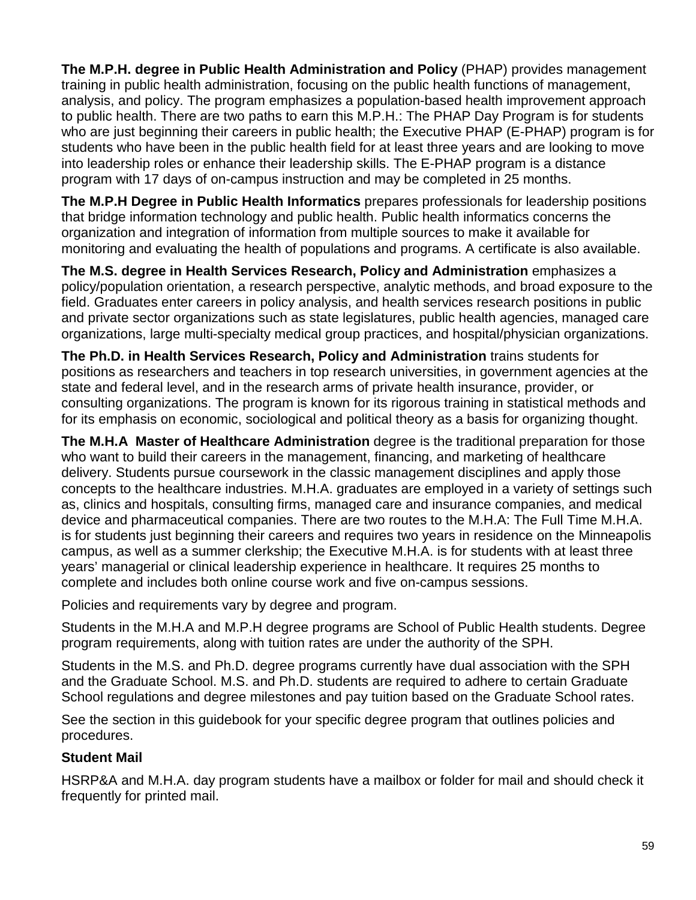**The M.P.H. degree in Public Health Administration and Policy** (PHAP) provides management training in public health administration, focusing on the public health functions of management, analysis, and policy. The program emphasizes a population-based health improvement approach to public health. There are two paths to earn this M.P.H.: The PHAP Day Program is for students who are just beginning their careers in public health; the Executive PHAP (E-PHAP) program is for students who have been in the public health field for at least three years and are looking to move into leadership roles or enhance their leadership skills. The E-PHAP program is a distance program with 17 days of on-campus instruction and may be completed in 25 months.

**The M.P.H Degree in Public Health Informatics** prepares professionals for leadership positions that bridge information technology and public health. Public health informatics concerns the organization and integration of information from multiple sources to make it available for monitoring and evaluating the health of populations and programs. A certificate is also available.

**The M.S. degree in Health Services Research, Policy and Administration** emphasizes a policy/population orientation, a research perspective, analytic methods, and broad exposure to the field. Graduates enter careers in policy analysis, and health services research positions in public and private sector organizations such as state legislatures, public health agencies, managed care organizations, large multi-specialty medical group practices, and hospital/physician organizations.

**The Ph.D. in Health Services Research, Policy and Administration** trains students for positions as researchers and teachers in top research universities, in government agencies at the state and federal level, and in the research arms of private health insurance, provider, or consulting organizations. The program is known for its rigorous training in statistical methods and for its emphasis on economic, sociological and political theory as a basis for organizing thought.

**The M.H.A Master of Healthcare Administration** degree is the traditional preparation for those who want to build their careers in the management, financing, and marketing of healthcare delivery. Students pursue coursework in the classic management disciplines and apply those concepts to the healthcare industries. M.H.A. graduates are employed in a variety of settings such as, clinics and hospitals, consulting firms, managed care and insurance companies, and medical device and pharmaceutical companies. There are two routes to the M.H.A: The Full Time M.H.A. is for students just beginning their careers and requires two years in residence on the Minneapolis campus, as well as a summer clerkship; the Executive M.H.A. is for students with at least three years' managerial or clinical leadership experience in healthcare. It requires 25 months to complete and includes both online course work and five on-campus sessions.

Policies and requirements vary by degree and program.

Students in the M.H.A and M.P.H degree programs are School of Public Health students. Degree program requirements, along with tuition rates are under the authority of the SPH.

Students in the M.S. and Ph.D. degree programs currently have dual association with the SPH and the Graduate School. M.S. and Ph.D. students are required to adhere to certain Graduate School regulations and degree milestones and pay tuition based on the Graduate School rates.

See the section in this guidebook for your specific degree program that outlines policies and procedures.

### Student Mail

HSRP&A and M.H.A. day program students have a mailbox or folder for mail and should check it frequently for printed mail.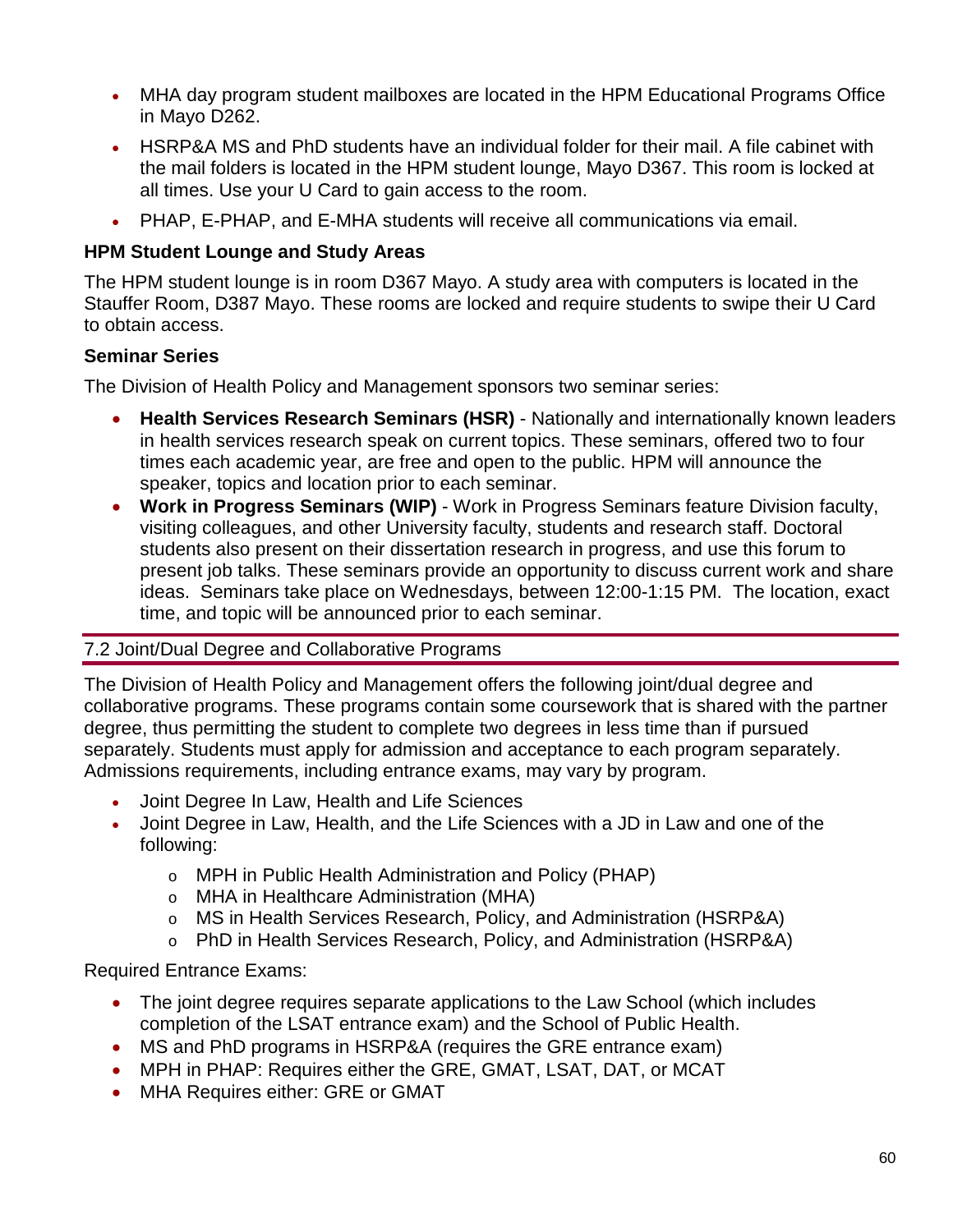- MHA day program student mailboxes are located in the HPM Educational Programs Office in Mayo D262.
- HSRP&A MS and PhD students have an individual folder for their mail. A file cabinet with the mail folders is located in the HPM student lounge, Mayo D367. This room is locked at all times. Use your U Card to gain access to the room.
- PHAP, E-PHAP, and E-MHA students will receive all communications via email.

**HPM Student Lounge and Study Areas**

The HPM student lounge is in room D367 Mayo. A study area with computers is located in the Stauffer Room, D387 Mayo. These rooms are locked and require students to swipe their U Card to obtain access.

**Seminar Series**

The Division of Health Policy and Management sponsors two seminar series:

- **Health Services Research Seminars (HSR)** - Nationally and internationally known leaders in health services research speak on current topics. These seminars, offered two to four times each academic year, are free and open to the public. HPM will announce the speaker, topics and location prior to each seminar.
- **Work in Progress Seminars (WIP)** - Work in Progress Seminars feature Division faculty, visiting colleagues, and other University faculty, students and research staff. Doctoral students also present on their dissertation research in progress, and use this forum to present job talks. These seminars provide an opportunity to discuss current work and share ideas. Seminars take place on Wednesdays, between 12:00-1:15 PM. The location, exact time, and topic will be announced prior to each seminar.

## 7.2 Joint/Dual Degree and Collaborative Programs

The Division of Health Policy and Management offers the following joint/dual degree and collaborative programs. These programs contain some coursework that is shared with the partner degree, thus permitting the student to complete two degrees in less time than if pursued separately. Students must apply for admission and acceptance to each program separately. Admissions requirements, including entrance exams, may vary by program.

- Joint Degree In Law, Health and Life Sciences
- Joint Degree in Law, Health, and the Life Sciences with a JD in Law and one of the following:
  - MPH in Public Health Administration and Policy (PHAP)
  - MHA in Healthcare Administration (MHA)
  - MS in Health Services Research, Policy, and Administration (HSRP&A)
  - PhD in Health Services Research, Policy, and Administration (HSRP&A)

Required Entrance Exams:

- The joint degree requires separate applications to the Law School (which includes completion of the LSAT entrance exam) and the School of Public Health.
- MS and PhD programs in HSRP&A (requires the GRE entrance exam)
- MPH in PHAP: Requires either the GRE, GMAT, LSAT, DAT, or MCAT
- MHA Requires either: GRE or GMAT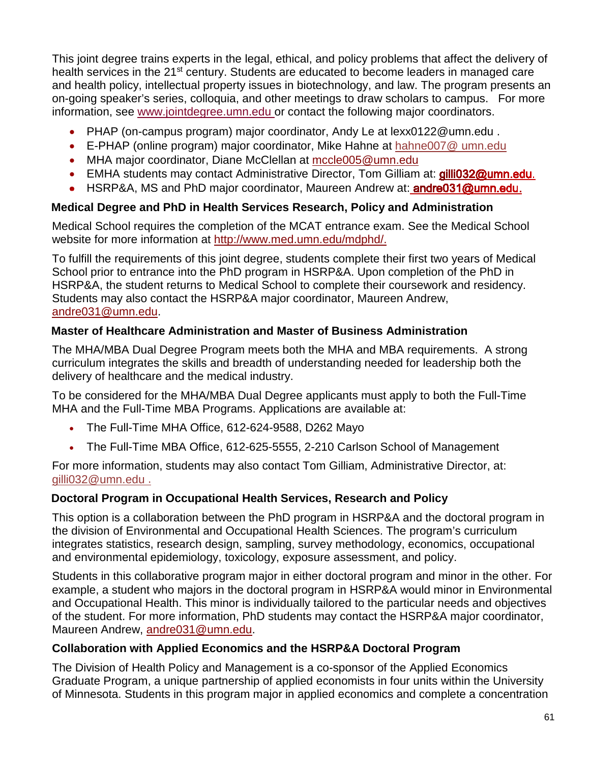This joint degree trains experts in the legal, ethical, and policy problems that affect the delivery of health services in the 21st century. Students are educated to become leaders in managed care and health policy, intellectual property issues in biotechnology, and law. The program presents an on-going speaker's series, colloquia, and other meetings to draw scholars to campus. For more information, see www.jointdegree.umn.edu or contact the following major coordinators.

- PHAP (on-campus program) major coordinator, Andy Le at lexx0122@umn.edu .
- E-PHAP (online program) major coordinator, Mike Hahne at hahne007@ umn.edu
- MHA major coordinator, Diane McClellan at mccle005@umn.edu
- EMHA students may contact Administrative Director, Tom Gilliam at: gilli032@umn.edu.
- HSRP&A, MS and PhD major coordinator, Maureen Andrew at: andre031@umn.edu.

### Medical Degree and PhD in Health Services Research, Policy and Administration

Medical School requires the completion of the MCAT entrance exam. See the Medical School website for more information at http://www.med.umn.edu/mdphd/.

To fulfill the requirements of this joint degree, students complete their first two years of Medical School prior to entrance into the PhD program in HSRP&A. Upon completion of the PhD in HSRP&A, the student returns to Medical School to complete their coursework and residency. Students may also contact the HSRP&A major coordinator, Maureen Andrew, andre031@umn.edu.

### Master of Healthcare Administration and Master of Business Administration

The MHA/MBA Dual Degree Program meets both the MHA and MBA requirements. A strong curriculum integrates the skills and breadth of understanding needed for leadership both the delivery of healthcare and the medical industry.

To be considered for the MHA/MBA Dual Degree applicants must apply to both the Full-Time MHA and the Full-Time MBA Programs. Applications are available at:

- The Full-Time MHA Office, 612-624-9588, D262 Mayo
- The Full-Time MBA Office, 612-625-5555, 2-210 Carlson School of Management

For more information, students may also contact Tom Gilliam, Administrative Director, at: gilli032@umn.edu .

### Doctoral Program in Occupational Health Services, Research and Policy

This option is a collaboration between the PhD program in HSRP&A and the doctoral program in the division of Environmental and Occupational Health Sciences. The program's curriculum integrates statistics, research design, sampling, survey methodology, economics, occupational and environmental epidemiology, toxicology, exposure assessment, and policy.

Students in this collaborative program major in either doctoral program and minor in the other. For example, a student who majors in the doctoral program in HSRP&A would minor in Environmental and Occupational Health. This minor is individually tailored to the particular needs and objectives of the student. For more information, PhD students may contact the HSRP&A major coordinator, Maureen Andrew, andre031@umn.edu.

### Collaboration with Applied Economics and the HSRP&A Doctoral Program

The Division of Health Policy and Management is a co-sponsor of the Applied Economics Graduate Program, a unique partnership of applied economists in four units within the University of Minnesota. Students in this program major in applied economics and complete a concentration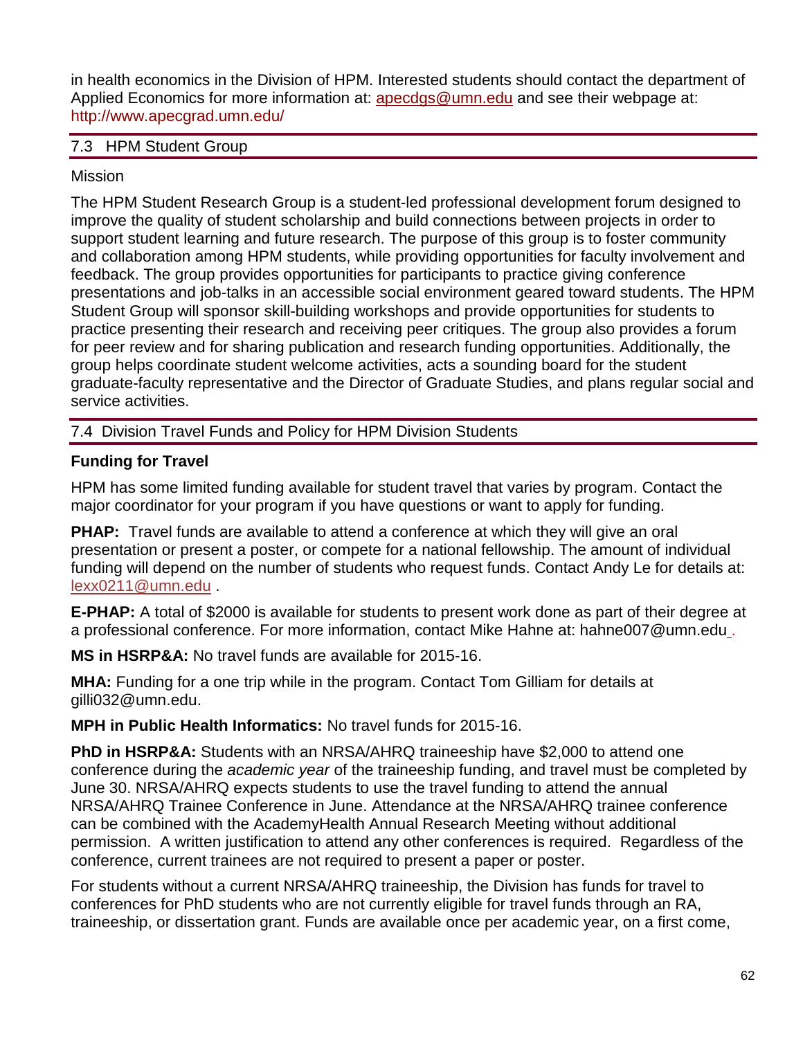in health economics in the Division of HPM. Interested students should contact the department of Applied Economics for more information at: apecdgs@umn.edu and see their webpage at: http://www.apecgrad.umn.edu/

## 7.3 HPM Student Group

Mission

The HPM Student Research Group is a student-led professional development forum designed to improve the quality of student scholarship and build connections between projects in order to support student learning and future research. The purpose of this group is to foster community and collaboration among HPM students, while providing opportunities for faculty involvement and feedback. The group provides opportunities for participants to practice giving conference presentations and job-talks in an accessible social environment geared toward students. The HPM Student Group will sponsor skill-building workshops and provide opportunities for students to practice presenting their research and receiving peer critiques. The group also provides a forum for peer review and for sharing publication and research funding opportunities. Additionally, the group helps coordinate student welcome activities, acts a sounding board for the student graduate-faculty representative and the Director of Graduate Studies, and plans regular social and service activities.

## 7.4 Division Travel Funds and Policy for HPM Division Students

**Funding for Travel**

HPM has some limited funding available for student travel that varies by program. Contact the major coordinator for your program if you have questions or want to apply for funding.

**PHAP:** Travel funds are available to attend a conference at which they will give an oral presentation or present a poster, or compete for a national fellowship. The amount of individual funding will depend on the number of students who request funds. Contact Andy Le for details at: lexx0211@umn.edu .

**E-PHAP:** A total of $2000 is available for students to present work done as part of their degree at a professional conference. For more information, contact Mike Hahne at: hahne007@umn.edu.

**MS in HSRP&A:** No travel funds are available for 2015-16.

**MHA:** Funding for a one trip while in the program. Contact Tom Gilliam for details at gilli032@umn.edu.

**MPH in Public Health Informatics:** No travel funds for 2015-16.

**PhD in HSRP&A:** Students with an NRSA/AHRQ traineeship have $2,000 to attend one conference during the *academic year* of the traineeship funding, and travel must be completed by June 30. NRSA/AHRQ expects students to use the travel funding to attend the annual NRSA/AHRQ Trainee Conference in June. Attendance at the NRSA/AHRQ trainee conference can be combined with the AcademyHealth Annual Research Meeting without additional permission. A written justification to attend any other conferences is required. Regardless of the conference, current trainees are not required to present a paper or poster.

For students without a current NRSA/AHRQ traineeship, the Division has funds for travel to conferences for PhD students who are not currently eligible for travel funds through an RA, traineeship, or dissertation grant. Funds are available once per academic year, on a first come,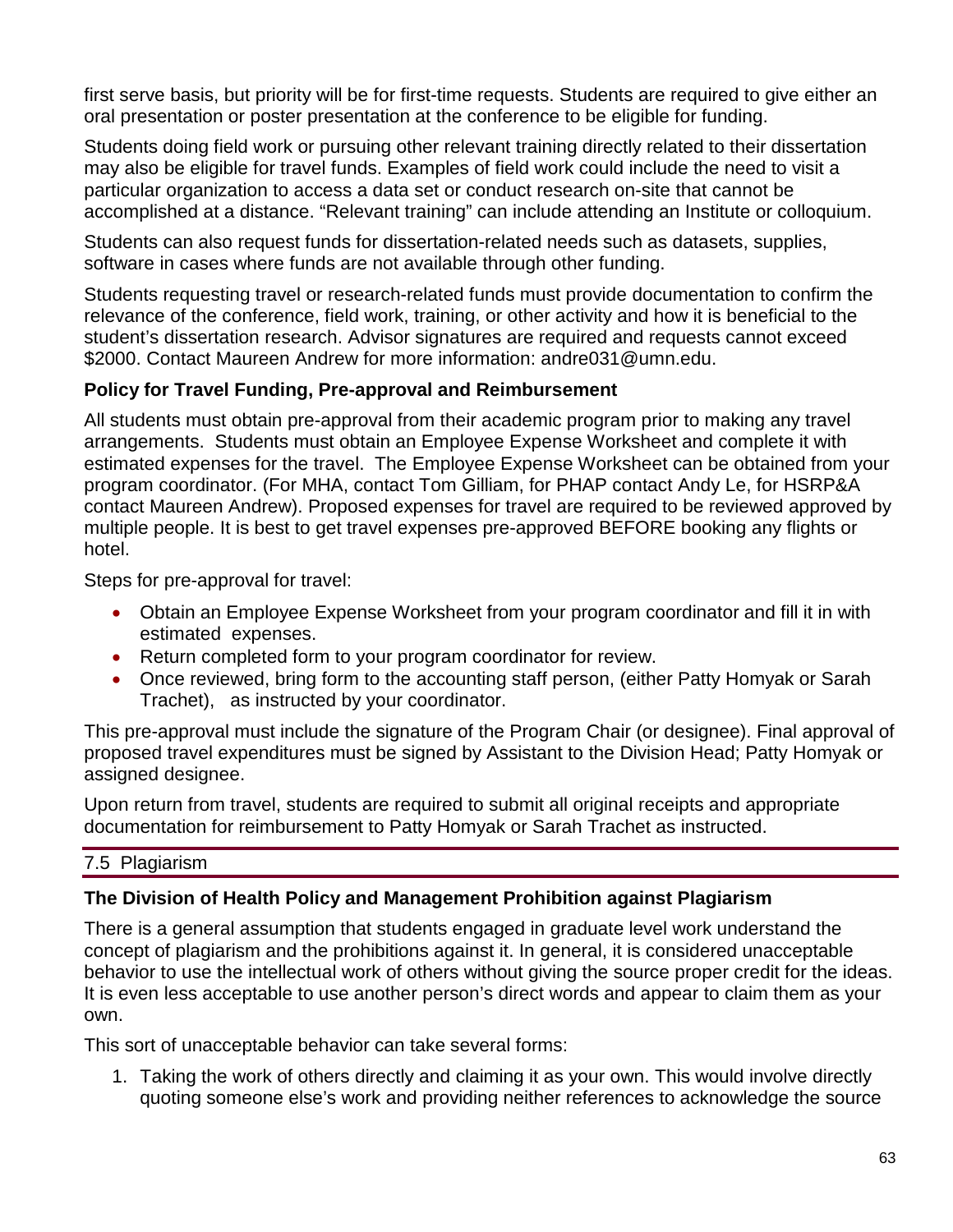first serve basis, but priority will be for first-time requests. Students are required to give either an oral presentation or poster presentation at the conference to be eligible for funding.

Students doing field work or pursuing other relevant training directly related to their dissertation may also be eligible for travel funds. Examples of field work could include the need to visit a particular organization to access a data set or conduct research on-site that cannot be accomplished at a distance. "Relevant training" can include attending an Institute or colloquium.

Students can also request funds for dissertation-related needs such as datasets, supplies, software in cases where funds are not available through other funding.

Students requesting travel or research-related funds must provide documentation to confirm the relevance of the conference, field work, training, or other activity and how it is beneficial to the student's dissertation research. Advisor signatures are required and requests cannot exceed $2000. Contact Maureen Andrew for more information: andre031@umn.edu.

**Policy for Travel Funding, Pre-approval and Reimbursement**

All students must obtain pre-approval from their academic program prior to making any travel arrangements. Students must obtain an Employee Expense Worksheet and complete it with estimated expenses for the travel. The Employee Expense Worksheet can be obtained from your program coordinator. (For MHA, contact Tom Gilliam, for PHAP contact Andy Le, for HSRP&A contact Maureen Andrew). Proposed expenses for travel are required to be reviewed approved by multiple people. It is best to get travel expenses pre-approved BEFORE booking any flights or hotel.

Steps for pre-approval for travel:

- Obtain an Employee Expense Worksheet from your program coordinator and fill it in with estimated expenses.
- Return completed form to your program coordinator for review.
- Once reviewed, bring form to the accounting staff person, (either Patty Homyak or Sarah Trachet), as instructed by your coordinator.

This pre-approval must include the signature of the Program Chair (or designee). Final approval of proposed travel expenditures must be signed by Assistant to the Division Head; Patty Homyak or assigned designee.

Upon return from travel, students are required to submit all original receipts and appropriate documentation for reimbursement to Patty Homyak or Sarah Trachet as instructed.

## 7.5 Plagiarism

**The Division of Health Policy and Management Prohibition against Plagiarism**

There is a general assumption that students engaged in graduate level work understand the concept of plagiarism and the prohibitions against it. In general, it is considered unacceptable behavior to use the intellectual work of others without giving the source proper credit for the ideas. It is even less acceptable to use another person's direct words and appear to claim them as your own.

This sort of unacceptable behavior can take several forms:

1. Taking the work of others directly and claiming it as your own. This would involve directly quoting someone else's work and providing neither references to acknowledge the source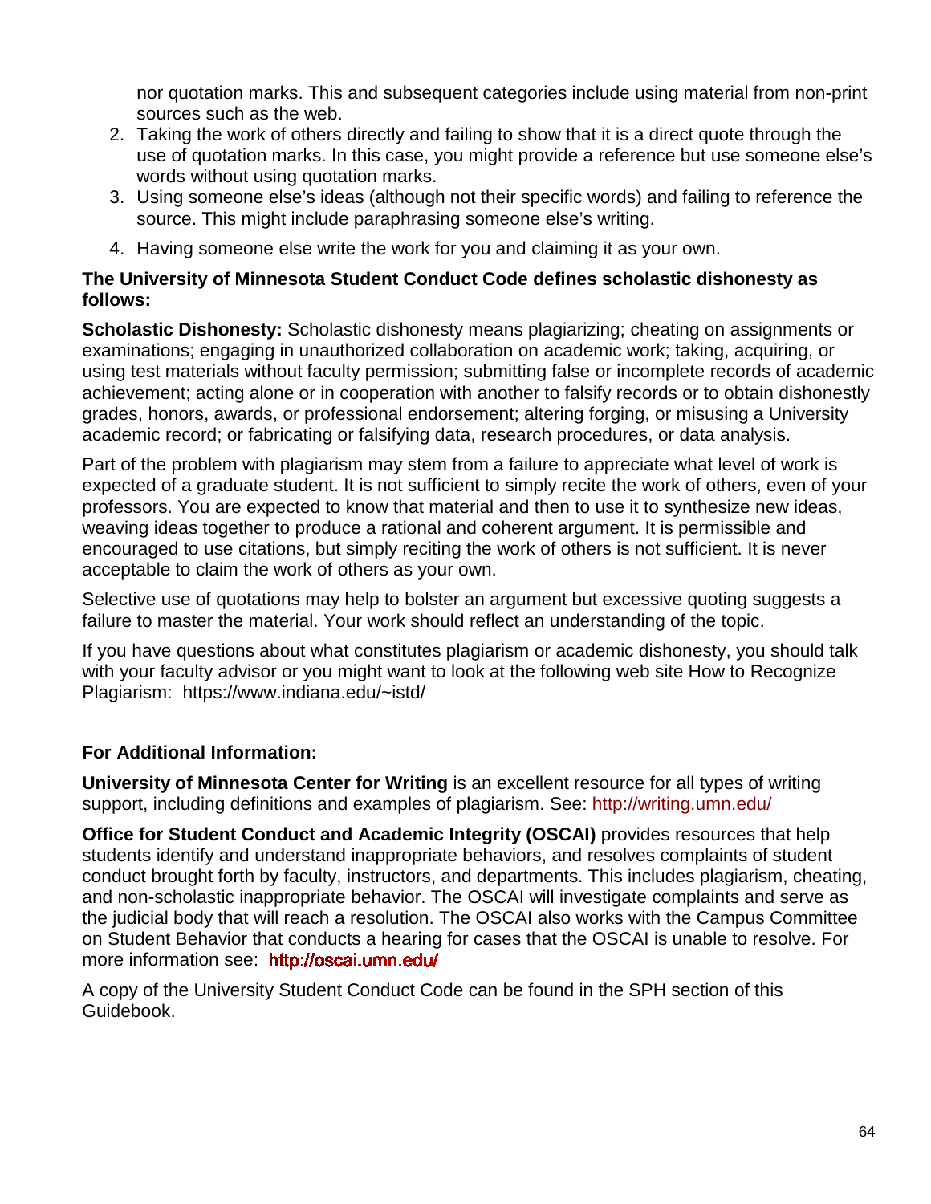nor quotation marks. This and subsequent categories include using material from non-print sources such as the web.

2. Taking the work of others directly and failing to show that it is a direct quote through the use of quotation marks. In this case, you might provide a reference but use someone else's words without using quotation marks.
3. Using someone else's ideas (although not their specific words) and failing to reference the source. This might include paraphrasing someone else's writing.
4. Having someone else write the work for you and claiming it as your own.

**The University of Minnesota Student Conduct Code defines scholastic dishonesty as follows:**

**Scholastic Dishonesty:** Scholastic dishonesty means plagiarizing; cheating on assignments or examinations; engaging in unauthorized collaboration on academic work; taking, acquiring, or using test materials without faculty permission; submitting false or incomplete records of academic achievement; acting alone or in cooperation with another to falsify records or to obtain dishonestly grades, honors, awards, or professional endorsement; altering forging, or misusing a University academic record; or fabricating or falsifying data, research procedures, or data analysis.

Part of the problem with plagiarism may stem from a failure to appreciate what level of work is expected of a graduate student. It is not sufficient to simply recite the work of others, even of your professors. You are expected to know that material and then to use it to synthesize new ideas, weaving ideas together to produce a rational and coherent argument. It is permissible and encouraged to use citations, but simply reciting the work of others is not sufficient. It is never acceptable to claim the work of others as your own.

Selective use of quotations may help to bolster an argument but excessive quoting suggests a failure to master the material. Your work should reflect an understanding of the topic.

If you have questions about what constitutes plagiarism or academic dishonesty, you should talk with your faculty advisor or you might want to look at the following web site How to Recognize Plagiarism: https://www.indiana.edu/~istd/

**For Additional Information:**

**University of Minnesota Center for Writing** is an excellent resource for all types of writing support, including definitions and examples of plagiarism. See: http://writing.umn.edu/

**Office for Student Conduct and Academic Integrity (OSCAI)** provides resources that help students identify and understand inappropriate behaviors, and resolves complaints of student conduct brought forth by faculty, instructors, and departments. This includes plagiarism, cheating, and non-scholastic inappropriate behavior. The OSCAI will investigate complaints and serve as the judicial body that will reach a resolution. The OSCAI also works with the Campus Committee on Student Behavior that conducts a hearing for cases that the OSCAI is unable to resolve. For more information see: http://oscai.umn.edu/

A copy of the University Student Conduct Code can be found in the SPH section of this Guidebook.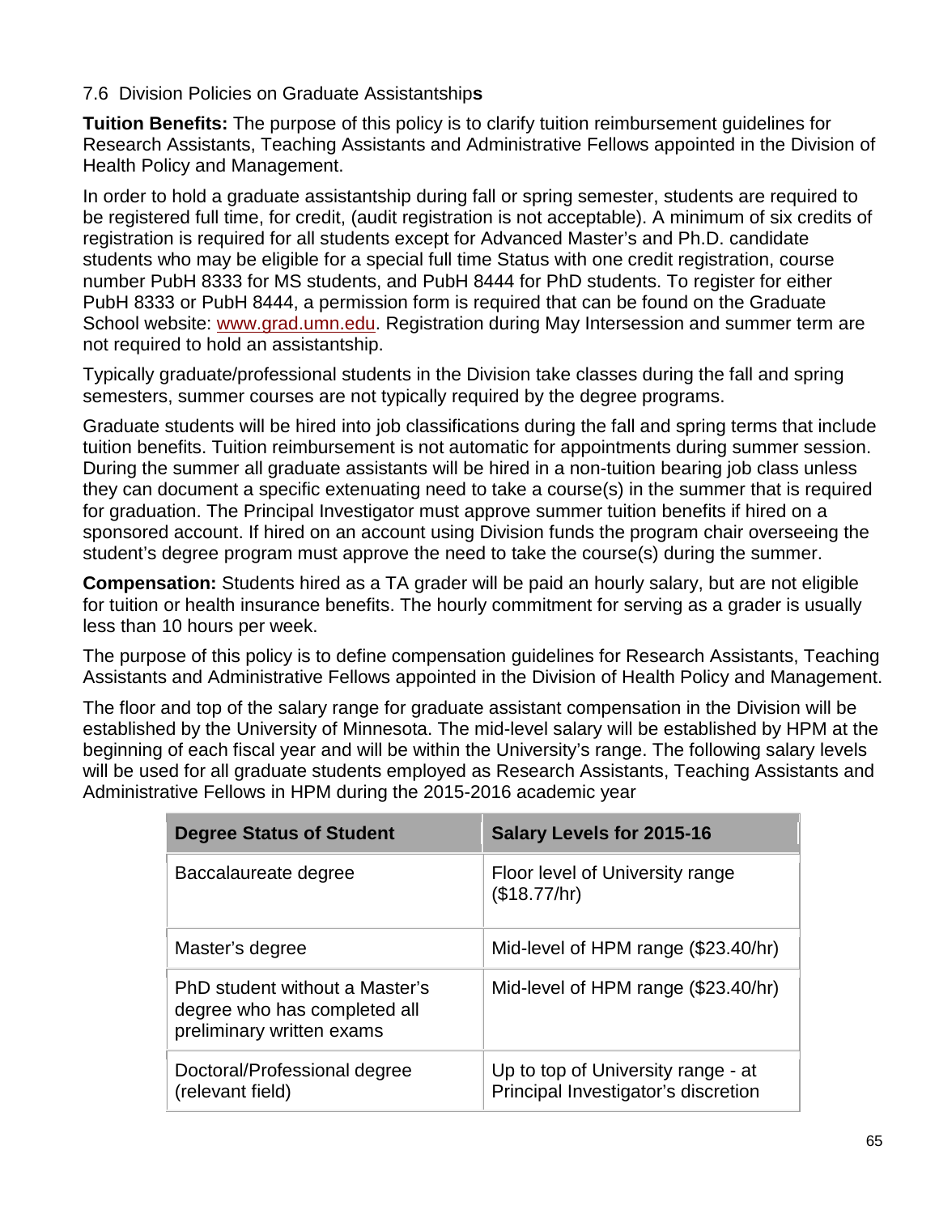## 7.6 Division Policies on Graduate Assistantships

**Tuition Benefits:** The purpose of this policy is to clarify tuition reimbursement guidelines for Research Assistants, Teaching Assistants and Administrative Fellows appointed in the Division of Health Policy and Management.

In order to hold a graduate assistantship during fall or spring semester, students are required to be registered full time, for credit, (audit registration is not acceptable). A minimum of six credits of registration is required for all students except for Advanced Master's and Ph.D. candidate students who may be eligible for a special full time Status with one credit registration, course number PubH 8333 for MS students, and PubH 8444 for PhD students. To register for either PubH 8333 or PubH 8444, a permission form is required that can be found on the Graduate School website: www.grad.umn.edu. Registration during May Intersession and summer term are not required to hold an assistantship.

Typically graduate/professional students in the Division take classes during the fall and spring semesters, summer courses are not typically required by the degree programs.

Graduate students will be hired into job classifications during the fall and spring terms that include tuition benefits. Tuition reimbursement is not automatic for appointments during summer session. During the summer all graduate assistants will be hired in a non-tuition bearing job class unless they can document a specific extenuating need to take a course(s) in the summer that is required for graduation. The Principal Investigator must approve summer tuition benefits if hired on a sponsored account. If hired on an account using Division funds the program chair overseeing the student's degree program must approve the need to take the course(s) during the summer.

**Compensation:** Students hired as a TA grader will be paid an hourly salary, but are not eligible for tuition or health insurance benefits. The hourly commitment for serving as a grader is usually less than 10 hours per week.

The purpose of this policy is to define compensation guidelines for Research Assistants, Teaching Assistants and Administrative Fellows appointed in the Division of Health Policy and Management.

The floor and top of the salary range for graduate assistant compensation in the Division will be established by the University of Minnesota. The mid-level salary will be established by HPM at the beginning of each fiscal year and will be within the University's range. The following salary levels will be used for all graduate students employed as Research Assistants, Teaching Assistants and Administrative Fellows in HPM during the 2015-2016 academic year

| Degree Status of Student | Salary Levels for 2015-16 |
|---|---|
| Baccalaureate degree | Floor level of University range ($18.77/hr) |
| Master's degree | Mid-level of HPM range ($23.40/hr) |
| PhD student without a Master's degree who has completed all preliminary written exams | Mid-level of HPM range ($23.40/hr) |
| Doctoral/Professional degree (relevant field) | Up to top of University range - at Principal Investigator's discretion |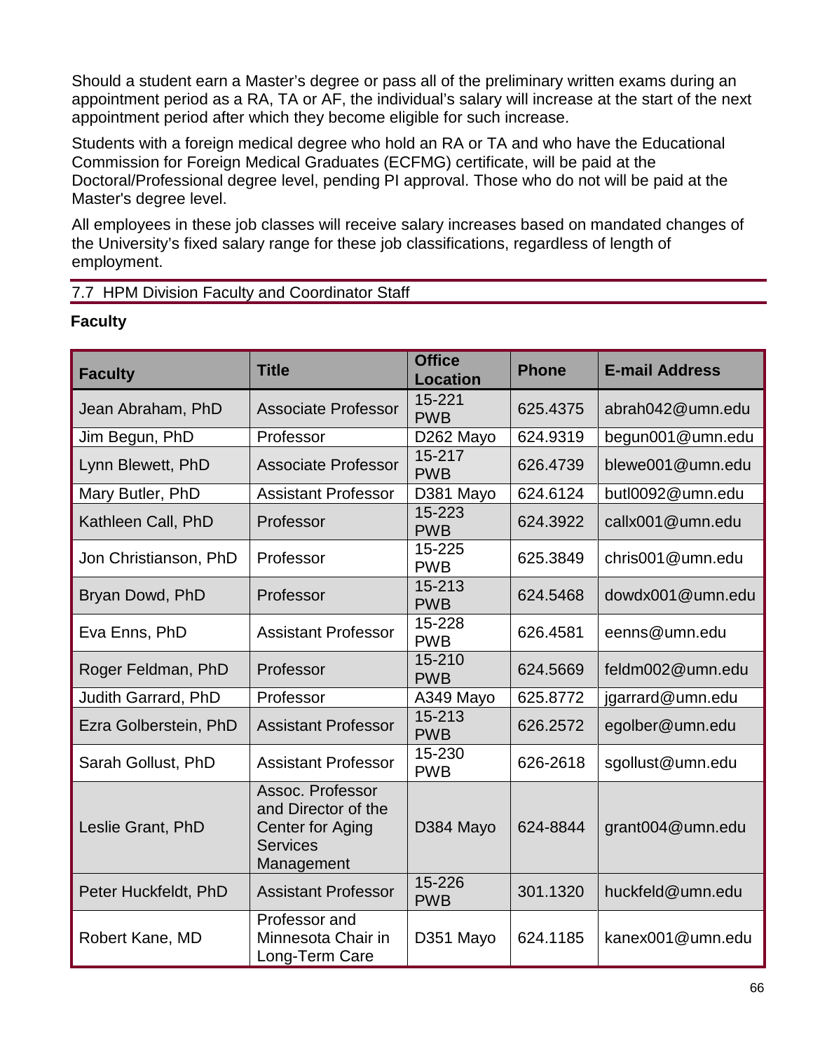Should a student earn a Master's degree or pass all of the preliminary written exams during an appointment period as a RA, TA or AF, the individual's salary will increase at the start of the next appointment period after which they become eligible for such increase.

Students with a foreign medical degree who hold an RA or TA and who have the Educational Commission for Foreign Medical Graduates (ECFMG) certificate, will be paid at the Doctoral/Professional degree level, pending PI approval. Those who do not will be paid at the Master's degree level.

All employees in these job classes will receive salary increases based on mandated changes of the University's fixed salary range for these job classifications, regardless of length of employment.

## 7.7 HPM Division Faculty and Coordinator Staff

**Faculty**

| Faculty | Title | Office Location | Phone | E-mail Address |
|---|---|---|---|---|
| Jean Abraham, PhD | Associate Professor | 15-221 PWB | 625.4375 | abrah042@umn.edu |
| Jim Begun, PhD | Professor | D262 Mayo | 624.9319 | begun001@umn.edu |
| Lynn Blewett, PhD | Associate Professor | 15-217 PWB | 626.4739 | blewe001@umn.edu |
| Mary Butler, PhD | Assistant Professor | D381 Mayo | 624.6124 | butl0092@umn.edu |
| Kathleen Call, PhD | Professor | 15-223 PWB | 624.3922 | callx001@umn.edu |
| Jon Christianson, PhD | Professor | 15-225 PWB | 625.3849 | chris001@umn.edu |
| Bryan Dowd, PhD | Professor | 15-213 PWB | 624.5468 | dowdx001@umn.edu |
| Eva Enns, PhD | Assistant Professor | 15-228 PWB | 626.4581 | eenns@umn.edu |
| Roger Feldman, PhD | Professor | 15-210 PWB | 624.5669 | feldm002@umn.edu |
| Judith Garrard, PhD | Professor | A349 Mayo | 625.8772 | jgarrard@umn.edu |
| Ezra Golberstein, PhD | Assistant Professor | 15-213 PWB | 626.2572 | egolber@umn.edu |
| Sarah Gollust, PhD | Assistant Professor | 15-230 PWB | 626-2618 | sgollust@umn.edu |
| Leslie Grant, PhD | Assoc. Professor and Director of the Center for Aging Services Management | D384 Mayo | 624-8844 | grant004@umn.edu |
| Peter Huckfeldt, PhD | Assistant Professor | 15-226 PWB | 301.1320 | huckfeld@umn.edu |
| Robert Kane, MD | Professor and Minnesota Chair in Long-Term Care | D351 Mayo | 624.1185 | kanex001@umn.edu |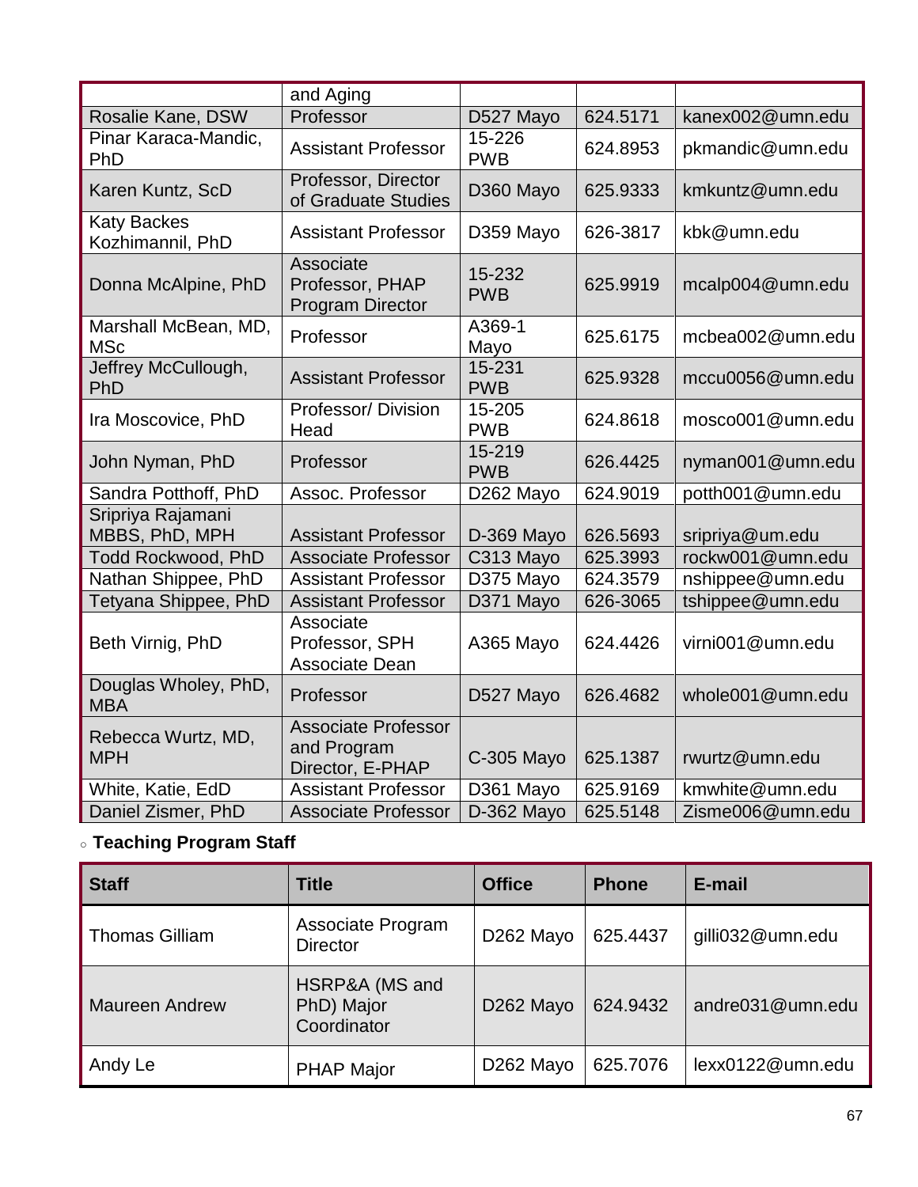| | | | | |
|---|---|---|---|---|
| | and Aging | | | |
| Rosalie Kane, DSW | Professor | D527 Mayo | 624.5171 | kanex002@umn.edu |
| Pinar Karaca-Mandic, PhD | Assistant Professor | 15-226 PWB | 624.8953 | pkmandic@umn.edu |
| Karen Kuntz, ScD | Professor, Director of Graduate Studies | D360 Mayo | 625.9333 | kmkuntz@umn.edu |
| Katy Backes Kozhimannil, PhD | Assistant Professor | D359 Mayo | 626-3817 | kbk@umn.edu |
| Donna McAlpine, PhD | Associate Professor, PHAP Program Director | 15-232 PWB | 625.9919 | mcalp004@umn.edu |
| Marshall McBean, MD, MSc | Professor | A369-1 Mayo | 625.6175 | mcbea002@umn.edu |
| Jeffrey McCullough, PhD | Assistant Professor | 15-231 PWB | 625.9328 | mccu0056@umn.edu |
| Ira Moscovice, PhD | Professor/ Division Head | 15-205 PWB | 624.8618 | mosco001@umn.edu |
| John Nyman, PhD | Professor | 15-219 PWB | 626.4425 | nyman001@umn.edu |
| Sandra Potthoff, PhD | Assoc. Professor | D262 Mayo | 624.9019 | potth001@umn.edu |
| Sripriya Rajamani MBBS, PhD, MPH | Assistant Professor | D-369 Mayo | 626.5693 | sripriya@um.edu |
| Todd Rockwood, PhD | Associate Professor | C313 Mayo | 625.3993 | rockw001@umn.edu |
| Nathan Shippee, PhD | Assistant Professor | D375 Mayo | 624.3579 | nshippee@umn.edu |
| Tetyana Shippee, PhD | Assistant Professor | D371 Mayo | 626-3065 | tshippee@umn.edu |
| Beth Virnig, PhD | Associate Professor, SPH Associate Dean | A365 Mayo | 624.4426 | virni001@umn.edu |
| Douglas Wholey, PhD, MBA | Professor | D527 Mayo | 626.4682 | whole001@umn.edu |
| Rebecca Wurtz, MD, MPH | Associate Professor and Program Director, E-PHAP | C-305 Mayo | 625.1387 | rwurtz@umn.edu |
| White, Katie, EdD | Assistant Professor | D361 Mayo | 625.9169 | kmwhite@umn.edu |
| Daniel Zismer, PhD | Associate Professor | D-362 Mayo | 625.5148 | Zisme006@umn.edu |

- **Teaching Program Staff**

| Staff | Title | Office | Phone | E-mail |
|---|---|---|---|---|
| Thomas Gilliam | Associate Program Director | D262 Mayo | 625.4437 | gilli032@umn.edu |
| Maureen Andrew | HSRP&A (MS and PhD) Major Coordinator | D262 Mayo | 624.9432 | andre031@umn.edu |
| Andy Le | PHAP Major | D262 Mayo | 625.7076 | lexx0122@umn.edu |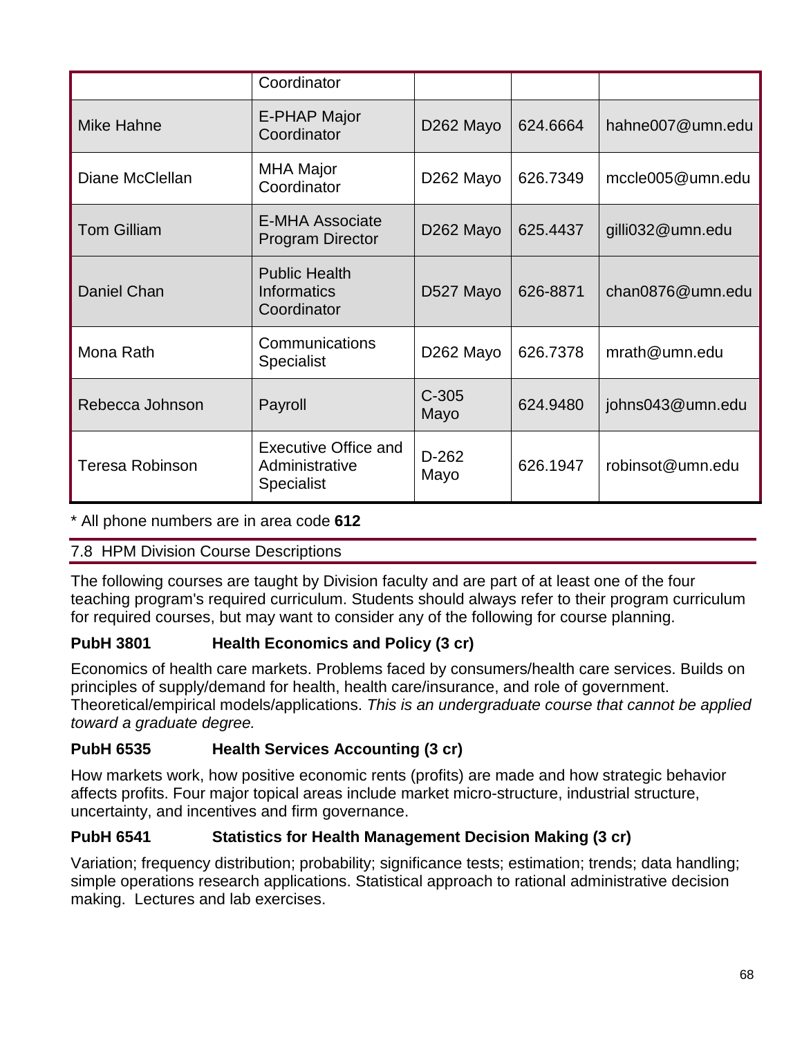| | | | | |
|---|---|---|---|---|
| | Coordinator | | | |
| Mike Hahne | E-PHAP Major Coordinator | D262 Mayo | 624.6664 | hahne007@umn.edu |
| Diane McClellan | MHA Major Coordinator | D262 Mayo | 626.7349 | mccle005@umn.edu |
| Tom Gilliam | E-MHA Associate Program Director | D262 Mayo | 625.4437 | gilli032@umn.edu |
| Daniel Chan | Public Health Informatics Coordinator | D527 Mayo | 626-8871 | chan0876@umn.edu |
| Mona Rath | Communications Specialist | D262 Mayo | 626.7378 | mrath@umn.edu |
| Rebecca Johnson | Payroll | C-305 Mayo | 624.9480 | johns043@umn.edu |
| Teresa Robinson | Executive Office and Administrative Specialist | D-262 Mayo | 626.1947 | robinsot@umn.edu |

* All phone numbers are in area code **612**

## 7.8 HPM Division Course Descriptions

The following courses are taught by Division faculty and are part of at least one of the four teaching program's required curriculum. Students should always refer to their program curriculum for required courses, but may want to consider any of the following for course planning.

**PubH 3801 Health Economics and Policy (3 cr)**

Economics of health care markets. Problems faced by consumers/health care services. Builds on principles of supply/demand for health, health care/insurance, and role of government. Theoretical/empirical models/applications. *This is an undergraduate course that cannot be applied toward a graduate degree.*

**PubH 6535 Health Services Accounting (3 cr)**

How markets work, how positive economic rents (profits) are made and how strategic behavior affects profits. Four major topical areas include market micro-structure, industrial structure, uncertainty, and incentives and firm governance.

**PubH 6541 Statistics for Health Management Decision Making (3 cr)**

Variation; frequency distribution; probability; significance tests; estimation; trends; data handling; simple operations research applications. Statistical approach to rational administrative decision making. Lectures and lab exercises.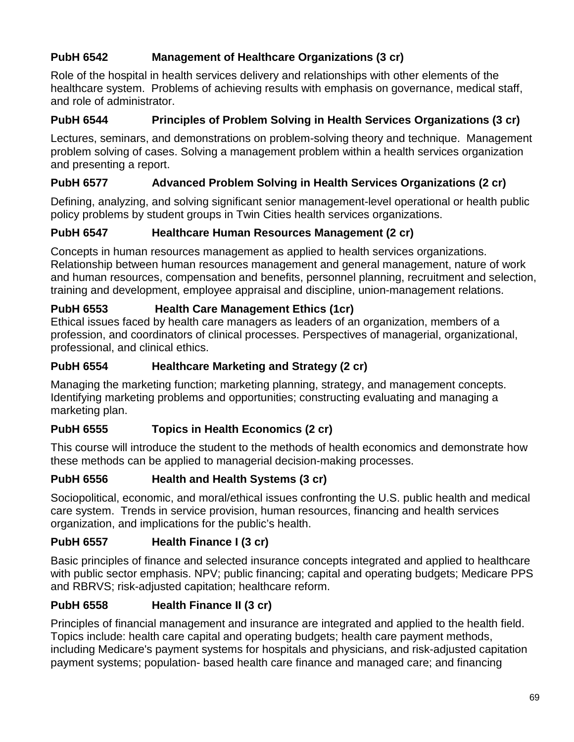**PubH 6542 Management of Healthcare Organizations (3 cr)**

Role of the hospital in health services delivery and relationships with other elements of the healthcare system. Problems of achieving results with emphasis on governance, medical staff, and role of administrator.

**PubH 6544 Principles of Problem Solving in Health Services Organizations (3 cr)**

Lectures, seminars, and demonstrations on problem-solving theory and technique. Management problem solving of cases. Solving a management problem within a health services organization and presenting a report.

**PubH 6577 Advanced Problem Solving in Health Services Organizations (2 cr)**

Defining, analyzing, and solving significant senior management-level operational or health public policy problems by student groups in Twin Cities health services organizations.

**PubH 6547 Healthcare Human Resources Management (2 cr)**

Concepts in human resources management as applied to health services organizations. Relationship between human resources management and general management, nature of work and human resources, compensation and benefits, personnel planning, recruitment and selection, training and development, employee appraisal and discipline, union-management relations.

**PubH 6553 Health Care Management Ethics (1cr)**

Ethical issues faced by health care managers as leaders of an organization, members of a profession, and coordinators of clinical processes. Perspectives of managerial, organizational, professional, and clinical ethics.

**PubH 6554 Healthcare Marketing and Strategy (2 cr)**

Managing the marketing function; marketing planning, strategy, and management concepts. Identifying marketing problems and opportunities; constructing evaluating and managing a marketing plan.

**PubH 6555 Topics in Health Economics (2 cr)**

This course will introduce the student to the methods of health economics and demonstrate how these methods can be applied to managerial decision-making processes.

**PubH 6556 Health and Health Systems (3 cr)**

Sociopolitical, economic, and moral/ethical issues confronting the U.S. public health and medical care system. Trends in service provision, human resources, financing and health services organization, and implications for the public's health.

**PubH 6557 Health Finance I (3 cr)**

Basic principles of finance and selected insurance concepts integrated and applied to healthcare with public sector emphasis. NPV; public financing; capital and operating budgets; Medicare PPS and RBRVS; risk-adjusted capitation; healthcare reform.

**PubH 6558 Health Finance II (3 cr)**

Principles of financial management and insurance are integrated and applied to the health field. Topics include: health care capital and operating budgets; health care payment methods, including Medicare's payment systems for hospitals and physicians, and risk-adjusted capitation payment systems; population- based health care finance and managed care; and financing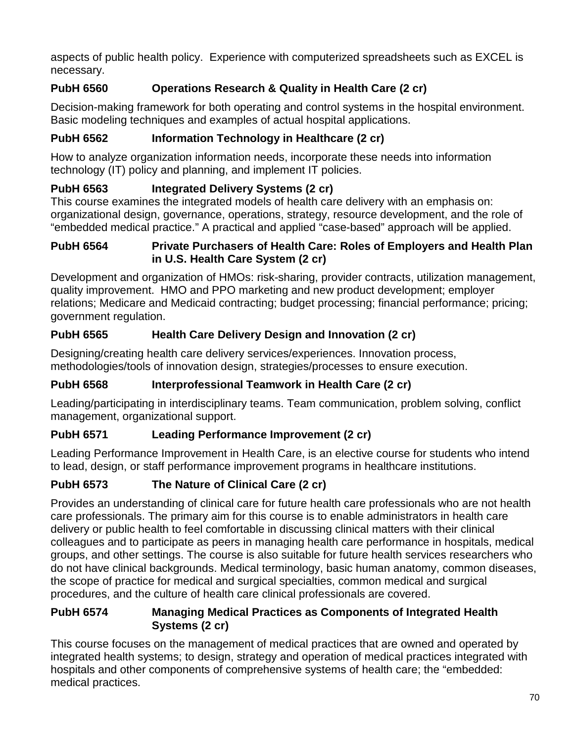aspects of public health policy. Experience with computerized spreadsheets such as EXCEL is necessary.

### PubH 6560 Operations Research & Quality in Health Care (2 cr)

Decision-making framework for both operating and control systems in the hospital environment. Basic modeling techniques and examples of actual hospital applications.

### PubH 6562 Information Technology in Healthcare (2 cr)

How to analyze organization information needs, incorporate these needs into information technology (IT) policy and planning, and implement IT policies.

### PubH 6563 Integrated Delivery Systems (2 cr)

This course examines the integrated models of health care delivery with an emphasis on: organizational design, governance, operations, strategy, resource development, and the role of "embedded medical practice." A practical and applied "case-based" approach will be applied.

### PubH 6564 Private Purchasers of Health Care: Roles of Employers and Health Plan in U.S. Health Care System (2 cr)

Development and organization of HMOs: risk-sharing, provider contracts, utilization management, quality improvement. HMO and PPO marketing and new product development; employer relations; Medicare and Medicaid contracting; budget processing; financial performance; pricing; government regulation.

### PubH 6565 Health Care Delivery Design and Innovation (2 cr)

Designing/creating health care delivery services/experiences. Innovation process, methodologies/tools of innovation design, strategies/processes to ensure execution.

### PubH 6568 Interprofessional Teamwork in Health Care (2 cr)

Leading/participating in interdisciplinary teams. Team communication, problem solving, conflict management, organizational support.

### PubH 6571 Leading Performance Improvement (2 cr)

Leading Performance Improvement in Health Care, is an elective course for students who intend to lead, design, or staff performance improvement programs in healthcare institutions.

### PubH 6573 The Nature of Clinical Care (2 cr)

Provides an understanding of clinical care for future health care professionals who are not health care professionals. The primary aim for this course is to enable administrators in health care delivery or public health to feel comfortable in discussing clinical matters with their clinical colleagues and to participate as peers in managing health care performance in hospitals, medical groups, and other settings. The course is also suitable for future health services researchers who do not have clinical backgrounds. Medical terminology, basic human anatomy, common diseases, the scope of practice for medical and surgical specialties, common medical and surgical procedures, and the culture of health care clinical professionals are covered.

### PubH 6574 Managing Medical Practices as Components of Integrated Health Systems (2 cr)

This course focuses on the management of medical practices that are owned and operated by integrated health systems; to design, strategy and operation of medical practices integrated with hospitals and other components of comprehensive systems of health care; the "embedded: medical practices.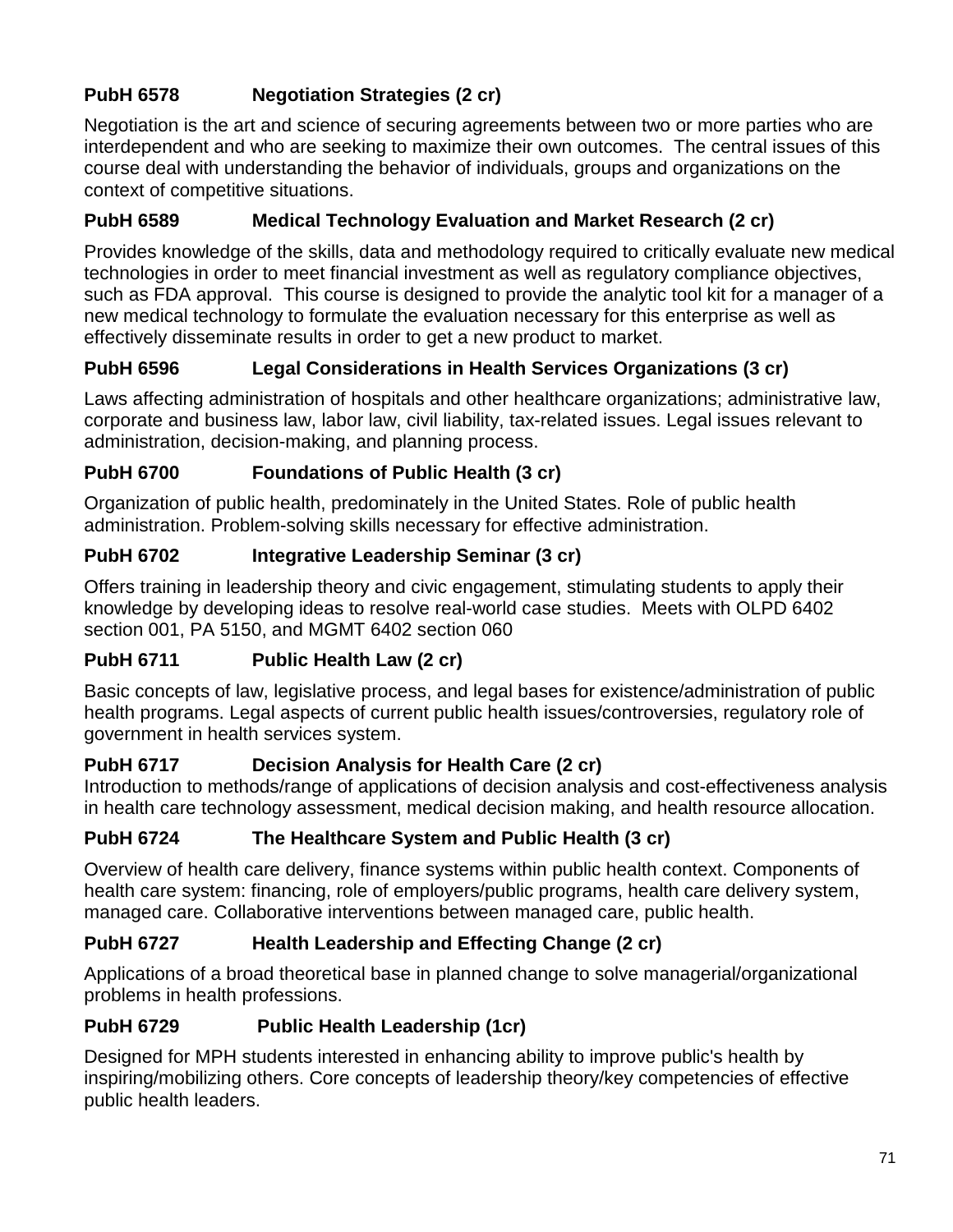**PubH 6578 Negotiation Strategies (2 cr)**

Negotiation is the art and science of securing agreements between two or more parties who are interdependent and who are seeking to maximize their own outcomes. The central issues of this course deal with understanding the behavior of individuals, groups and organizations on the context of competitive situations.

**PubH 6589 Medical Technology Evaluation and Market Research (2 cr)**

Provides knowledge of the skills, data and methodology required to critically evaluate new medical technologies in order to meet financial investment as well as regulatory compliance objectives, such as FDA approval. This course is designed to provide the analytic tool kit for a manager of a new medical technology to formulate the evaluation necessary for this enterprise as well as effectively disseminate results in order to get a new product to market.

**PubH 6596 Legal Considerations in Health Services Organizations (3 cr)**

Laws affecting administration of hospitals and other healthcare organizations; administrative law, corporate and business law, labor law, civil liability, tax-related issues. Legal issues relevant to administration, decision-making, and planning process.

**PubH 6700 Foundations of Public Health (3 cr)**

Organization of public health, predominately in the United States. Role of public health administration. Problem-solving skills necessary for effective administration.

**PubH 6702 Integrative Leadership Seminar (3 cr)**

Offers training in leadership theory and civic engagement, stimulating students to apply their knowledge by developing ideas to resolve real-world case studies. Meets with OLPD 6402 section 001, PA 5150, and MGMT 6402 section 060

**PubH 6711 Public Health Law (2 cr)**

Basic concepts of law, legislative process, and legal bases for existence/administration of public health programs. Legal aspects of current public health issues/controversies, regulatory role of government in health services system.

**PubH 6717 Decision Analysis for Health Care (2 cr)**

Introduction to methods/range of applications of decision analysis and cost-effectiveness analysis in health care technology assessment, medical decision making, and health resource allocation.

**PubH 6724 The Healthcare System and Public Health (3 cr)**

Overview of health care delivery, finance systems within public health context. Components of health care system: financing, role of employers/public programs, health care delivery system, managed care. Collaborative interventions between managed care, public health.

**PubH 6727 Health Leadership and Effecting Change (2 cr)**

Applications of a broad theoretical base in planned change to solve managerial/organizational problems in health professions.

**PubH 6729 Public Health Leadership (1cr)**

Designed for MPH students interested in enhancing ability to improve public's health by inspiring/mobilizing others. Core concepts of leadership theory/key competencies of effective public health leaders.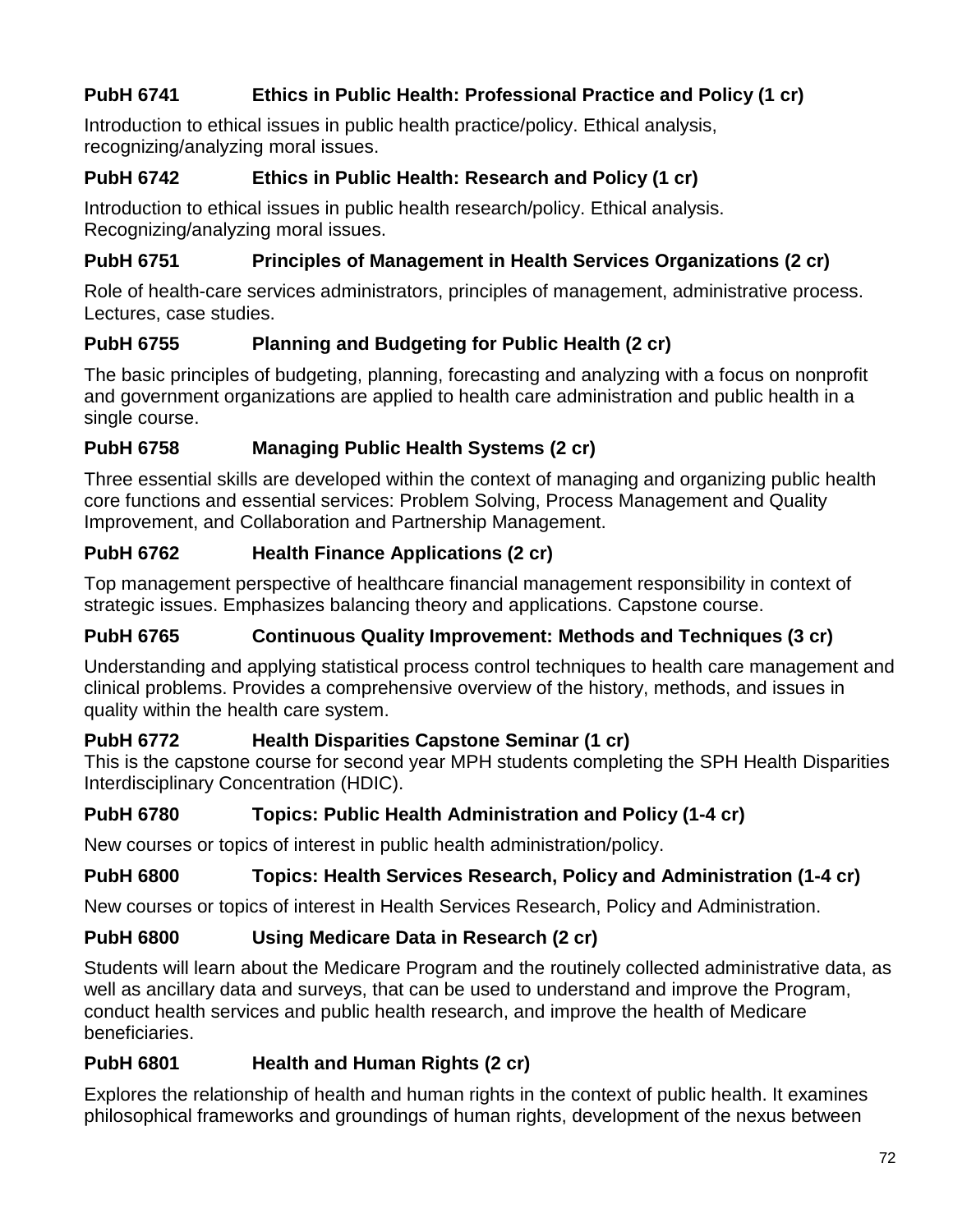**PubH 6741 Ethics in Public Health: Professional Practice and Policy (1 cr)**

Introduction to ethical issues in public health practice/policy. Ethical analysis, recognizing/analyzing moral issues.

**PubH 6742 Ethics in Public Health: Research and Policy (1 cr)**

Introduction to ethical issues in public health research/policy. Ethical analysis. Recognizing/analyzing moral issues.

**PubH 6751 Principles of Management in Health Services Organizations (2 cr)**

Role of health-care services administrators, principles of management, administrative process. Lectures, case studies.

**PubH 6755 Planning and Budgeting for Public Health (2 cr)**

The basic principles of budgeting, planning, forecasting and analyzing with a focus on nonprofit and government organizations are applied to health care administration and public health in a single course.

**PubH 6758 Managing Public Health Systems (2 cr)**

Three essential skills are developed within the context of managing and organizing public health core functions and essential services: Problem Solving, Process Management and Quality Improvement, and Collaboration and Partnership Management.

**PubH 6762 Health Finance Applications (2 cr)**

Top management perspective of healthcare financial management responsibility in context of strategic issues. Emphasizes balancing theory and applications. Capstone course.

**PubH 6765 Continuous Quality Improvement: Methods and Techniques (3 cr)**

Understanding and applying statistical process control techniques to health care management and clinical problems. Provides a comprehensive overview of the history, methods, and issues in quality within the health care system.

**PubH 6772 Health Disparities Capstone Seminar (1 cr)**

This is the capstone course for second year MPH students completing the SPH Health Disparities Interdisciplinary Concentration (HDIC).

**PubH 6780 Topics: Public Health Administration and Policy (1-4 cr)**

New courses or topics of interest in public health administration/policy.

**PubH 6800 Topics: Health Services Research, Policy and Administration (1-4 cr)**

New courses or topics of interest in Health Services Research, Policy and Administration.

**PubH 6800 Using Medicare Data in Research (2 cr)**

Students will learn about the Medicare Program and the routinely collected administrative data, as well as ancillary data and surveys, that can be used to understand and improve the Program, conduct health services and public health research, and improve the health of Medicare beneficiaries.

**PubH 6801 Health and Human Rights (2 cr)**

Explores the relationship of health and human rights in the context of public health. It examines philosophical frameworks and groundings of human rights, development of the nexus between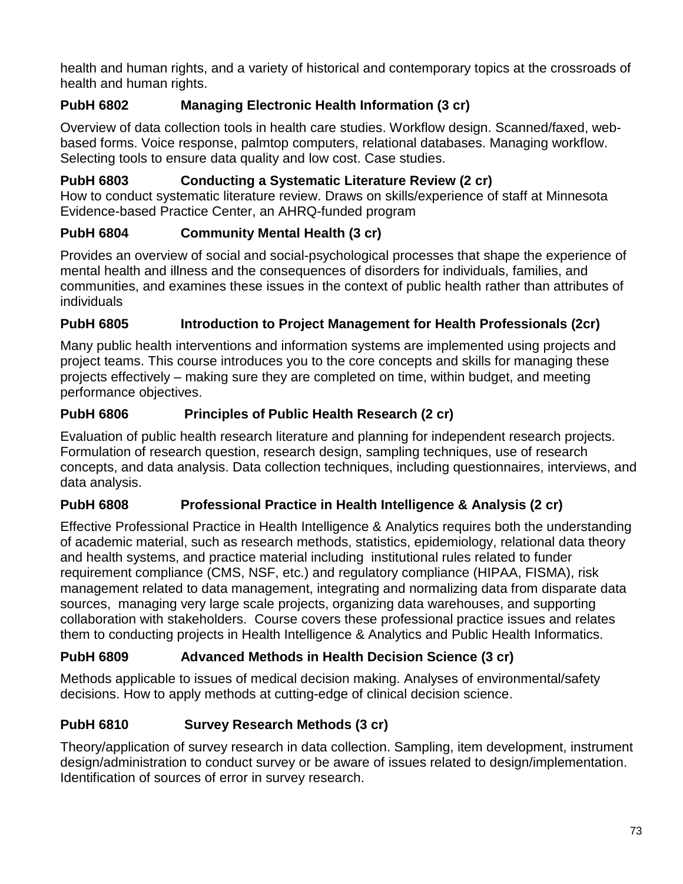health and human rights, and a variety of historical and contemporary topics at the crossroads of health and human rights.

### PubH 6802 Managing Electronic Health Information (3 cr)

Overview of data collection tools in health care studies. Workflow design. Scanned/faxed, web-based forms. Voice response, palmtop computers, relational databases. Managing workflow. Selecting tools to ensure data quality and low cost. Case studies.

### PubH 6803 Conducting a Systematic Literature Review (2 cr)

How to conduct systematic literature review. Draws on skills/experience of staff at Minnesota Evidence-based Practice Center, an AHRQ-funded program

### PubH 6804 Community Mental Health (3 cr)

Provides an overview of social and social-psychological processes that shape the experience of mental health and illness and the consequences of disorders for individuals, families, and communities, and examines these issues in the context of public health rather than attributes of individuals

### PubH 6805 Introduction to Project Management for Health Professionals (2cr)

Many public health interventions and information systems are implemented using projects and project teams. This course introduces you to the core concepts and skills for managing these projects effectively – making sure they are completed on time, within budget, and meeting performance objectives.

### PubH 6806 Principles of Public Health Research (2 cr)

Evaluation of public health research literature and planning for independent research projects. Formulation of research question, research design, sampling techniques, use of research concepts, and data analysis. Data collection techniques, including questionnaires, interviews, and data analysis.

### PubH 6808 Professional Practice in Health Intelligence & Analysis (2 cr)

Effective Professional Practice in Health Intelligence & Analytics requires both the understanding of academic material, such as research methods, statistics, epidemiology, relational data theory and health systems, and practice material including institutional rules related to funder requirement compliance (CMS, NSF, etc.) and regulatory compliance (HIPAA, FISMA), risk management related to data management, integrating and normalizing data from disparate data sources, managing very large scale projects, organizing data warehouses, and supporting collaboration with stakeholders. Course covers these professional practice issues and relates them to conducting projects in Health Intelligence & Analytics and Public Health Informatics.

### PubH 6809 Advanced Methods in Health Decision Science (3 cr)

Methods applicable to issues of medical decision making. Analyses of environmental/safety decisions. How to apply methods at cutting-edge of clinical decision science.

### PubH 6810 Survey Research Methods (3 cr)

Theory/application of survey research in data collection. Sampling, item development, instrument design/administration to conduct survey or be aware of issues related to design/implementation. Identification of sources of error in survey research.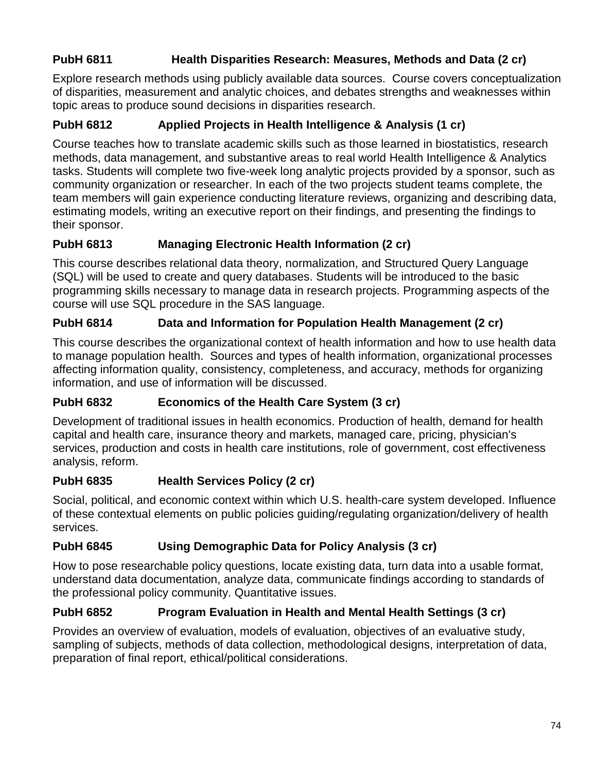**PubH 6811 Health Disparities Research: Measures, Methods and Data (2 cr)**

Explore research methods using publicly available data sources. Course covers conceptualization of disparities, measurement and analytic choices, and debates strengths and weaknesses within topic areas to produce sound decisions in disparities research.

**PubH 6812 Applied Projects in Health Intelligence & Analysis (1 cr)**

Course teaches how to translate academic skills such as those learned in biostatistics, research methods, data management, and substantive areas to real world Health Intelligence & Analytics tasks. Students will complete two five-week long analytic projects provided by a sponsor, such as community organization or researcher. In each of the two projects student teams complete, the team members will gain experience conducting literature reviews, organizing and describing data, estimating models, writing an executive report on their findings, and presenting the findings to their sponsor.

**PubH 6813 Managing Electronic Health Information (2 cr)**

This course describes relational data theory, normalization, and Structured Query Language (SQL) will be used to create and query databases. Students will be introduced to the basic programming skills necessary to manage data in research projects. Programming aspects of the course will use SQL procedure in the SAS language.

**PubH 6814 Data and Information for Population Health Management (2 cr)**

This course describes the organizational context of health information and how to use health data to manage population health. Sources and types of health information, organizational processes affecting information quality, consistency, completeness, and accuracy, methods for organizing information, and use of information will be discussed.

**PubH 6832 Economics of the Health Care System (3 cr)**

Development of traditional issues in health economics. Production of health, demand for health capital and health care, insurance theory and markets, managed care, pricing, physician's services, production and costs in health care institutions, role of government, cost effectiveness analysis, reform.

**PubH 6835 Health Services Policy (2 cr)**

Social, political, and economic context within which U.S. health-care system developed. Influence of these contextual elements on public policies guiding/regulating organization/delivery of health services.

**PubH 6845 Using Demographic Data for Policy Analysis (3 cr)**

How to pose researchable policy questions, locate existing data, turn data into a usable format, understand data documentation, analyze data, communicate findings according to standards of the professional policy community. Quantitative issues.

**PubH 6852 Program Evaluation in Health and Mental Health Settings (3 cr)**

Provides an overview of evaluation, models of evaluation, objectives of an evaluative study, sampling of subjects, methods of data collection, methodological designs, interpretation of data, preparation of final report, ethical/political considerations.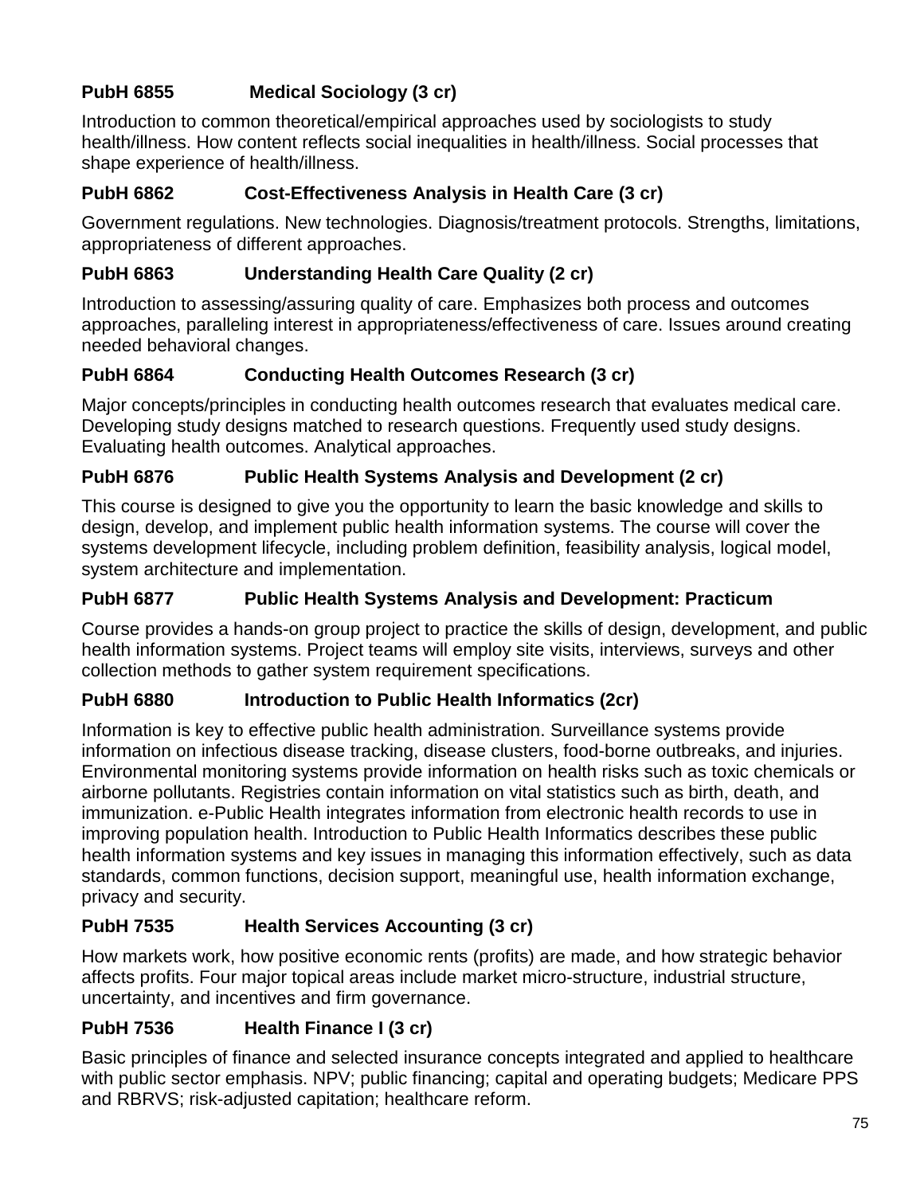**PubH 6855 Medical Sociology (3 cr)**

Introduction to common theoretical/empirical approaches used by sociologists to study health/illness. How content reflects social inequalities in health/illness. Social processes that shape experience of health/illness.

**PubH 6862 Cost-Effectiveness Analysis in Health Care (3 cr)**

Government regulations. New technologies. Diagnosis/treatment protocols. Strengths, limitations, appropriateness of different approaches.

**PubH 6863 Understanding Health Care Quality (2 cr)**

Introduction to assessing/assuring quality of care. Emphasizes both process and outcomes approaches, paralleling interest in appropriateness/effectiveness of care. Issues around creating needed behavioral changes.

**PubH 6864 Conducting Health Outcomes Research (3 cr)**

Major concepts/principles in conducting health outcomes research that evaluates medical care. Developing study designs matched to research questions. Frequently used study designs. Evaluating health outcomes. Analytical approaches.

**PubH 6876 Public Health Systems Analysis and Development (2 cr)**

This course is designed to give you the opportunity to learn the basic knowledge and skills to design, develop, and implement public health information systems. The course will cover the systems development lifecycle, including problem definition, feasibility analysis, logical model, system architecture and implementation.

**PubH 6877 Public Health Systems Analysis and Development: Practicum**

Course provides a hands-on group project to practice the skills of design, development, and public health information systems. Project teams will employ site visits, interviews, surveys and other collection methods to gather system requirement specifications.

**PubH 6880 Introduction to Public Health Informatics (2cr)**

Information is key to effective public health administration. Surveillance systems provide information on infectious disease tracking, disease clusters, food-borne outbreaks, and injuries. Environmental monitoring systems provide information on health risks such as toxic chemicals or airborne pollutants. Registries contain information on vital statistics such as birth, death, and immunization. e-Public Health integrates information from electronic health records to use in improving population health. Introduction to Public Health Informatics describes these public health information systems and key issues in managing this information effectively, such as data standards, common functions, decision support, meaningful use, health information exchange, privacy and security.

**PubH 7535 Health Services Accounting (3 cr)**

How markets work, how positive economic rents (profits) are made, and how strategic behavior affects profits. Four major topical areas include market micro-structure, industrial structure, uncertainty, and incentives and firm governance.

**PubH 7536 Health Finance I (3 cr)**

Basic principles of finance and selected insurance concepts integrated and applied to healthcare with public sector emphasis. NPV; public financing; capital and operating budgets; Medicare PPS and RBRVS; risk-adjusted capitation; healthcare reform.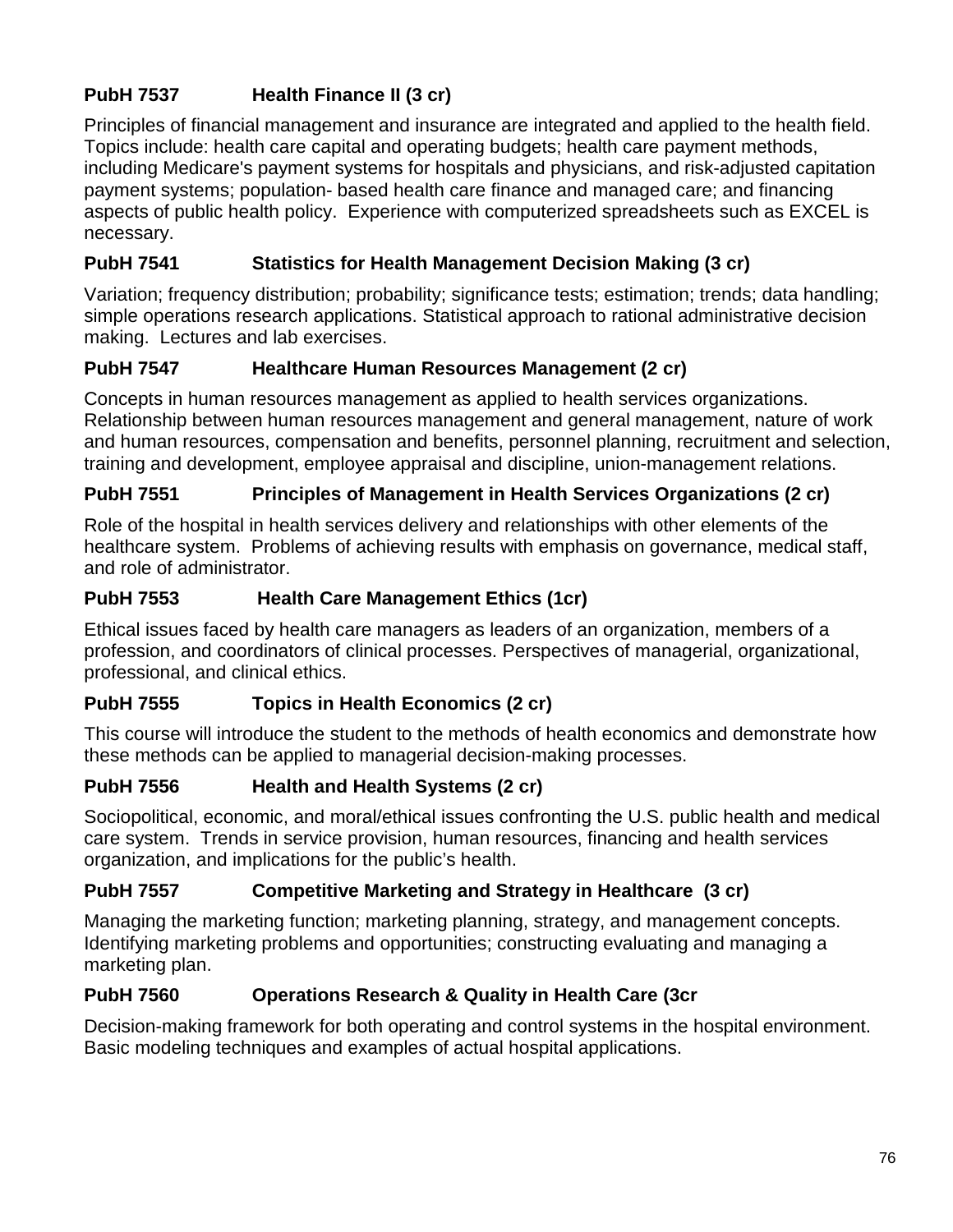**PubH 7537 Health Finance II (3 cr)**

Principles of financial management and insurance are integrated and applied to the health field. Topics include: health care capital and operating budgets; health care payment methods, including Medicare's payment systems for hospitals and physicians, and risk-adjusted capitation payment systems; population- based health care finance and managed care; and financing aspects of public health policy. Experience with computerized spreadsheets such as EXCEL is necessary.

**PubH 7541 Statistics for Health Management Decision Making (3 cr)**

Variation; frequency distribution; probability; significance tests; estimation; trends; data handling; simple operations research applications. Statistical approach to rational administrative decision making. Lectures and lab exercises.

**PubH 7547 Healthcare Human Resources Management (2 cr)**

Concepts in human resources management as applied to health services organizations. Relationship between human resources management and general management, nature of work and human resources, compensation and benefits, personnel planning, recruitment and selection, training and development, employee appraisal and discipline, union-management relations.

**PubH 7551 Principles of Management in Health Services Organizations (2 cr)**

Role of the hospital in health services delivery and relationships with other elements of the healthcare system. Problems of achieving results with emphasis on governance, medical staff, and role of administrator.

**PubH 7553 Health Care Management Ethics (1cr)**

Ethical issues faced by health care managers as leaders of an organization, members of a profession, and coordinators of clinical processes. Perspectives of managerial, organizational, professional, and clinical ethics.

**PubH 7555 Topics in Health Economics (2 cr)**

This course will introduce the student to the methods of health economics and demonstrate how these methods can be applied to managerial decision-making processes.

**PubH 7556 Health and Health Systems (2 cr)**

Sociopolitical, economic, and moral/ethical issues confronting the U.S. public health and medical care system. Trends in service provision, human resources, financing and health services organization, and implications for the public's health.

**PubH 7557 Competitive Marketing and Strategy in Healthcare (3 cr)**

Managing the marketing function; marketing planning, strategy, and management concepts. Identifying marketing problems and opportunities; constructing evaluating and managing a marketing plan.

**PubH 7560 Operations Research & Quality in Health Care (3cr**

Decision-making framework for both operating and control systems in the hospital environment. Basic modeling techniques and examples of actual hospital applications.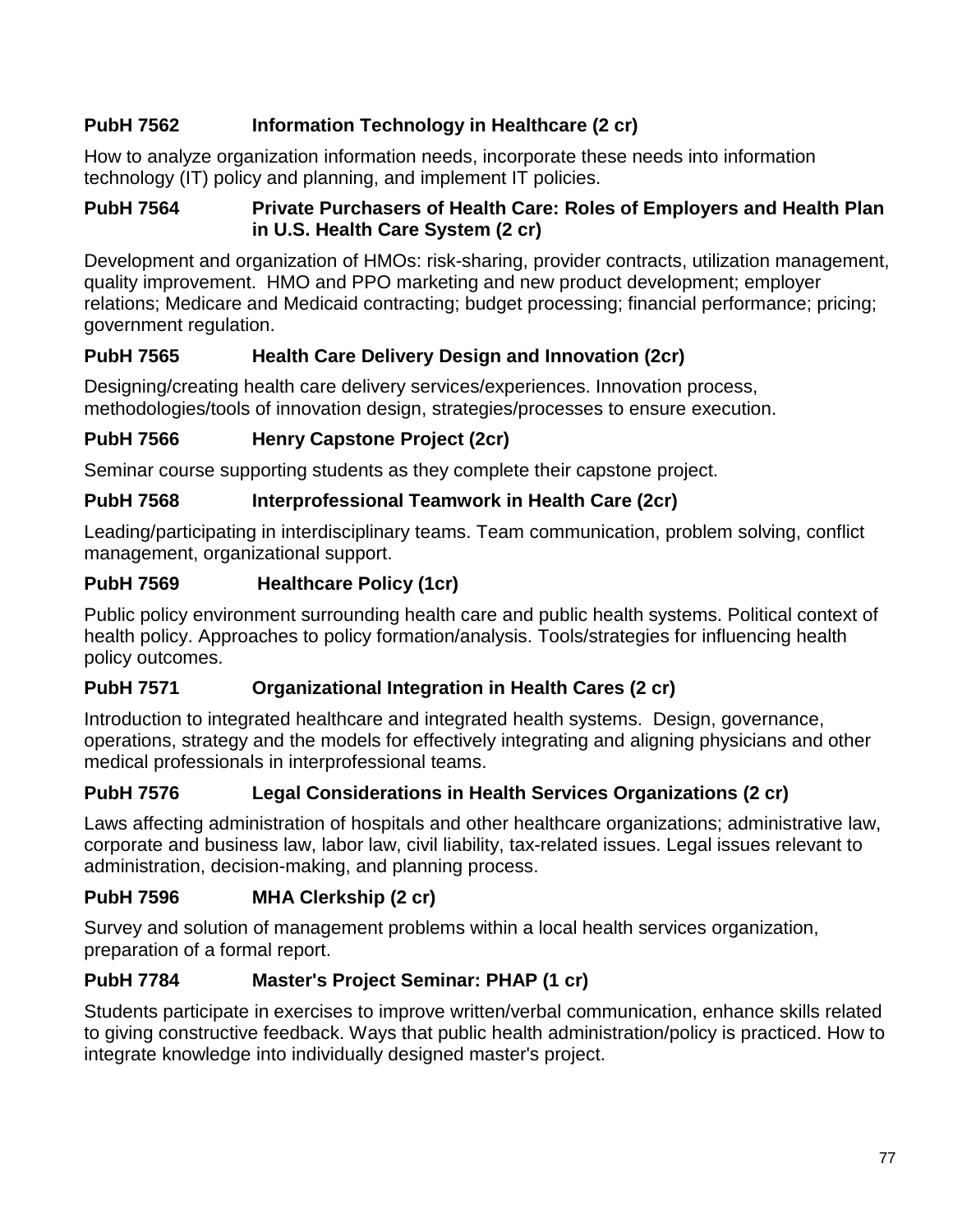**PubH 7562 Information Technology in Healthcare (2 cr)**

How to analyze organization information needs, incorporate these needs into information technology (IT) policy and planning, and implement IT policies.

**PubH 7564 Private Purchasers of Health Care: Roles of Employers and Health Plan in U.S. Health Care System (2 cr)**

Development and organization of HMOs: risk-sharing, provider contracts, utilization management, quality improvement. HMO and PPO marketing and new product development; employer relations; Medicare and Medicaid contracting; budget processing; financial performance; pricing; government regulation.

**PubH 7565 Health Care Delivery Design and Innovation (2cr)**

Designing/creating health care delivery services/experiences. Innovation process, methodologies/tools of innovation design, strategies/processes to ensure execution.

**PubH 7566 Henry Capstone Project (2cr)**

Seminar course supporting students as they complete their capstone project.

**PubH 7568 Interprofessional Teamwork in Health Care (2cr)**

Leading/participating in interdisciplinary teams. Team communication, problem solving, conflict management, organizational support.

**PubH 7569 Healthcare Policy (1cr)**

Public policy environment surrounding health care and public health systems. Political context of health policy. Approaches to policy formation/analysis. Tools/strategies for influencing health policy outcomes.

**PubH 7571 Organizational Integration in Health Cares (2 cr)**

Introduction to integrated healthcare and integrated health systems. Design, governance, operations, strategy and the models for effectively integrating and aligning physicians and other medical professionals in interprofessional teams.

**PubH 7576 Legal Considerations in Health Services Organizations (2 cr)**

Laws affecting administration of hospitals and other healthcare organizations; administrative law, corporate and business law, labor law, civil liability, tax-related issues. Legal issues relevant to administration, decision-making, and planning process.

**PubH 7596 MHA Clerkship (2 cr)**

Survey and solution of management problems within a local health services organization, preparation of a formal report.

**PubH 7784 Master's Project Seminar: PHAP (1 cr)**

Students participate in exercises to improve written/verbal communication, enhance skills related to giving constructive feedback. Ways that public health administration/policy is practiced. How to integrate knowledge into individually designed master's project.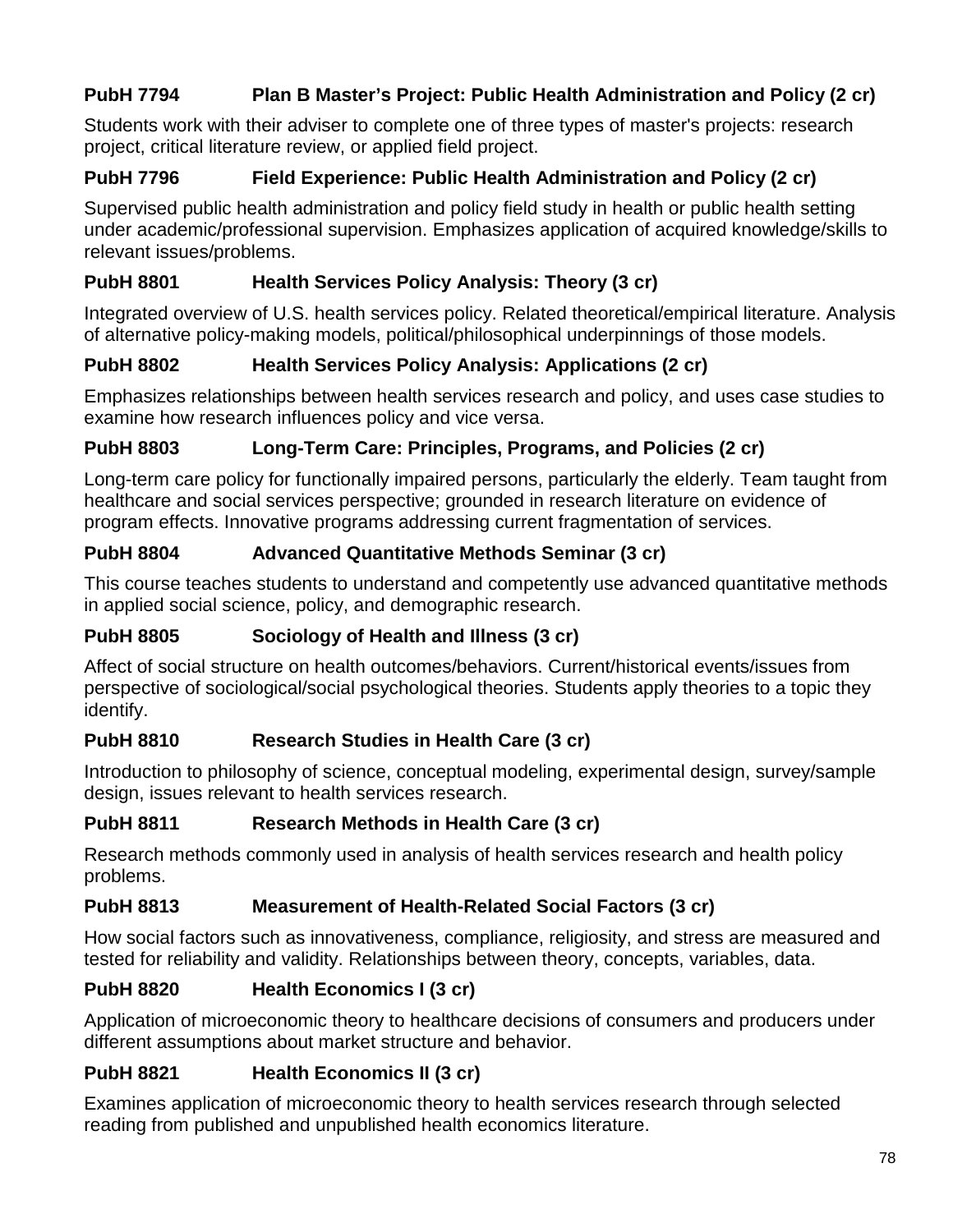**PubH 7794 Plan B Master’s Project: Public Health Administration and Policy (2 cr)**

Students work with their adviser to complete one of three types of master's projects: research project, critical literature review, or applied field project.

**PubH 7796 Field Experience: Public Health Administration and Policy (2 cr)**

Supervised public health administration and policy field study in health or public health setting under academic/professional supervision. Emphasizes application of acquired knowledge/skills to relevant issues/problems.

**PubH 8801 Health Services Policy Analysis: Theory (3 cr)**

Integrated overview of U.S. health services policy. Related theoretical/empirical literature. Analysis of alternative policy-making models, political/philosophical underpinnings of those models.

**PubH 8802 Health Services Policy Analysis: Applications (2 cr)**

Emphasizes relationships between health services research and policy, and uses case studies to examine how research influences policy and vice versa.

**PubH 8803 Long-Term Care: Principles, Programs, and Policies (2 cr)**

Long-term care policy for functionally impaired persons, particularly the elderly. Team taught from healthcare and social services perspective; grounded in research literature on evidence of program effects. Innovative programs addressing current fragmentation of services.

**PubH 8804 Advanced Quantitative Methods Seminar (3 cr)**

This course teaches students to understand and competently use advanced quantitative methods in applied social science, policy, and demographic research.

**PubH 8805 Sociology of Health and Illness (3 cr)**

Affect of social structure on health outcomes/behaviors. Current/historical events/issues from perspective of sociological/social psychological theories. Students apply theories to a topic they identify.

**PubH 8810 Research Studies in Health Care (3 cr)**

Introduction to philosophy of science, conceptual modeling, experimental design, survey/sample design, issues relevant to health services research.

**PubH 8811 Research Methods in Health Care (3 cr)**

Research methods commonly used in analysis of health services research and health policy problems.

**PubH 8813 Measurement of Health-Related Social Factors (3 cr)**

How social factors such as innovativeness, compliance, religiosity, and stress are measured and tested for reliability and validity. Relationships between theory, concepts, variables, data.

**PubH 8820 Health Economics I (3 cr)**

Application of microeconomic theory to healthcare decisions of consumers and producers under different assumptions about market structure and behavior.

**PubH 8821 Health Economics II (3 cr)**

Examines application of microeconomic theory to health services research through selected reading from published and unpublished health economics literature.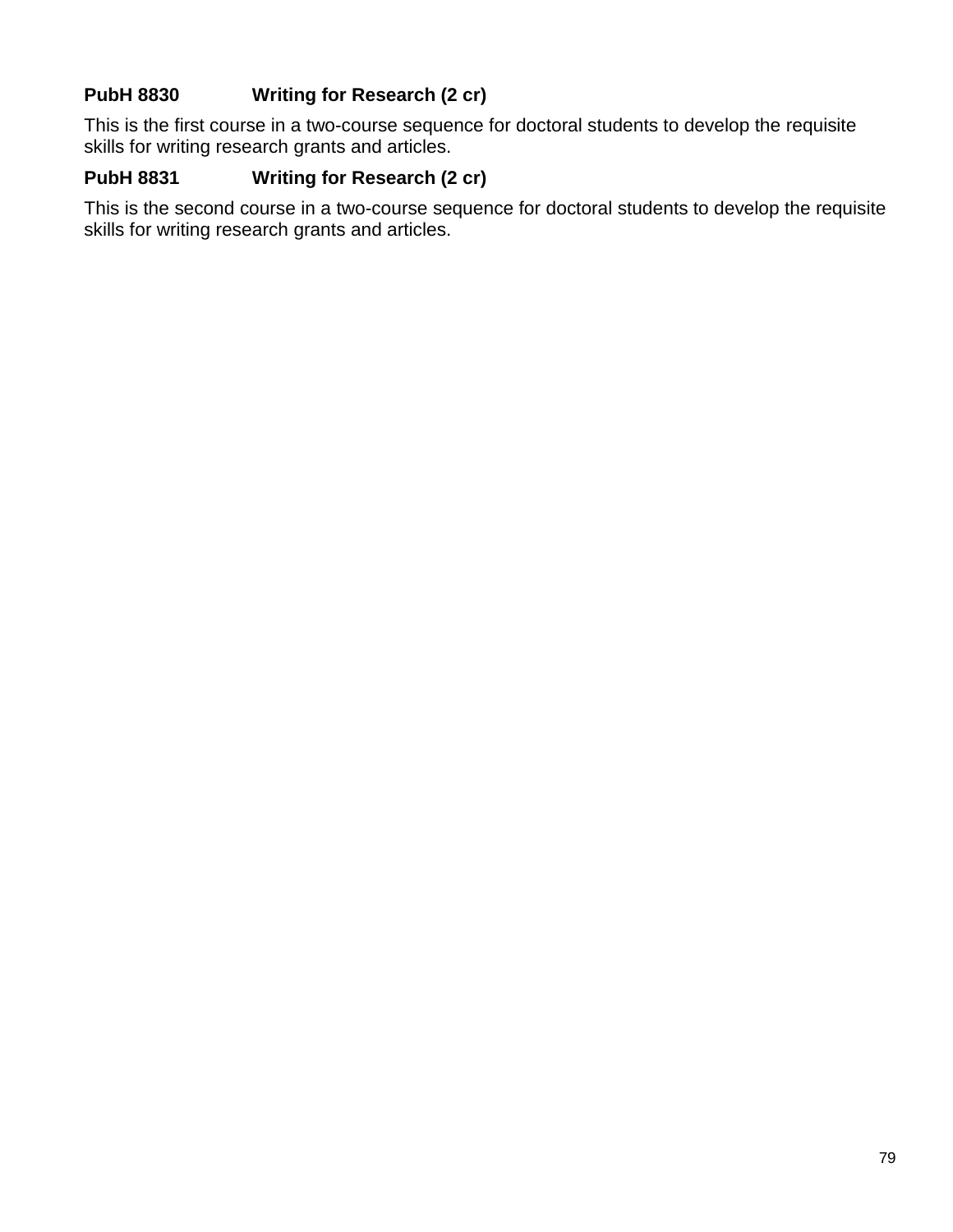**PubH 8830 Writing for Research (2 cr)**

This is the first course in a two-course sequence for doctoral students to develop the requisite skills for writing research grants and articles.

**PubH 8831 Writing for Research (2 cr)**

This is the second course in a two-course sequence for doctoral students to develop the requisite skills for writing research grants and articles.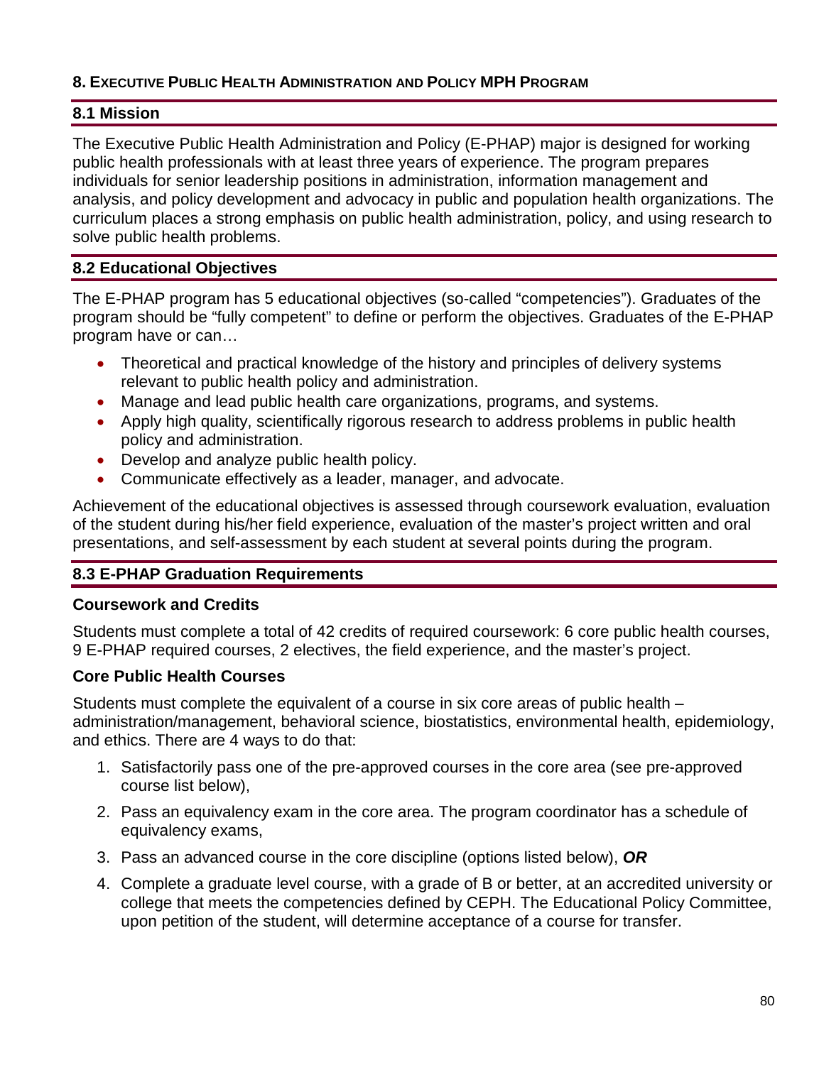## 8. Executive Public Health Administration and Policy MPH Program

### 8.1 Mission

The Executive Public Health Administration and Policy (E-PHAP) major is designed for working public health professionals with at least three years of experience. The program prepares individuals for senior leadership positions in administration, information management and analysis, and policy development and advocacy in public and population health organizations. The curriculum places a strong emphasis on public health administration, policy, and using research to solve public health problems.

### 8.2 Educational Objectives

The E-PHAP program has 5 educational objectives (so-called "competencies"). Graduates of the program should be "fully competent" to define or perform the objectives. Graduates of the E-PHAP program have or can…

- Theoretical and practical knowledge of the history and principles of delivery systems relevant to public health policy and administration.
- Manage and lead public health care organizations, programs, and systems.
- Apply high quality, scientifically rigorous research to address problems in public health policy and administration.
- Develop and analyze public health policy.
- Communicate effectively as a leader, manager, and advocate.

Achievement of the educational objectives is assessed through coursework evaluation, evaluation of the student during his/her field experience, evaluation of the master's project written and oral presentations, and self-assessment by each student at several points during the program.

### 8.3 E-PHAP Graduation Requirements

**Coursework and Credits**

Students must complete a total of 42 credits of required coursework: 6 core public health courses, 9 E-PHAP required courses, 2 electives, the field experience, and the master's project.

**Core Public Health Courses**

Students must complete the equivalent of a course in six core areas of public health – administration/management, behavioral science, biostatistics, environmental health, epidemiology, and ethics. There are 4 ways to do that:

1. Satisfactorily pass one of the pre-approved courses in the core area (see pre-approved course list below),
2. Pass an equivalency exam in the core area. The program coordinator has a schedule of equivalency exams,
3. Pass an advanced course in the core discipline (options listed below), ***OR***
4. Complete a graduate level course, with a grade of B or better, at an accredited university or college that meets the competencies defined by CEPH. The Educational Policy Committee, upon petition of the student, will determine acceptance of a course for transfer.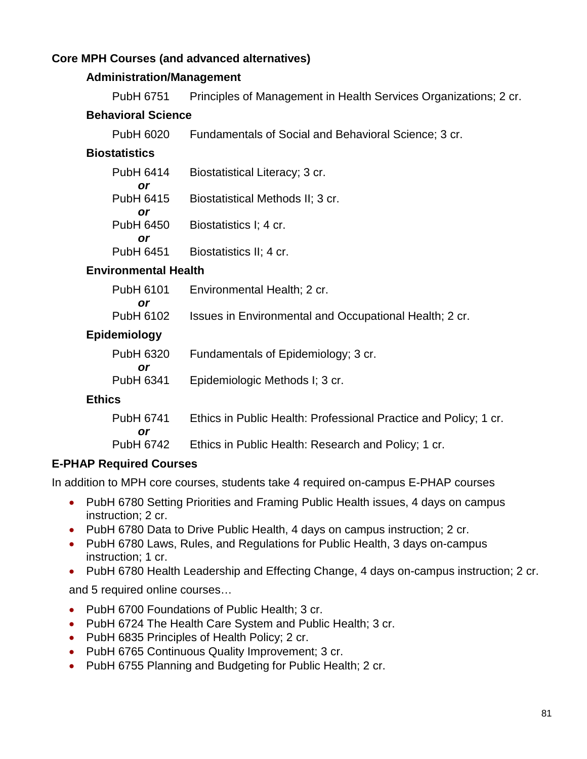## Core MPH Courses (and advanced alternatives)

### Administration/Management

PubH 6751 Principles of Management in Health Services Organizations; 2 cr.

### Behavioral Science

PubH 6020 Fundamentals of Social and Behavioral Science; 3 cr.

### Biostatistics

PubH 6414 Biostatistical Literacy; 3 cr.
***or***
PubH 6415 Biostatistical Methods II; 3 cr.
***or***
PubH 6450 Biostatistics I; 4 cr.
***or***
PubH 6451 Biostatistics II; 4 cr.

### Environmental Health

PubH 6101 Environmental Health; 2 cr.
***or***
PubH 6102 Issues in Environmental and Occupational Health; 2 cr.

### Epidemiology

PubH 6320 Fundamentals of Epidemiology; 3 cr.
***or***
PubH 6341 Epidemiologic Methods I; 3 cr.

### Ethics

PubH 6741 Ethics in Public Health: Professional Practice and Policy; 1 cr.
***or***
PubH 6742 Ethics in Public Health: Research and Policy; 1 cr.

## E-PHAP Required Courses

In addition to MPH core courses, students take 4 required on-campus E-PHAP courses

- PubH 6780 Setting Priorities and Framing Public Health issues, 4 days on campus instruction; 2 cr.
- PubH 6780 Data to Drive Public Health, 4 days on campus instruction; 2 cr.
- PubH 6780 Laws, Rules, and Regulations for Public Health, 3 days on-campus instruction; 1 cr.
- PubH 6780 Health Leadership and Effecting Change, 4 days on-campus instruction; 2 cr.

and 5 required online courses…

- PubH 6700 Foundations of Public Health; 3 cr.
- PubH 6724 The Health Care System and Public Health; 3 cr.
- PubH 6835 Principles of Health Policy; 2 cr.
- PubH 6765 Continuous Quality Improvement; 3 cr.
- PubH 6755 Planning and Budgeting for Public Health; 2 cr.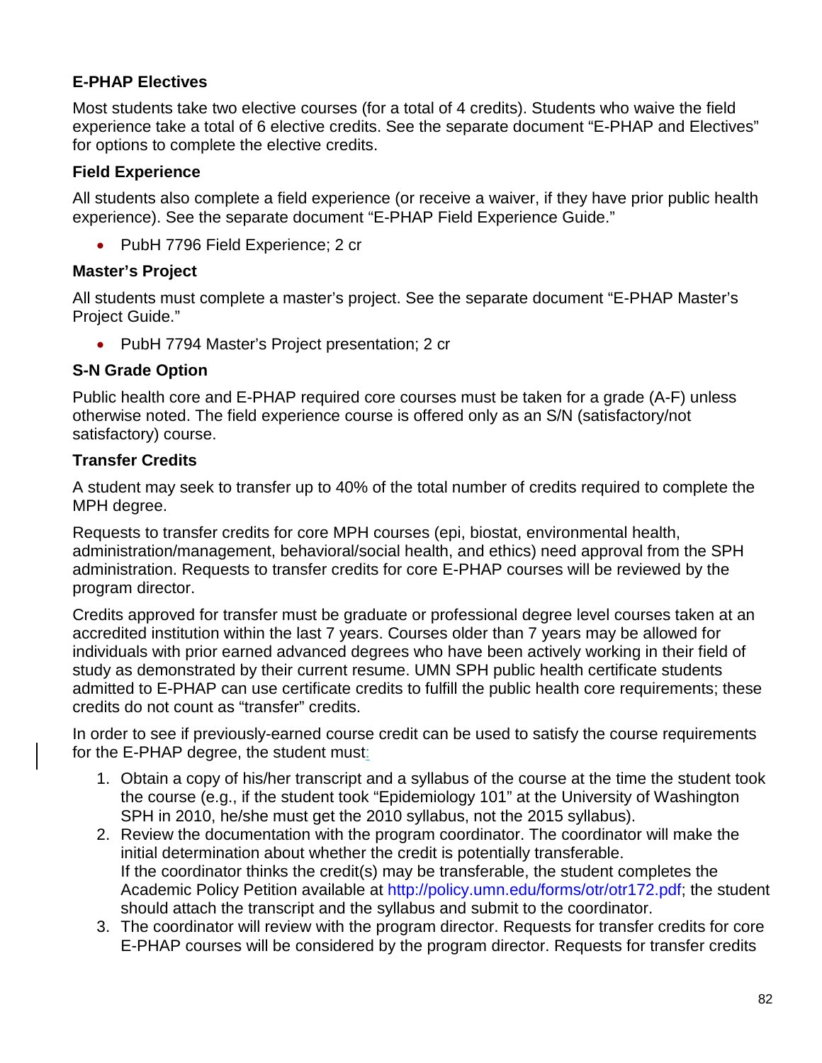### E-PHAP Electives

Most students take two elective courses (for a total of 4 credits). Students who waive the field experience take a total of 6 elective credits. See the separate document "E-PHAP and Electives" for options to complete the elective credits.

### Field Experience

All students also complete a field experience (or receive a waiver, if they have prior public health experience). See the separate document "E-PHAP Field Experience Guide."

- PubH 7796 Field Experience; 2 cr

### Master's Project

All students must complete a master's project. See the separate document "E-PHAP Master's Project Guide."

- PubH 7794 Master's Project presentation; 2 cr

### S-N Grade Option

Public health core and E-PHAP required core courses must be taken for a grade (A-F) unless otherwise noted. The field experience course is offered only as an S/N (satisfactory/not satisfactory) course.

### Transfer Credits

A student may seek to transfer up to 40% of the total number of credits required to complete the MPH degree.

Requests to transfer credits for core MPH courses (epi, biostat, environmental health, administration/management, behavioral/social health, and ethics) need approval from the SPH administration. Requests to transfer credits for core E-PHAP courses will be reviewed by the program director.

Credits approved for transfer must be graduate or professional degree level courses taken at an accredited institution within the last 7 years. Courses older than 7 years may be allowed for individuals with prior earned advanced degrees who have been actively working in their field of study as demonstrated by their current resume. UMN SPH public health certificate students admitted to E-PHAP can use certificate credits to fulfill the public health core requirements; these credits do not count as "transfer" credits.

In order to see if previously-earned course credit can be used to satisfy the course requirements for the E-PHAP degree, the student must:

1. Obtain a copy of his/her transcript and a syllabus of the course at the time the student took the course (e.g., if the student took "Epidemiology 101" at the University of Washington SPH in 2010, he/she must get the 2010 syllabus, not the 2015 syllabus).
2. Review the documentation with the program coordinator. The coordinator will make the initial determination about whether the credit is potentially transferable.
   If the coordinator thinks the credit(s) may be transferable, the student completes the Academic Policy Petition available at http://policy.umn.edu/forms/otr/otr172.pdf; the student should attach the transcript and the syllabus and submit to the coordinator.
3. The coordinator will review with the program director. Requests for transfer credits for core E-PHAP courses will be considered by the program director. Requests for transfer credits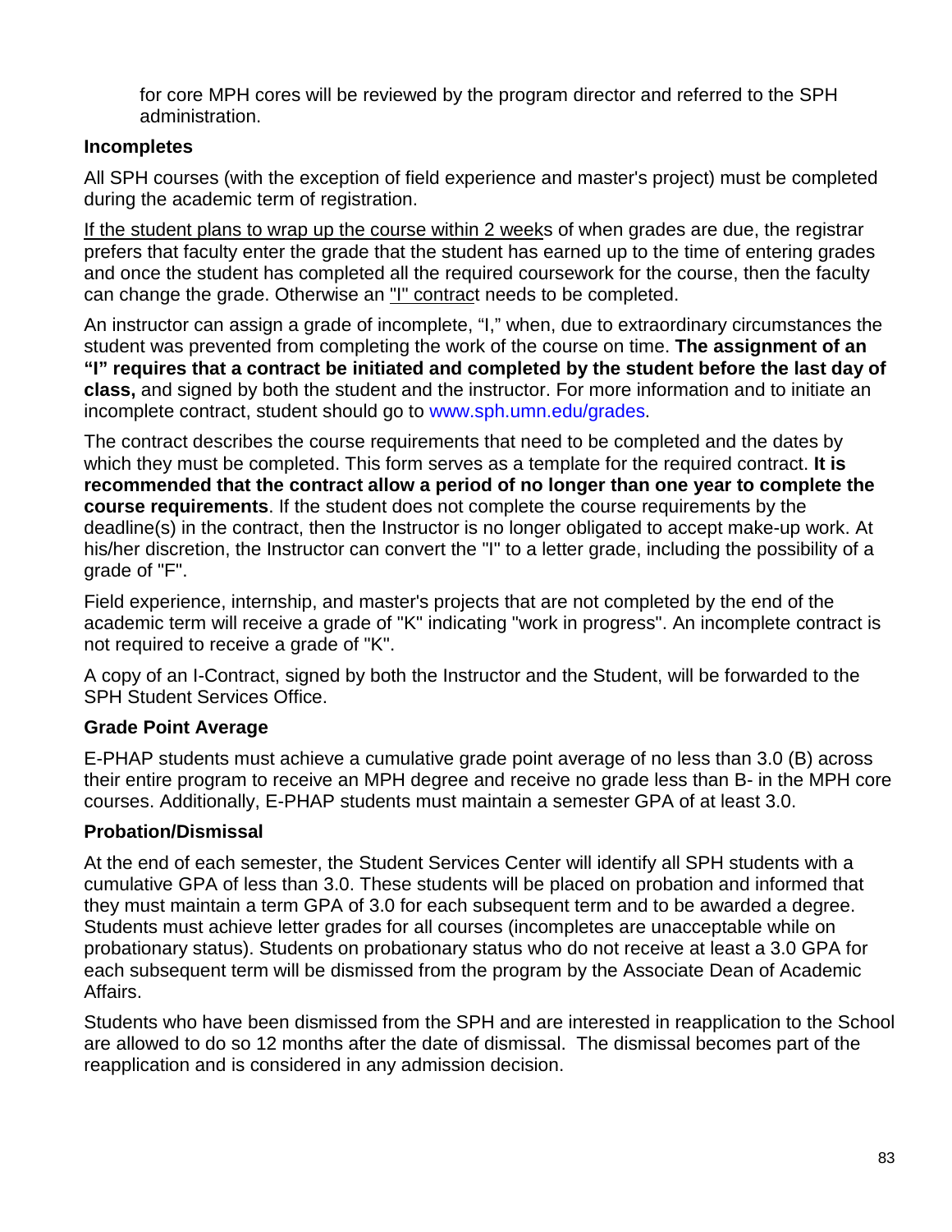for core MPH cores will be reviewed by the program director and referred to the SPH administration.

### Incompletes

All SPH courses (with the exception of field experience and master's project) must be completed during the academic term of registration.

If the student plans to wrap up the course within 2 weeks of when grades are due, the registrar prefers that faculty enter the grade that the student has earned up to the time of entering grades and once the student has completed all the required coursework for the course, then the faculty can change the grade. Otherwise an "I" contract needs to be completed.

An instructor can assign a grade of incomplete, "I," when, due to extraordinary circumstances the student was prevented from completing the work of the course on time. **The assignment of an "I" requires that a contract be initiated and completed by the student before the last day of class,** and signed by both the student and the instructor. For more information and to initiate an incomplete contract, student should go to www.sph.umn.edu/grades.

The contract describes the course requirements that need to be completed and the dates by which they must be completed. This form serves as a template for the required contract. **It is recommended that the contract allow a period of no longer than one year to complete the course requirements**. If the student does not complete the course requirements by the deadline(s) in the contract, then the Instructor is no longer obligated to accept make-up work. At his/her discretion, the Instructor can convert the "I" to a letter grade, including the possibility of a grade of "F".

Field experience, internship, and master's projects that are not completed by the end of the academic term will receive a grade of "K" indicating "work in progress". An incomplete contract is not required to receive a grade of "K".

A copy of an I-Contract, signed by both the Instructor and the Student, will be forwarded to the SPH Student Services Office.

### Grade Point Average

E-PHAP students must achieve a cumulative grade point average of no less than 3.0 (B) across their entire program to receive an MPH degree and receive no grade less than B- in the MPH core courses. Additionally, E-PHAP students must maintain a semester GPA of at least 3.0.

### Probation/Dismissal

At the end of each semester, the Student Services Center will identify all SPH students with a cumulative GPA of less than 3.0. These students will be placed on probation and informed that they must maintain a term GPA of 3.0 for each subsequent term and to be awarded a degree. Students must achieve letter grades for all courses (incompletes are unacceptable while on probationary status). Students on probationary status who do not receive at least a 3.0 GPA for each subsequent term will be dismissed from the program by the Associate Dean of Academic Affairs.

Students who have been dismissed from the SPH and are interested in reapplication to the School are allowed to do so 12 months after the date of dismissal. The dismissal becomes part of the reapplication and is considered in any admission decision.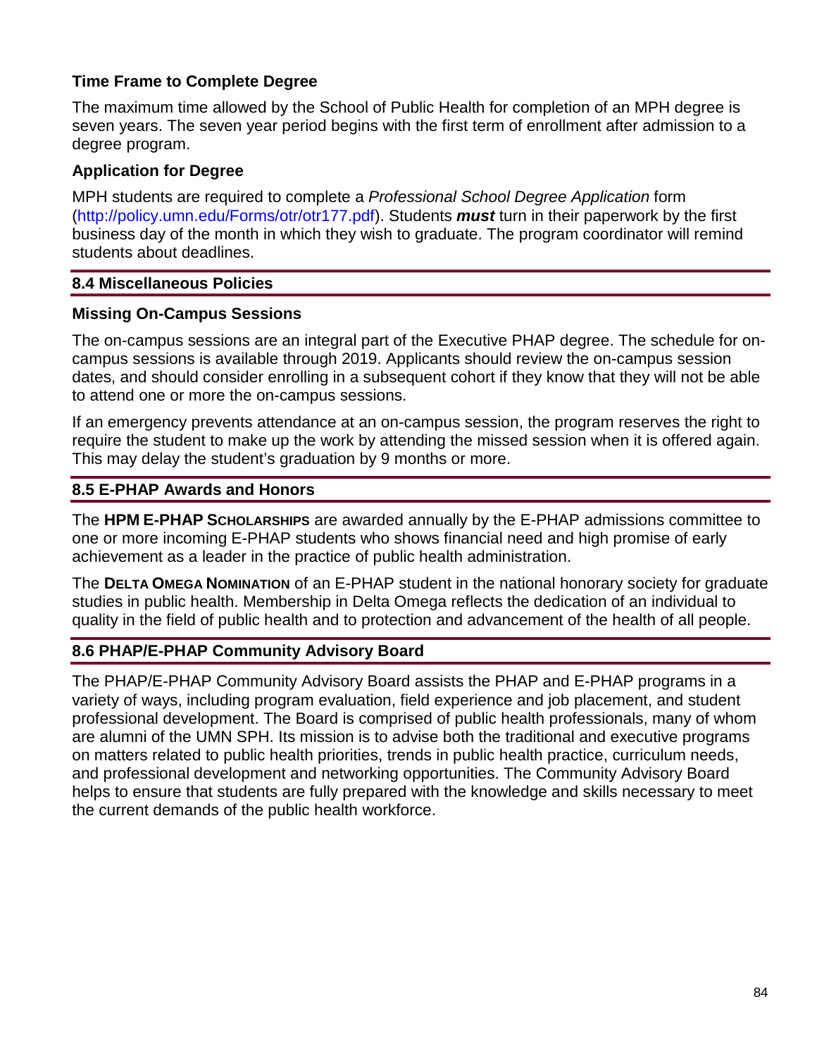### Time Frame to Complete Degree

The maximum time allowed by the School of Public Health for completion of an MPH degree is seven years. The seven year period begins with the first term of enrollment after admission to a degree program.

### Application for Degree

MPH students are required to complete a *Professional School Degree Application* form (http://policy.umn.edu/Forms/otr/otr177.pdf). Students ***must*** turn in their paperwork by the first business day of the month in which they wish to graduate. The program coordinator will remind students about deadlines.

## 8.4 Miscellaneous Policies

### Missing On-Campus Sessions

The on-campus sessions are an integral part of the Executive PHAP degree. The schedule for on-campus sessions is available through 2019. Applicants should review the on-campus session dates, and should consider enrolling in a subsequent cohort if they know that they will not be able to attend one or more the on-campus sessions.

If an emergency prevents attendance at an on-campus session, the program reserves the right to require the student to make up the work by attending the missed session when it is offered again. This may delay the student's graduation by 9 months or more.

## 8.5 E-PHAP Awards and Honors

The **HPM E-PHAP SCHOLARSHIPS** are awarded annually by the E-PHAP admissions committee to one or more incoming E-PHAP students who shows financial need and high promise of early achievement as a leader in the practice of public health administration.

The **DELTA OMEGA NOMINATION** of an E-PHAP student in the national honorary society for graduate studies in public health. Membership in Delta Omega reflects the dedication of an individual to quality in the field of public health and to protection and advancement of the health of all people.

## 8.6 PHAP/E-PHAP Community Advisory Board

The PHAP/E-PHAP Community Advisory Board assists the PHAP and E-PHAP programs in a variety of ways, including program evaluation, field experience and job placement, and student professional development. The Board is comprised of public health professionals, many of whom are alumni of the UMN SPH. Its mission is to advise both the traditional and executive programs on matters related to public health priorities, trends in public health practice, curriculum needs, and professional development and networking opportunities. The Community Advisory Board helps to ensure that students are fully prepared with the knowledge and skills necessary to meet the current demands of the public health workforce.